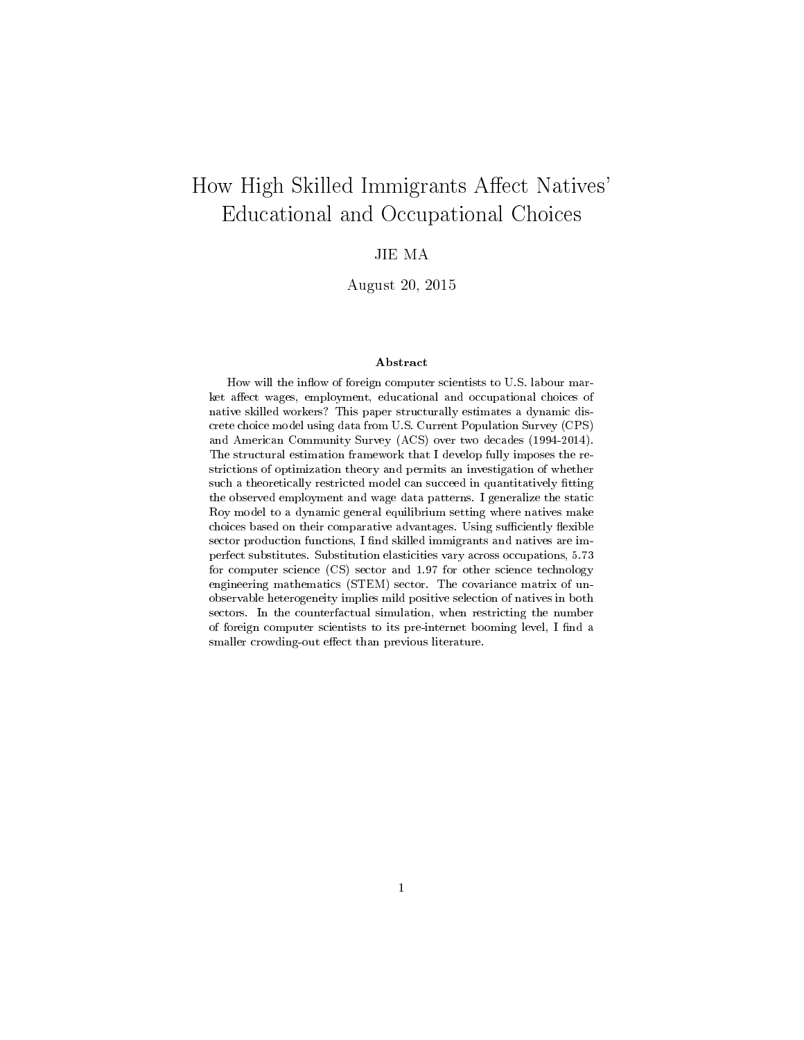# How High Skilled Immigrants Affect Natives' Educational and Occupational Choices

JIE MA

August 20, 2015

### Abstract

How will the inflow of foreign computer scientists to U.S. labour market affect wages, employment, educational and occupational choices of native skilled workers? This paper structurally estimates a dynamic discrete choice model using data from U.S. Current Population Survey (CPS) and American Community Survey (ACS) over two decades (1994-2014). The structural estimation framework that I develop fully imposes the restrictions of optimization theory and permits an investigation of whether such a theoretically restricted model can succeed in quantitatively fitting the observed employment and wage data patterns. I generalize the static Roy model to a dynamic general equilibrium setting where natives make choices based on their comparative advantages. Using sufficiently flexible sector production functions, I find skilled immigrants and natives are imperfect substitutes. Substitution elasticities vary across occupations, 5.73 for computer science (CS) sector and 1.97 for other science technology engineering mathematics (STEM) sector. The covariance matrix of unobservable heterogeneity implies mild positive selection of natives in both sectors. In the counterfactual simulation, when restricting the number of foreign computer scientists to its pre-internet booming level, I find a smaller crowding-out effect than previous literature.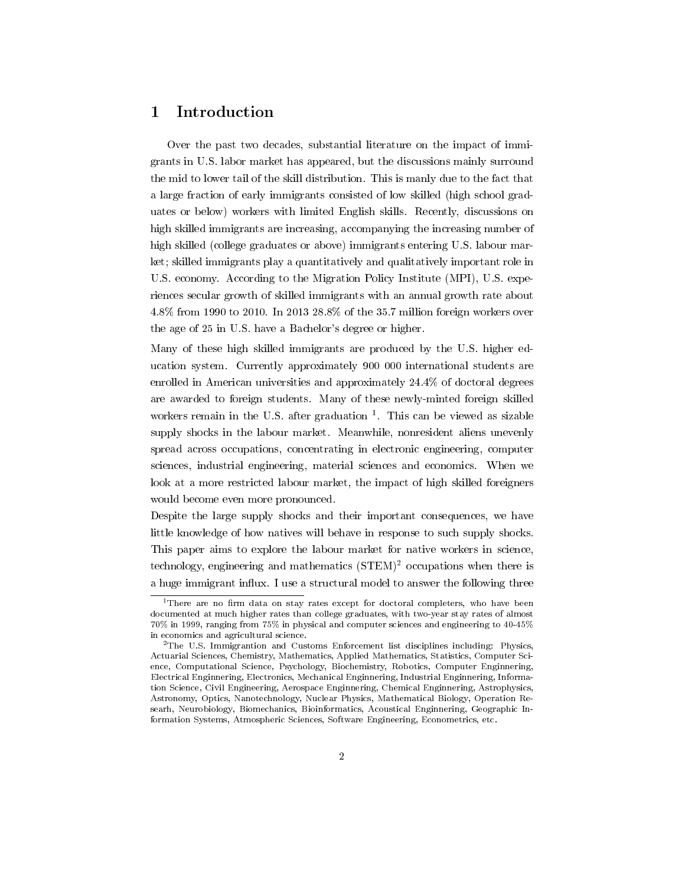# 1 Introduction

Over the past two decades, substantial literature on the impact of immigrants in U.S. labor market has appeared, but the discussions mainly surround the mid to lower tail of the skill distribution. This is manly due to the fact that a large fraction of early immigrants consisted of low skilled (high school graduates or below) workers with limited English skills. Recently, discussions on high skilled immigrants are increasing, accompanying the increasing number of high skilled (college graduates or above) immigrants entering U.S. labour market; skilled immigrants play a quantitatively and qualitatively important role in U.S. economy. According to the Migration Policy Institute (MPI), U.S. experiences secular growth of skilled immigrants with an annual growth rate about 4.8% from 1990 to 2010. In 2013 28.8% of the 35.7 million foreign workers over the age of 25 in U.S. have a Bachelor's degree or higher.

Many of these high skilled immigrants are produced by the U.S. higher education system. Currently approximately 900 000 international students are enrolled in American universities and approximately 24.4% of doctoral degrees are awarded to foreign students. Many of these newly-minted foreign skilled workers remain in the U.S. after graduation [1]. This can be viewed as sizable supply shocks in the labour market. Meanwhile, nonresident aliens unevenly spread across occupations, concentrating in electronic engineering, computer sciences, industrial engineering, material sciences and economics. When we look at a more restricted labour market, the impact of high skilled foreigners would become even more pronounced.

Despite the large supply shocks and their important consequences, we have little knowledge of how natives will behave in response to such supply shocks. This paper aims to explore the labour market for native workers in science, technology, engineering and mathematics (STEM)[2] occupations when there is a huge immigrant influx. I use a structural model to answer the following three

[1] There are no firm data on stay rates except for doctoral completers, who have been documented at much higher rates than college graduates, with two-year stay rates of almost 70% in 1999, ranging from 75% in physical and computer sciences and engineering to 40-45% in economics and agricultural science.

[2] The U.S. Immigrantion and Customs Enforcement list disciplines including: Physics, Actuarial Sciences, Chemistry, Mathematics, Applied Mathematics, Statistics, Computer Science, Computational Science, Psychology, Biochemistry, Robotics, Computer Enginnering, Electrical Enginnering, Electronics, Mechanical Enginnering, Industrial Enginnering, Information Science, Civil Engineering, Aerospace Enginnering, Chemical Enginnering, Astrophysics, Astronomy, Optics, Nanotechnology, Nuclear Physics, Mathematical Biology, Operation Researh, Neurobiology, Biomechanics, Bioinformatics, Acoustical Enginnering, Geographic Information Systems, Atmospheric Sciences, Software Engineering, Econometrics, etc.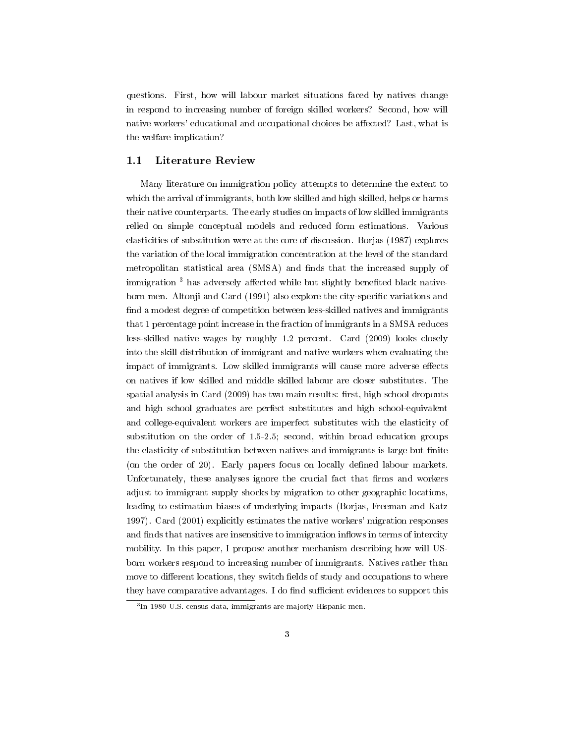questions. First, how will labour market situations faced by natives change in respond to increasing number of foreign skilled workers? Second, how will native workers' educational and occupational choices be affected? Last, what is the welfare implication?

## 1.1 Literature Review

Many literature on immigration policy attempts to determine the extent to which the arrival of immigrants, both low skilled and high skilled, helps or harms their native counterparts. The early studies on impacts of low skilled immigrants relied on simple conceptual models and reduced form estimations. Various elasticities of substitution were at the core of discussion. Borjas (1987) explores the variation of the local immigration concentration at the level of the standard metropolitan statistical area (SMSA) and finds that the increased supply of immigration [3] has adversely affected while but slightly benefited black native-born men. Altonji and Card (1991) also explore the city-specific variations and find a modest degree of competition between less-skilled natives and immigrants that 1 percentage point increase in the fraction of immigrants in a SMSA reduces less-skilled native wages by roughly 1.2 percent. Card (2009) looks closely into the skill distribution of immigrant and native workers when evaluating the impact of immigrants. Low skilled immigrants will cause more adverse effects on natives if low skilled and middle skilled labour are closer substitutes. The spatial analysis in Card (2009) has two main results: first, high school dropouts and high school graduates are perfect substitutes and high school-equivalent and college-equivalent workers are imperfect substitutes with the elasticity of substitution on the order of 1.5-2.5; second, within broad education groups the elasticity of substitution between natives and immigrants is large but finite (on the order of 20). Early papers focus on locally defined labour markets. Unfortunately, these analyses ignore the crucial fact that firms and workers adjust to immigrant supply shocks by migration to other geographic locations, leading to estimation biases of underlying impacts (Borjas, Freeman and Katz 1997). Card (2001) explicitly estimates the native workers' migration responses and finds that natives are insensitive to immigration inflows in terms of intercity mobility. In this paper, I propose another mechanism describing how will US-born workers respond to increasing number of immigrants. Natives rather than move to different locations, they switch fields of study and occupations to where they have comparative advantages. I do find sufficient evidences to support this

[3] In 1980 U.S. census data, immigrants are majorly Hispanic men.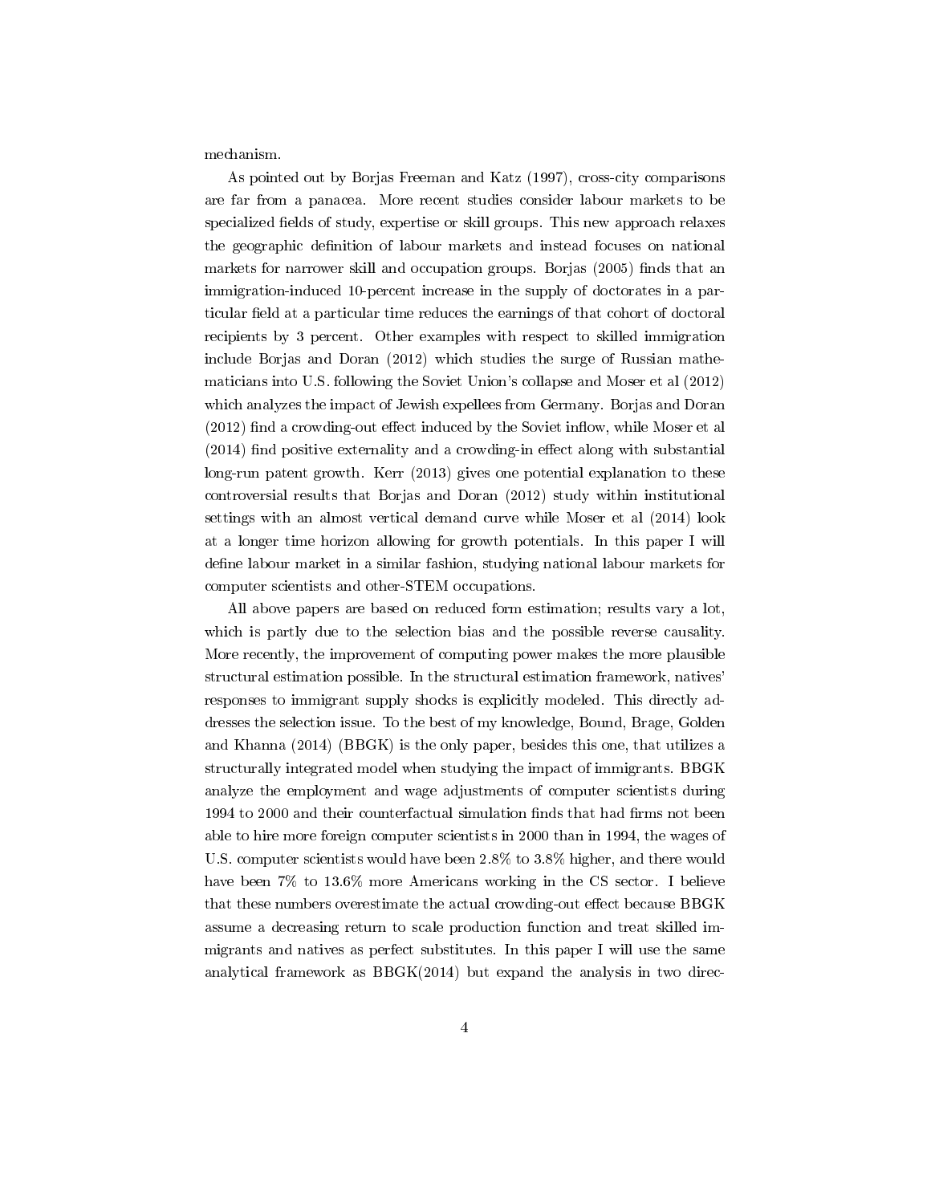mechanism.

As pointed out by Borjas Freeman and Katz (1997), cross-city comparisons are far from a panacea. More recent studies consider labour markets to be specialized fields of study, expertise or skill groups. This new approach relaxes the geographic definition of labour markets and instead focuses on national markets for narrower skill and occupation groups. Borjas (2005) finds that an immigration-induced 10-percent increase in the supply of doctorates in a particular field at a particular time reduces the earnings of that cohort of doctoral recipients by 3 percent. Other examples with respect to skilled immigration include Borjas and Doran (2012) which studies the surge of Russian mathematicians into U.S. following the Soviet Union's collapse and Moser et al (2012) which analyzes the impact of Jewish expellees from Germany. Borjas and Doran (2012) find a crowding-out effect induced by the Soviet inflow, while Moser et al (2014) find positive externality and a crowding-in effect along with substantial long-run patent growth. Kerr (2013) gives one potential explanation to these controversial results that Borjas and Doran (2012) study within institutional settings with an almost vertical demand curve while Moser et al (2014) look at a longer time horizon allowing for growth potentials. In this paper I will define labour market in a similar fashion, studying national labour markets for computer scientists and other-STEM occupations.

All above papers are based on reduced form estimation; results vary a lot, which is partly due to the selection bias and the possible reverse causality. More recently, the improvement of computing power makes the more plausible structural estimation possible. In the structural estimation framework, natives' responses to immigrant supply shocks is explicitly modeled. This directly addresses the selection issue. To the best of my knowledge, Bound, Brage, Golden and Khanna (2014) (BBGK) is the only paper, besides this one, that utilizes a structurally integrated model when studying the impact of immigrants. BBGK analyze the employment and wage adjustments of computer scientists during 1994 to 2000 and their counterfactual simulation finds that had firms not been able to hire more foreign computer scientists in 2000 than in 1994, the wages of U.S. computer scientists would have been 2.8% to 3.8% higher, and there would have been 7% to 13.6% more Americans working in the CS sector. I believe that these numbers overestimate the actual crowding-out effect because BBGK assume a decreasing return to scale production function and treat skilled immigrants and natives as perfect substitutes. In this paper I will use the same analytical framework as BBGK(2014) but expand the analysis in two direc-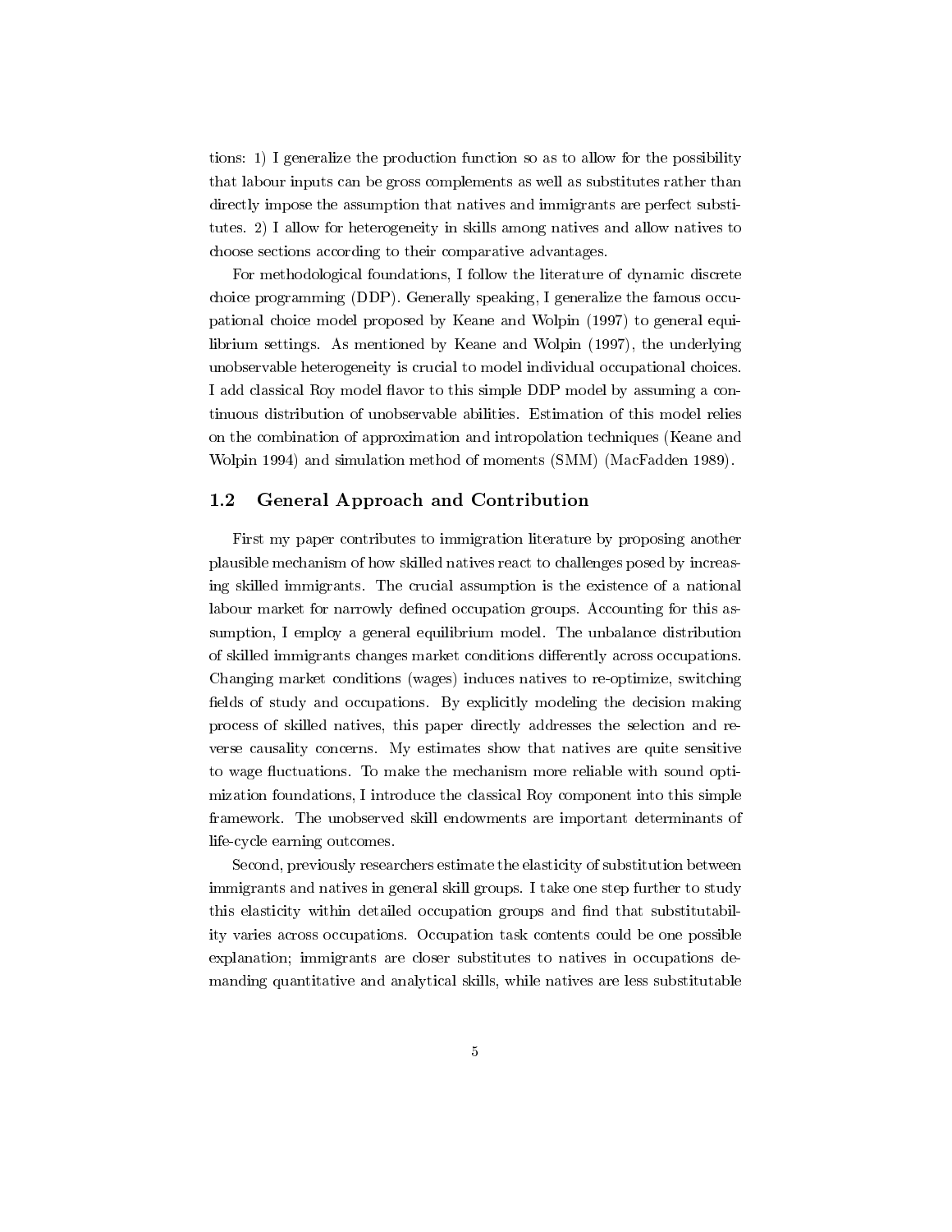tions: 1) I generalize the production function so as to allow for the possibility that labour inputs can be gross complements as well as substitutes rather than directly impose the assumption that natives and immigrants are perfect substitutes. 2) I allow for heterogeneity in skills among natives and allow natives to choose sections according to their comparative advantages.

For methodological foundations, I follow the literature of dynamic discrete choice programming (DDP). Generally speaking, I generalize the famous occupational choice model proposed by Keane and Wolpin (1997) to general equilibrium settings. As mentioned by Keane and Wolpin (1997), the underlying unobservable heterogeneity is crucial to model individual occupational choices. I add classical Roy model flavor to this simple DDP model by assuming a continuous distribution of unobservable abilities. Estimation of this model relies on the combination of approximation and intropolation techniques (Keane and Wolpin 1994) and simulation method of moments (SMM) (MacFadden 1989).

## 1.2 General Approach and Contribution

First my paper contributes to immigration literature by proposing another plausible mechanism of how skilled natives react to challenges posed by increasing skilled immigrants. The crucial assumption is the existence of a national labour market for narrowly defined occupation groups. Accounting for this assumption, I employ a general equilibrium model. The unbalance distribution of skilled immigrants changes market conditions differently across occupations. Changing market conditions (wages) induces natives to re-optimize, switching fields of study and occupations. By explicitly modeling the decision making process of skilled natives, this paper directly addresses the selection and reverse causality concerns. My estimates show that natives are quite sensitive to wage fluctuations. To make the mechanism more reliable with sound optimization foundations, I introduce the classical Roy component into this simple framework. The unobserved skill endowments are important determinants of life-cycle earning outcomes.

Second, previously researchers estimate the elasticity of substitution between immigrants and natives in general skill groups. I take one step further to study this elasticity within detailed occupation groups and find that substitutability varies across occupations. Occupation task contents could be one possible explanation; immigrants are closer substitutes to natives in occupations demanding quantitative and analytical skills, while natives are less substitutable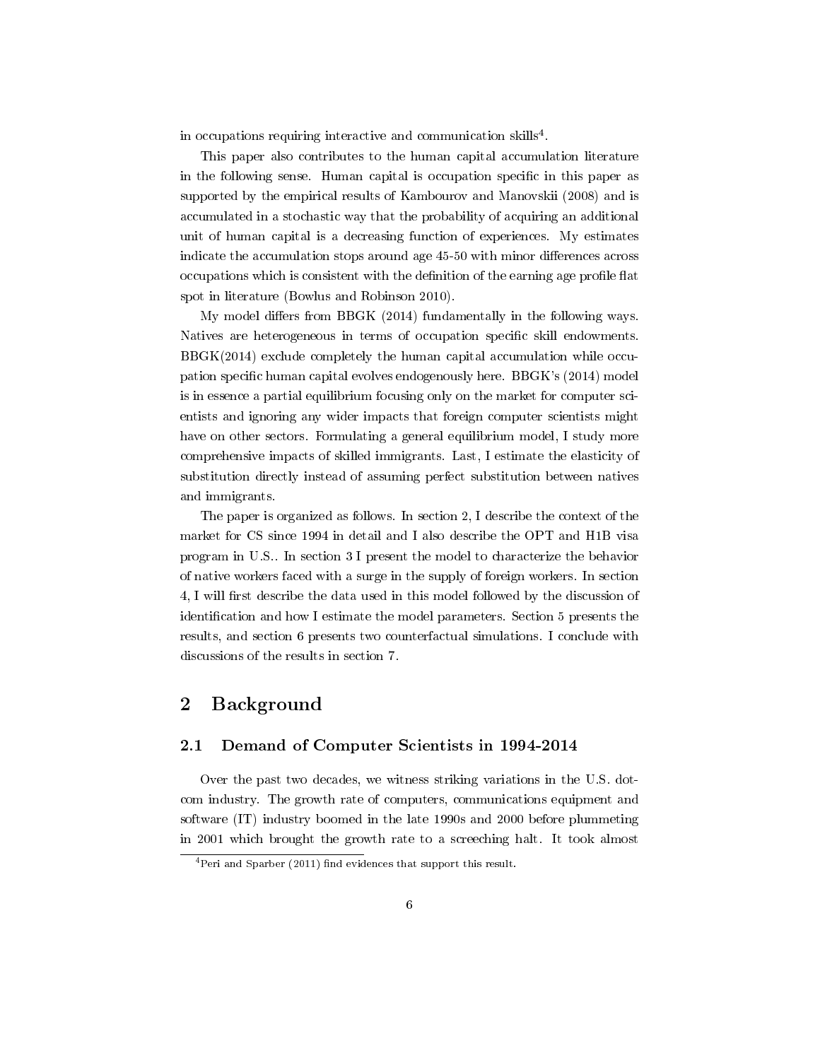in occupations requiring interactive and communication skills[4].

This paper also contributes to the human capital accumulation literature in the following sense. Human capital is occupation specific in this paper as supported by the empirical results of Kambourov and Manovskii (2008) and is accumulated in a stochastic way that the probability of acquiring an additional unit of human capital is a decreasing function of experiences. My estimates indicate the accumulation stops around age 45-50 with minor differences across occupations which is consistent with the definition of the earning age profile flat spot in literature (Bowlus and Robinson 2010).

My model differs from BBGK (2014) fundamentally in the following ways. Natives are heterogeneous in terms of occupation specific skill endowments. BBGK(2014) exclude completely the human capital accumulation while occupation specific human capital evolves endogenously here. BBGK's (2014) model is in essence a partial equilibrium focusing only on the market for computer scientists and ignoring any wider impacts that foreign computer scientists might have on other sectors. Formulating a general equilibrium model, I study more comprehensive impacts of skilled immigrants. Last, I estimate the elasticity of substitution directly instead of assuming perfect substitution between natives and immigrants.

The paper is organized as follows. In section 2, I describe the context of the market for CS since 1994 in detail and I also describe the OPT and H1B visa program in U.S.. In section 3 I present the model to characterize the behavior of native workers faced with a surge in the supply of foreign workers. In section 4, I will first describe the data used in this model followed by the discussion of identification and how I estimate the model parameters. Section 5 presents the results, and section 6 presents two counterfactual simulations. I conclude with discussions of the results in section 7.

## 2 Background

### 2.1 Demand of Computer Scientists in 1994-2014

Over the past two decades, we witness striking variations in the U.S. dot-com industry. The growth rate of computers, communications equipment and software (IT) industry boomed in the late 1990s and 2000 before plummeting in 2001 which brought the growth rate to a screeching halt. It took almost

[4] Peri and Sparber (2011) find evidences that support this result.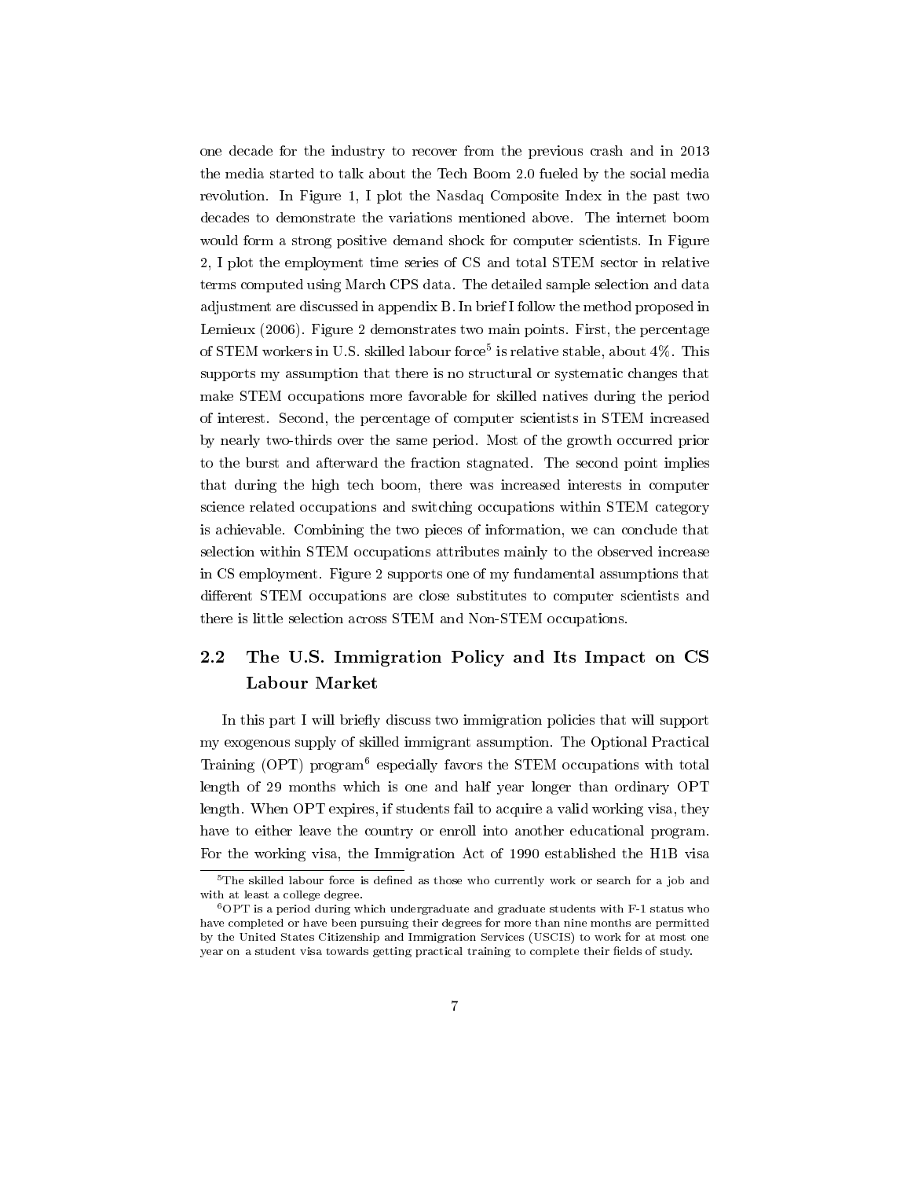one decade for the industry to recover from the previous crash and in 2013 the media started to talk about the Tech Boom 2.0 fueled by the social media revolution. In Figure 1, I plot the Nasdaq Composite Index in the past two decades to demonstrate the variations mentioned above. The internet boom would form a strong positive demand shock for computer scientists. In Figure 2, I plot the employment time series of CS and total STEM sector in relative terms computed using March CPS data. The detailed sample selection and data adjustment are discussed in appendix B. In brief I follow the method proposed in Lemieux (2006). Figure 2 demonstrates two main points. First, the percentage of STEM workers in U.S. skilled labour force[5] is relative stable, about 4%. This supports my assumption that there is no structural or systematic changes that make STEM occupations more favorable for skilled natives during the period of interest. Second, the percentage of computer scientists in STEM increased by nearly two-thirds over the same period. Most of the growth occurred prior to the burst and afterward the fraction stagnated. The second point implies that during the high tech boom, there was increased interests in computer science related occupations and switching occupations within STEM category is achievable. Combining the two pieces of information, we can conclude that selection within STEM occupations attributes mainly to the observed increase in CS employment. Figure 2 supports one of my fundamental assumptions that different STEM occupations are close substitutes to computer scientists and there is little selection across STEM and Non-STEM occupations.

## 2.2 The U.S. Immigration Policy and Its Impact on CS Labour Market

In this part I will briefly discuss two immigration policies that will support my exogenous supply of skilled immigrant assumption. The Optional Practical Training (OPT) program[6] especially favors the STEM occupations with total length of 29 months which is one and half year longer than ordinary OPT length. When OPT expires, if students fail to acquire a valid working visa, they have to either leave the country or enroll into another educational program. For the working visa, the Immigration Act of 1990 established the H1B visa

[5]The skilled labour force is defined as those who currently work or search for a job and with at least a college degree.

[6]OPT is a period during which undergraduate and graduate students with F-1 status who have completed or have been pursuing their degrees for more than nine months are permitted by the United States Citizenship and Immigration Services (USCIS) to work for at most one year on a student visa towards getting practical training to complete their fields of study.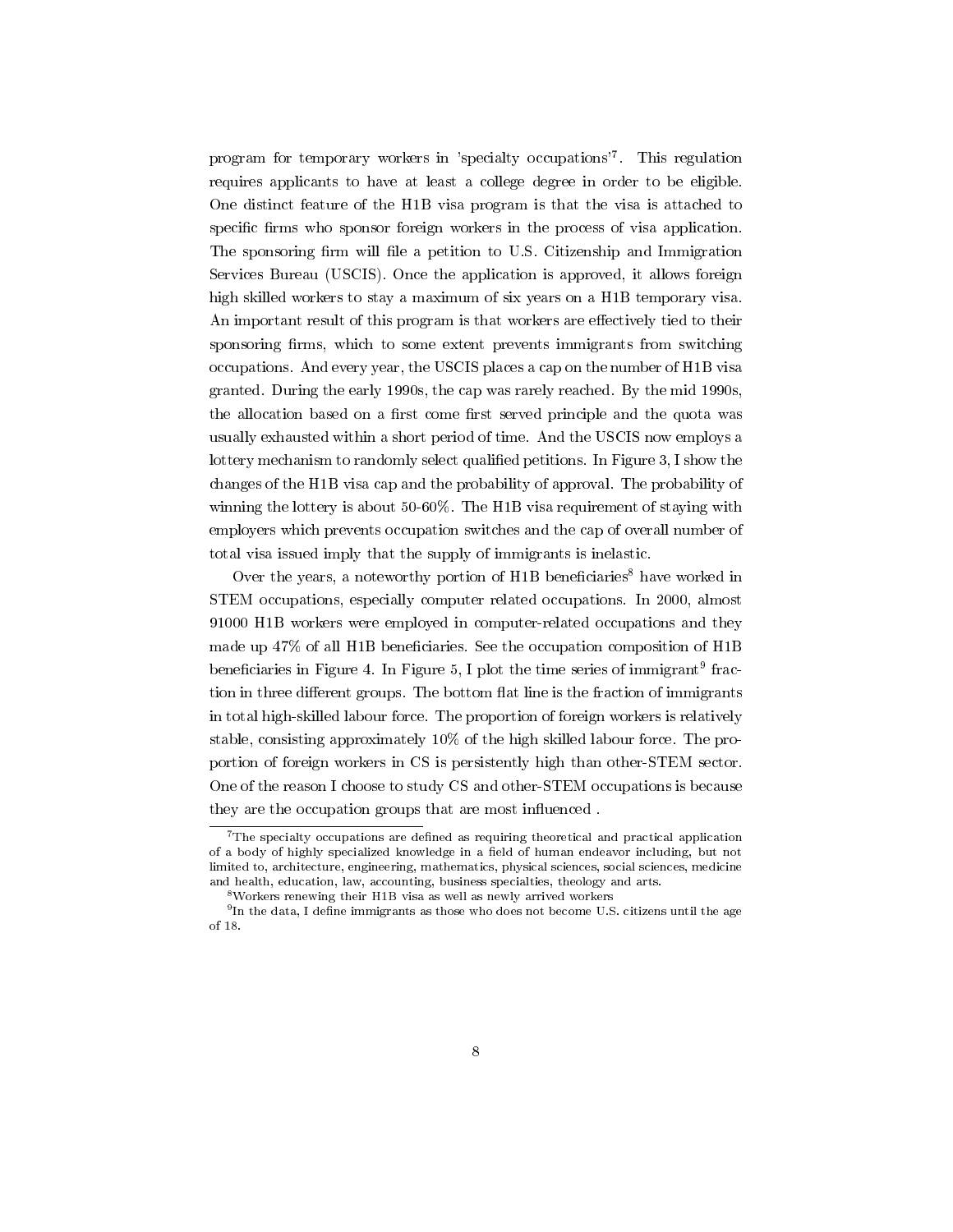program for temporary workers in 'specialty occupations'[7]. This regulation requires applicants to have at least a college degree in order to be eligible. One distinct feature of the H1B visa program is that the visa is attached to specific firms who sponsor foreign workers in the process of visa application. The sponsoring firm will file a petition to U.S. Citizenship and Immigration Services Bureau (USCIS). Once the application is approved, it allows foreign high skilled workers to stay a maximum of six years on a H1B temporary visa. An important result of this program is that workers are effectively tied to their sponsoring firms, which to some extent prevents immigrants from switching occupations. And every year, the USCIS places a cap on the number of H1B visa granted. During the early 1990s, the cap was rarely reached. By the mid 1990s, the allocation based on a first come first served principle and the quota was usually exhausted within a short period of time. And the USCIS now employs a lottery mechanism to randomly select qualified petitions. In Figure 3, I show the changes of the H1B visa cap and the probability of approval. The probability of winning the lottery is about 50-60%. The H1B visa requirement of staying with employers which prevents occupation switches and the cap of overall number of total visa issued imply that the supply of immigrants is inelastic.

Over the years, a noteworthy portion of H1B beneficiaries[8] have worked in STEM occupations, especially computer related occupations. In 2000, almost 91000 H1B workers were employed in computer-related occupations and they made up 47% of all H1B beneficiaries. See the occupation composition of H1B beneficiaries in Figure 4. In Figure 5, I plot the time series of immigrant[9] fraction in three different groups. The bottom flat line is the fraction of immigrants in total high-skilled labour force. The proportion of foreign workers is relatively stable, consisting approximately 10% of the high skilled labour force. The proportion of foreign workers in CS is persistently high than other-STEM sector. One of the reason I choose to study CS and other-STEM occupations is because they are the occupation groups that are most influenced .

[7] The specialty occupations are defined as requiring theoretical and practical application of a body of highly specialized knowledge in a field of human endeavor including, but not limited to, architecture, engineering, mathematics, physical sciences, social sciences, medicine and health, education, law, accounting, business specialties, theology and arts.

[8] Workers renewing their H1B visa as well as newly arrived workers

[9] In the data, I define immigrants as those who does not become U.S. citizens until the age of 18.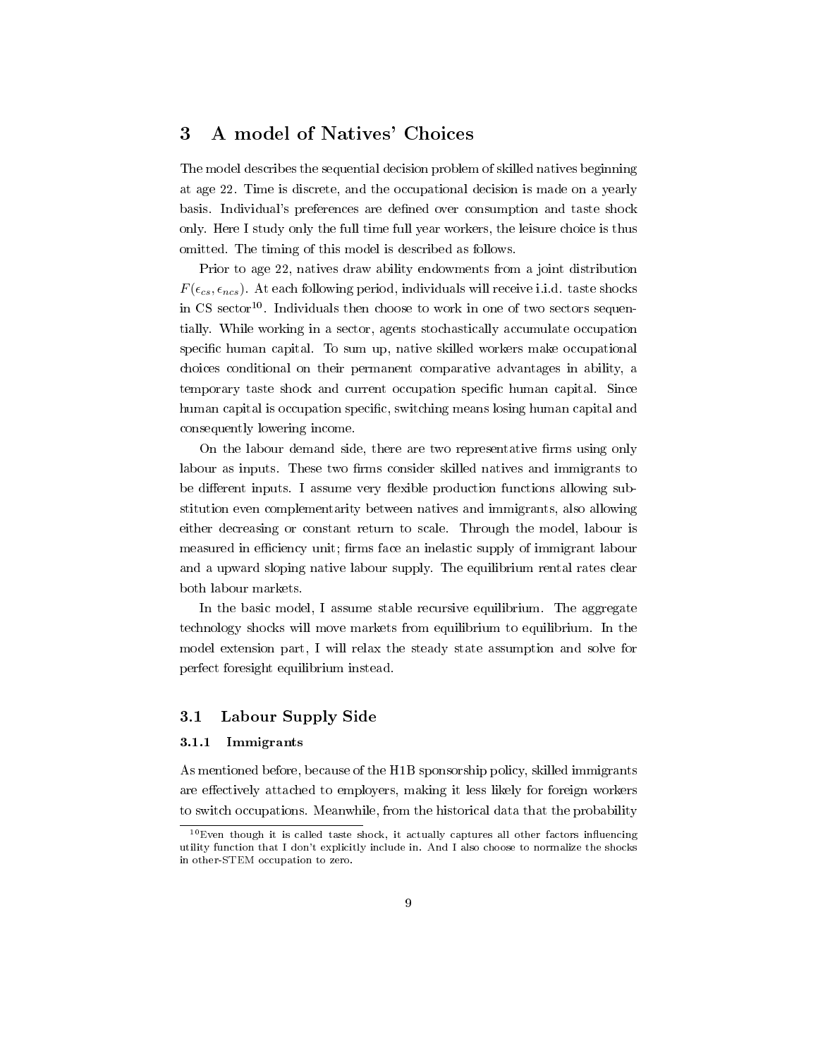## 3 A model of Natives' Choices

The model describes the sequential decision problem of skilled natives beginning at age 22. Time is discrete, and the occupational decision is made on a yearly basis. Individual's preferences are defined over consumption and taste shock only. Here I study only the full time full year workers, the leisure choice is thus omitted. The timing of this model is described as follows.

Prior to age 22, natives draw ability endowments from a joint distribution $F(\epsilon_{cs}, \epsilon_{ncs})$. At each following period, individuals will receive i.i.d. taste shocks in CS sector[10]. Individuals then choose to work in one of two sectors sequentially. While working in a sector, agents stochastically accumulate occupation specific human capital. To sum up, native skilled workers make occupational choices conditional on their permanent comparative advantages in ability, a temporary taste shock and current occupation specific human capital. Since human capital is occupation specific, switching means losing human capital and consequently lowering income.

On the labour demand side, there are two representative firms using only labour as inputs. These two firms consider skilled natives and immigrants to be different inputs. I assume very flexible production functions allowing substitution even complementarity between natives and immigrants, also allowing either decreasing or constant return to scale. Through the model, labour is measured in efficiency unit; firms face an inelastic supply of immigrant labour and a upward sloping native labour supply. The equilibrium rental rates clear both labour markets.

In the basic model, I assume stable recursive equilibrium. The aggregate technology shocks will move markets from equilibrium to equilibrium. In the model extension part, I will relax the steady state assumption and solve for perfect foresight equilibrium instead.

### 3.1 Labour Supply Side

#### 3.1.1 Immigrants

As mentioned before, because of the H1B sponsorship policy, skilled immigrants are effectively attached to employers, making it less likely for foreign workers to switch occupations. Meanwhile, from the historical data that the probability

[10] Even though it is called taste shock, it actually captures all other factors influencing utility function that I don't explicitly include in. And I also choose to normalize the shocks in other-STEM occupation to zero.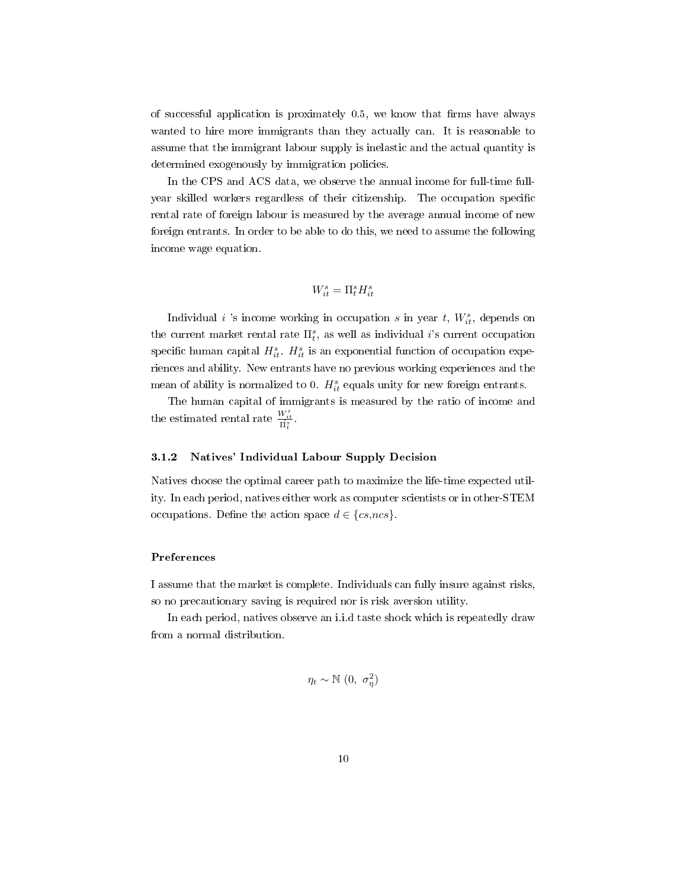of successful application is proximately 0.5, we know that firms have always wanted to hire more immigrants than they actually can. It is reasonable to assume that the immigrant labour supply is inelastic and the actual quantity is determined exogenously by immigration policies.

In the CPS and ACS data, we observe the annual income for full-time full-year skilled workers regardless of their citizenship. The occupation specific rental rate of foreign labour is measured by the average annual income of new foreign entrants. In order to be able to do this, we need to assume the following income wage equation.

$$W_{it}^{s} = \Pi_{t}^{s} H_{it}^{s}$$

Individual $i$ 's income working in occupation $s$ in year $t$, $W_{it}^{s}$, depends on the current market rental rate $\Pi_{t}^{s}$, as well as individual $i$'s current occupation specific human capital $H_{it}^{s}$. $H_{it}^{s}$ is an exponential function of occupation experiences and ability. New entrants have no previous working experiences and the mean of ability is normalized to 0. $H_{it}^{s}$ equals unity for new foreign entrants.

The human capital of immigrants is measured by the ratio of income and the estimated rental rate $\frac{W_{it}^{s}}{\Pi_{t}^{s}}$.

### 3.1.2 Natives' Individual Labour Supply Decision

Natives choose the optimal career path to maximize the life-time expected utility. In each period, natives either work as computer scientists or in other-STEM occupations. Define the action space $d \in \{cs, ncs\}$.

#### Preferences

I assume that the market is complete. Individuals can fully insure against risks, so no precautionary saving is required nor is risk aversion utility.

In each period, natives observe an i.i.d taste shock which is repeatedly draw from a normal distribution.

$$\eta_t \sim \mathbb{N}\ (0,\ \sigma_{\eta}^{2})$$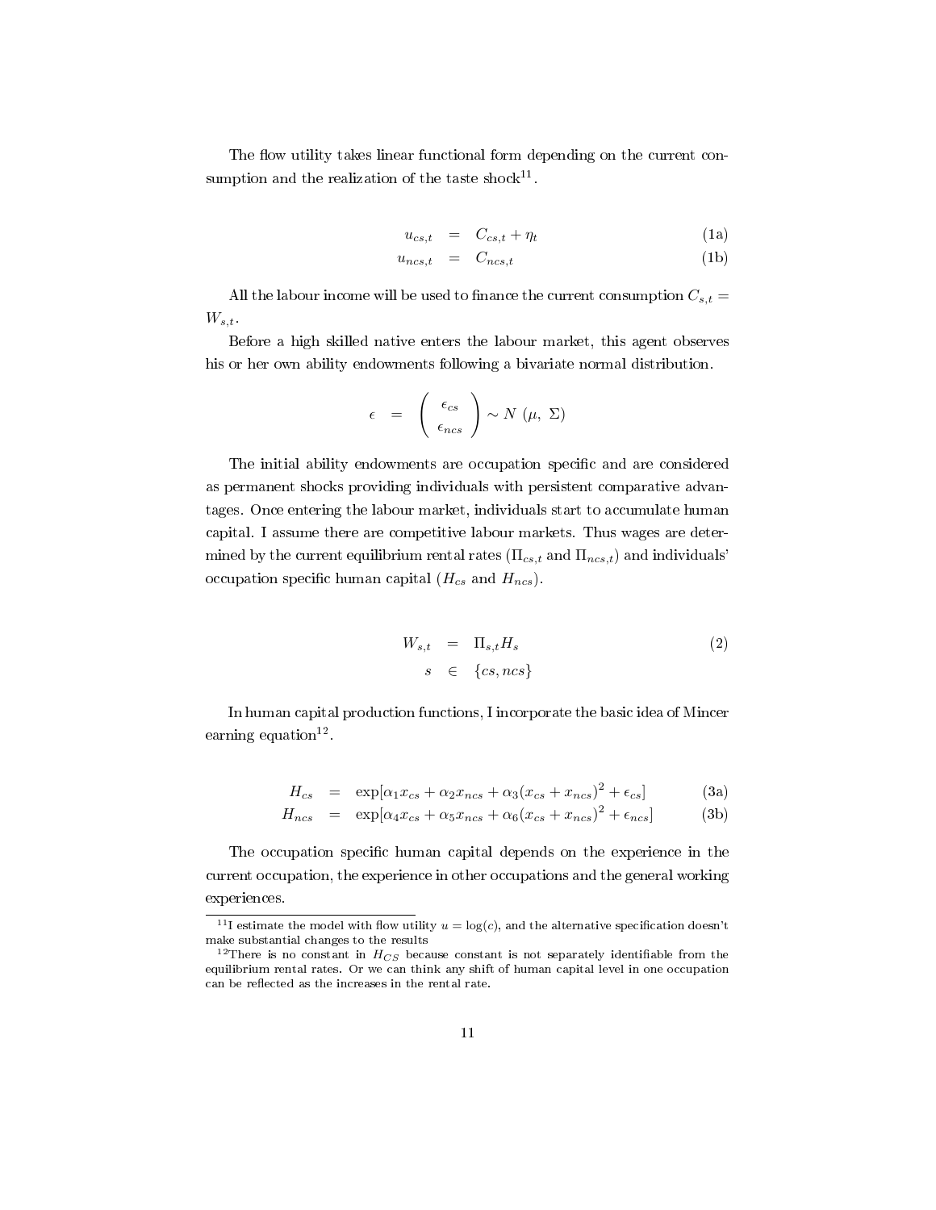The flow utility takes linear functional form depending on the current consumption and the realization of the taste shock[11].

$$
\begin{aligned}
u_{cs,t} &= C_{cs,t} + \eta_t && \text{(1a)} \\
u_{ncs,t} &= C_{ncs,t} && \text{(1b)}
\end{aligned}
$$

All the labour income will be used to finance the current consumption $C_{s,t} = W_{s,t}$.

Before a high skilled native enters the labour market, this agent observes his or her own ability endowments following a bivariate normal distribution.

$$
\epsilon = \begin{pmatrix} \epsilon_{cs} \\ \epsilon_{ncs} \end{pmatrix} \sim N\ (\mu,\ \Sigma)
$$

The initial ability endowments are occupation specific and are considered as permanent shocks providing individuals with persistent comparative advantages. Once entering the labour market, individuals start to accumulate human capital. I assume there are competitive labour markets. Thus wages are determined by the current equilibrium rental rates ($\Pi_{cs,t}$ and $\Pi_{ncs,t}$) and individuals' occupation specific human capital ($H_{cs}$ and $H_{ncs}$).

$$
\begin{aligned}
W_{s,t} &= \Pi_{s,t} H_s && \text{(2)} \\
s &\in \{cs, ncs\}
\end{aligned}
$$

In human capital production functions, I incorporate the basic idea of Mincer earning equation[12].

$$
\begin{aligned}
H_{cs} &= \exp[\alpha_1 x_{cs} + \alpha_2 x_{ncs} + \alpha_3 (x_{cs} + x_{ncs})^2 + \epsilon_{cs}] && \text{(3a)} \\
H_{ncs} &= \exp[\alpha_4 x_{cs} + \alpha_5 x_{ncs} + \alpha_6 (x_{cs} + x_{ncs})^2 + \epsilon_{ncs}] && \text{(3b)}
\end{aligned}
$$

The occupation specific human capital depends on the experience in the current occupation, the experience in other occupations and the general working experiences.

[11] I estimate the model with flow utility $u = \log(c)$, and the alternative specification doesn't make substantial changes to the results

[12] There is no constant in $H_{CS}$ because constant is not separately identifiable from the equilibrium rental rates. Or we can think any shift of human capital level in one occupation can be reflected as the increases in the rental rate.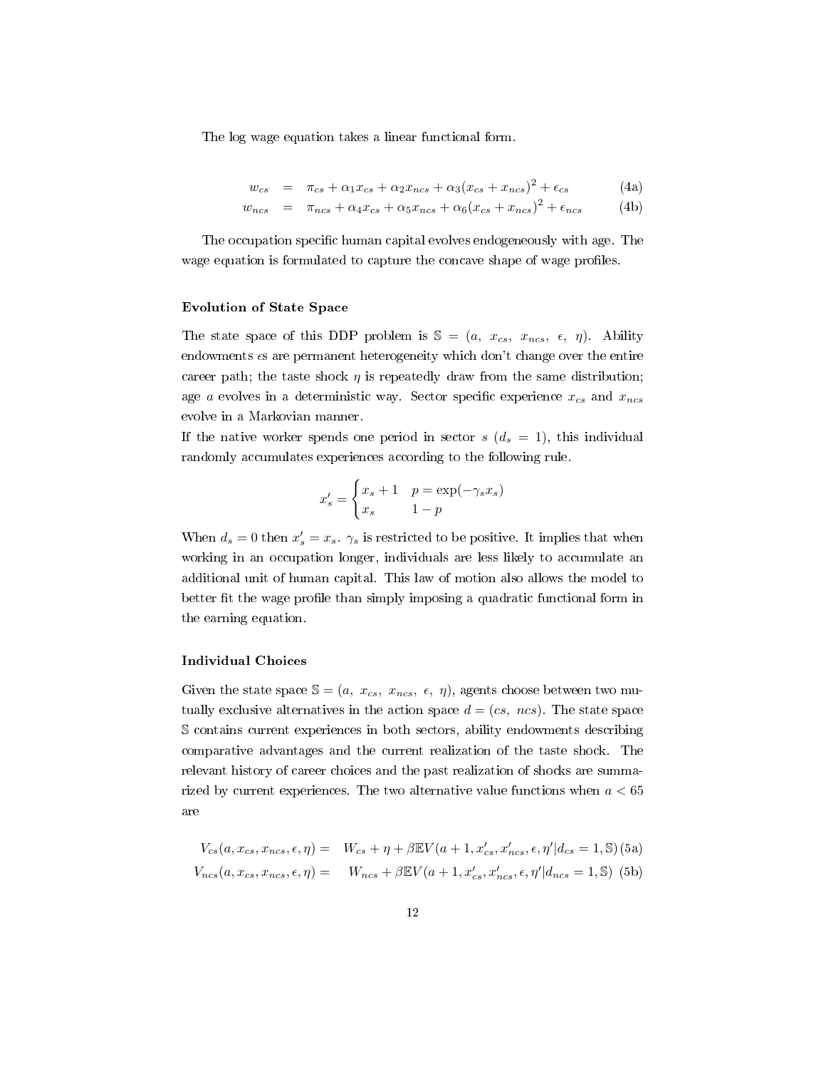The log wage equation takes a linear functional form.

$$
\begin{aligned}
w_{cs} &= \pi_{cs} + \alpha_1 x_{cs} + \alpha_2 x_{ncs} + \alpha_3 (x_{cs} + x_{ncs})^2 + \epsilon_{cs} && \text{(4a)} \\
w_{ncs} &= \pi_{ncs} + \alpha_4 x_{cs} + \alpha_5 x_{ncs} + \alpha_6 (x_{cs} + x_{ncs})^2 + \epsilon_{ncs} && \text{(4b)}
\end{aligned}
$$

The occupation specific human capital evolves endogeneously with age. The wage equation is formulated to capture the concave shape of wage profiles.

**Evolution of State Space**

The state space of this DDP problem is $\mathbb{S} = (a,\ x_{cs},\ x_{ncs},\ \epsilon,\ \eta)$. Ability endowments $\epsilon$s are permanent heterogeneity which don't change over the entire career path; the taste shock $\eta$ is repeatedly draw from the same distribution; age $a$ evolves in a deterministic way. Sector specific experience $x_{cs}$ and $x_{ncs}$ evolve in a Markovian manner.

If the native worker spends one period in sector $s$ ($d_s = 1$), this individual randomly accumulates experiences according to the following rule.

$$
x'_s = \begin{cases} x_s + 1 & p = \exp(-\gamma_s x_s) \\ x_s & 1 - p \end{cases}
$$

When $d_s = 0$ then $x'_s = x_s$. $\gamma_s$ is restricted to be positive. It implies that when working in an occupation longer, individuals are less likely to accumulate an additional unit of human capital. This law of motion also allows the model to better fit the wage profile than simply imposing a quadratic functional form in the earning equation.

**Individual Choices**

Given the state space $\mathbb{S} = (a,\ x_{cs},\ x_{ncs},\ \epsilon,\ \eta)$, agents choose between two mutually exclusive alternatives in the action space $d = (cs,\ ncs)$. The state space $\mathbb{S}$ contains current experiences in both sectors, ability endowments describing comparative advantages and the current realization of the taste shock. The relevant history of career choices and the past realization of shocks are summarized by current experiences. The two alternative value functions when $a < 65$ are

$$
\begin{aligned}
V_{cs}(a, x_{cs}, x_{ncs}, \epsilon, \eta) &= \quad W_{cs} + \eta + \beta \mathbb{E} V(a+1, x'_{cs}, x'_{ncs}, \epsilon, \eta' | d_{cs} = 1, \mathbb{S}) && \text{(5a)} \\
V_{ncs}(a, x_{cs}, x_{ncs}, \epsilon, \eta) &= \quad W_{ncs} + \beta \mathbb{E} V(a+1, x'_{cs}, x'_{ncs}, \epsilon, \eta' | d_{ncs} = 1, \mathbb{S}) && \text{(5b)}
\end{aligned}
$$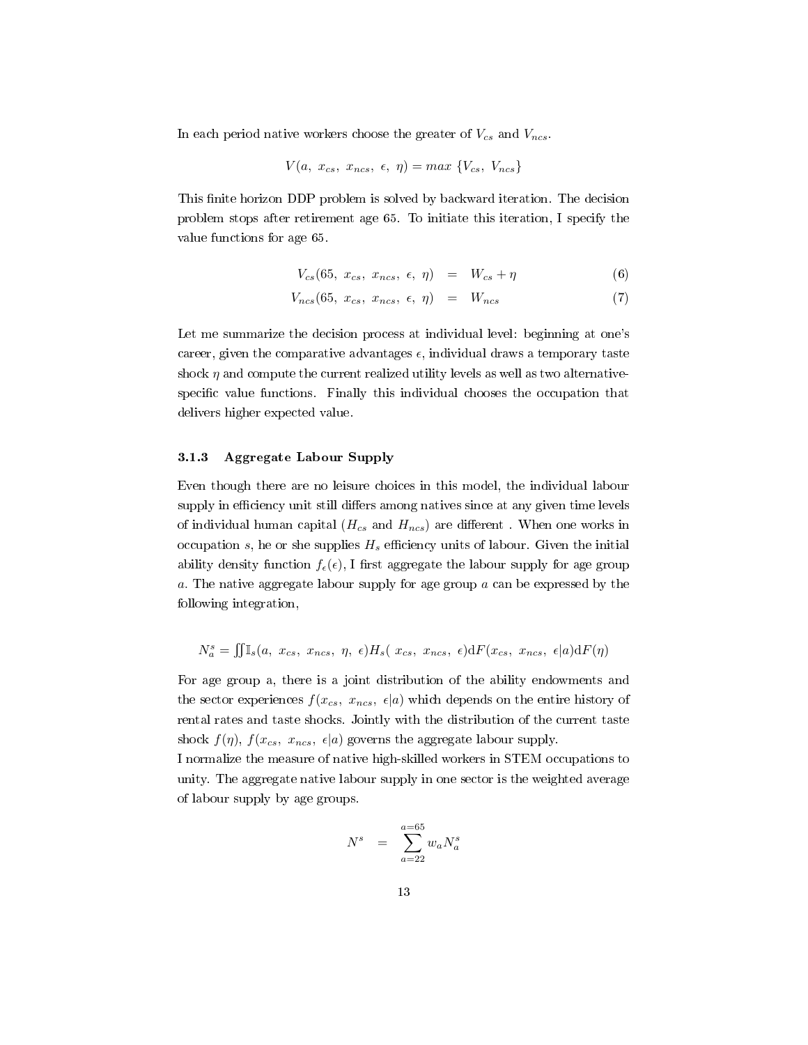In each period native workers choose the greater of $V_{cs}$ and $V_{ncs}$.

$$V(a,\ x_{cs},\ x_{ncs},\ \epsilon,\ \eta) = max\ \{V_{cs},\ V_{ncs}\}$$

This finite horizon DDP problem is solved by backward iteration. The decision problem stops after retirement age 65. To initiate this iteration, I specify the value functions for age 65.

$$V_{cs}(65,\ x_{cs},\ x_{ncs},\ \epsilon,\ \eta) = W_{cs} + \eta \tag{6}$$

$$V_{ncs}(65,\ x_{cs},\ x_{ncs},\ \epsilon,\ \eta) = W_{ncs} \tag{7}$$

Let me summarize the decision process at individual level: beginning at one's career, given the comparative advantages $\epsilon$, individual draws a temporary taste shock $\eta$ and compute the current realized utility levels as well as two alternative-specific value functions. Finally this individual chooses the occupation that delivers higher expected value.

### 3.1.3 Aggregate Labour Supply

Even though there are no leisure choices in this model, the individual labour supply in efficiency unit still differs among natives since at any given time levels of individual human capital ($H_{cs}$ and $H_{ncs}$) are different . When one works in occupation $s$, he or she supplies $H_s$ efficiency units of labour. Given the initial ability density function $f_\epsilon(\epsilon)$, I first aggregate the labour supply for age group $a$. The native aggregate labour supply for age group $a$ can be expressed by the following integration,

$$N_a^s = \iint \mathbb{I}_s(a,\ x_{cs},\ x_{ncs},\ \eta,\ \epsilon) H_s(\ x_{cs},\ x_{ncs},\ \epsilon) \mathrm{d}F(x_{cs},\ x_{ncs},\ \epsilon|a) \mathrm{d}F(\eta)$$

For age group a, there is a joint distribution of the ability endowments and the sector experiences $f(x_{cs},\ x_{ncs},\ \epsilon|a)$ which depends on the entire history of rental rates and taste shocks. Jointly with the distribution of the current taste shock $f(\eta)$, $f(x_{cs},\ x_{ncs},\ \epsilon|a)$ governs the aggregate labour supply.
I normalize the measure of native high-skilled workers in STEM occupations to unity. The aggregate native labour supply in one sector is the weighted average of labour supply by age groups.

$$N^s = \sum_{a=22}^{a=65} w_a N_a^s$$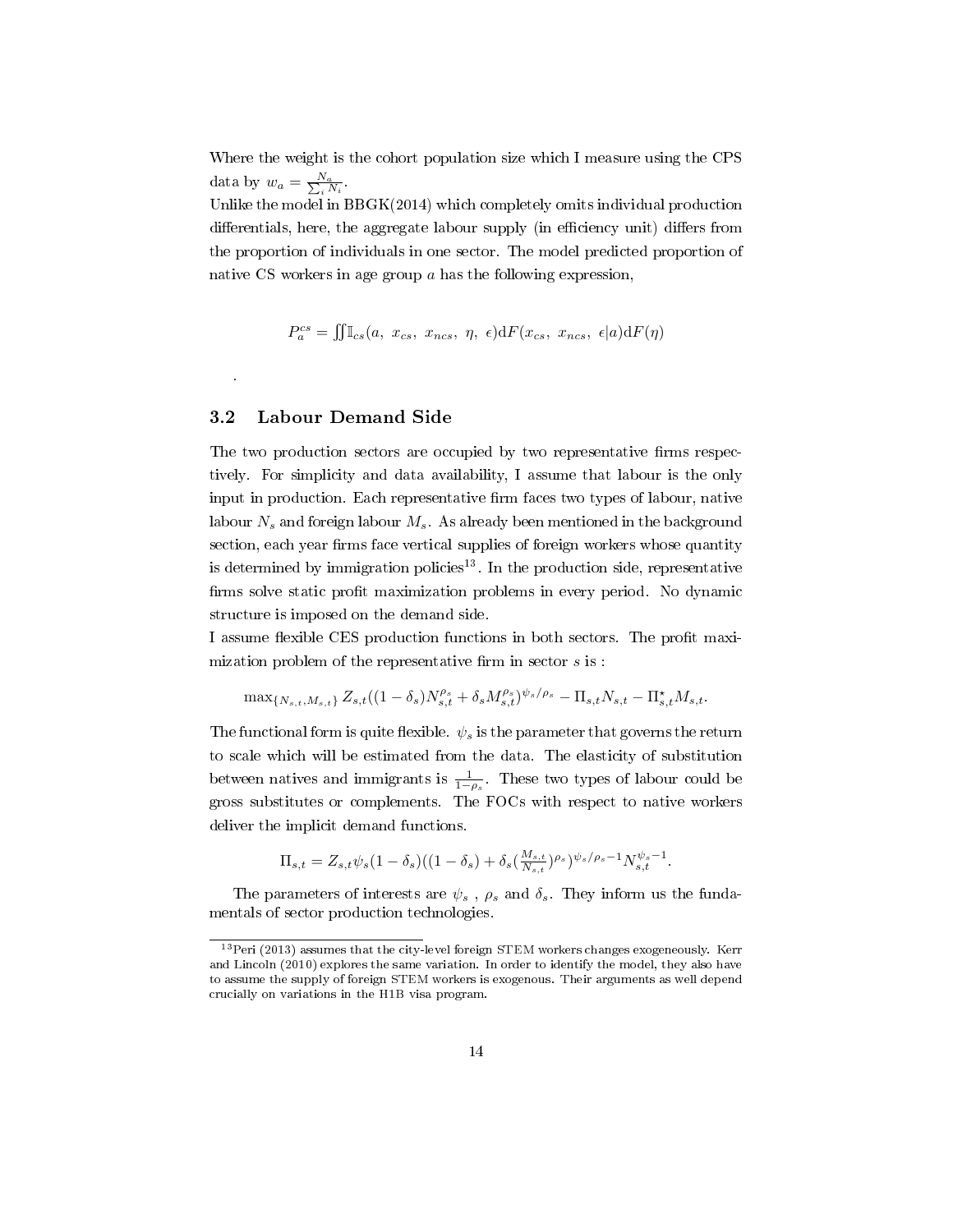Where the weight is the cohort population size which I measure using the CPS data by $w_a = \frac{N_a}{\sum_i N_i}$.

Unlike the model in BBGK(2014) which completely omits individual production differentials, here, the aggregate labour supply (in efficiency unit) differs from the proportion of individuals in one sector. The model predicted proportion of native CS workers in age group $a$ has the following expression,

$$P_a^{cs} = \iint \mathbb{I}_{cs}(a,\ x_{cs},\ x_{ncs},\ \eta,\ \epsilon)\mathrm{d}F(x_{cs},\ x_{ncs},\ \epsilon|a)\mathrm{d}F(\eta)$$

.

## 3.2 Labour Demand Side

The two production sectors are occupied by two representative firms respectively. For simplicity and data availability, I assume that labour is the only input in production. Each representative firm faces two types of labour, native labour $N_s$ and foreign labour $M_s$. As already been mentioned in the background section, each year firms face vertical supplies of foreign workers whose quantity is determined by immigration policies[13]. In the production side, representative firms solve static profit maximization problems in every period. No dynamic structure is imposed on the demand side.

I assume flexible CES production functions in both sectors. The profit maximization problem of the representative firm in sector $s$ is :

$$\max_{\{N_{s,t}, M_{s,t}\}} Z_{s,t}((1-\delta_s)N_{s,t}^{\rho_s} + \delta_s M_{s,t}^{\rho_s})^{\psi_s/\rho_s} - \Pi_{s,t}N_{s,t} - \Pi_{s,t}^{\star}M_{s,t}.$$

The functional form is quite flexible. $\psi_s$ is the parameter that governs the return to scale which will be estimated from the data. The elasticity of substitution between natives and immigrants is $\frac{1}{1-\rho_s}$. These two types of labour could be gross substitutes or complements. The FOCs with respect to native workers deliver the implicit demand functions.

$$\Pi_{s,t} = Z_{s,t}\psi_s(1-\delta_s)((1-\delta_s) + \delta_s(\tfrac{M_{s,t}}{N_{s,t}})^{\rho_s})^{\psi_s/\rho_s - 1}N_{s,t}^{\psi_s - 1}.$$

The parameters of interests are $\psi_s$ , $\rho_s$ and $\delta_s$. They inform us the fundamentals of sector production technologies.

[13] Peri (2013) assumes that the city-level foreign STEM workers changes exogeneously. Kerr and Lincoln (2010) explores the same variation. In order to identify the model, they also have to assume the supply of foreign STEM workers is exogenous. Their arguments as well depend crucially on variations in the H1B visa program.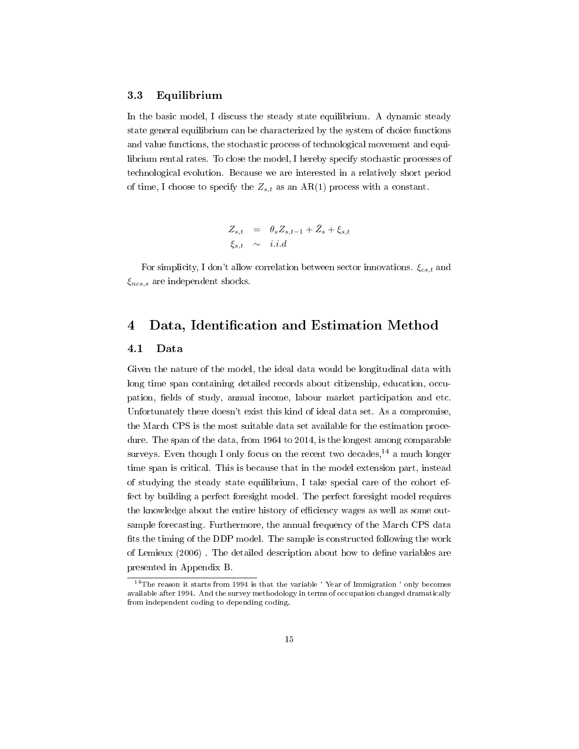### 3.3 Equilibrium

In the basic model, I discuss the steady state equilibrium. A dynamic steady state general equilibrium can be characterized by the system of choice functions and value functions, the stochastic process of technological movement and equilibrium rental rates. To close the model, I hereby specify stochastic processes of technological evolution. Because we are interested in a relatively short period of time, I choose to specify the $Z_{s,t}$ as an AR(1) process with a constant.

$$
\begin{aligned}
Z_{s,t} &= \theta_s Z_{s,t-1} + \bar{Z}_s + \xi_{s,t} \\
\xi_{s,t} &\sim i.i.d
\end{aligned}
$$

For simplicity, I don't allow correlation between sector innovations. $\xi_{cs,t}$ and $\xi_{ncs,s}$ are independent shocks.

## 4 Data, Identification and Estimation Method

### 4.1 Data

Given the nature of the model, the ideal data would be longitudinal data with long time span containing detailed records about citizenship, education, occupation, fields of study, annual income, labour market participation and etc. Unfortunately there doesn't exist this kind of ideal data set. As a compromise, the March CPS is the most suitable data set available for the estimation procedure. The span of the data, from 1964 to 2014, is the longest among comparable surveys. Even though I only focus on the recent two decades,[14] a much longer time span is critical. This is because that in the model extension part, instead of studying the steady state equilibrium, I take special care of the cohort effect by building a perfect foresight model. The perfect foresight model requires the knowledge about the entire history of efficiency wages as well as some out-sample forecasting. Furthermore, the annual frequency of the March CPS data fits the timing of the DDP model. The sample is constructed following the work of Lemieux (2006) . The detailed description about how to define variables are presented in Appendix B.

[14] The reason it starts from 1994 is that the variable ' Year of Immigration ' only becomes available after 1994. And the survey methodology in terms of occupation changed dramatically from independent coding to depending coding.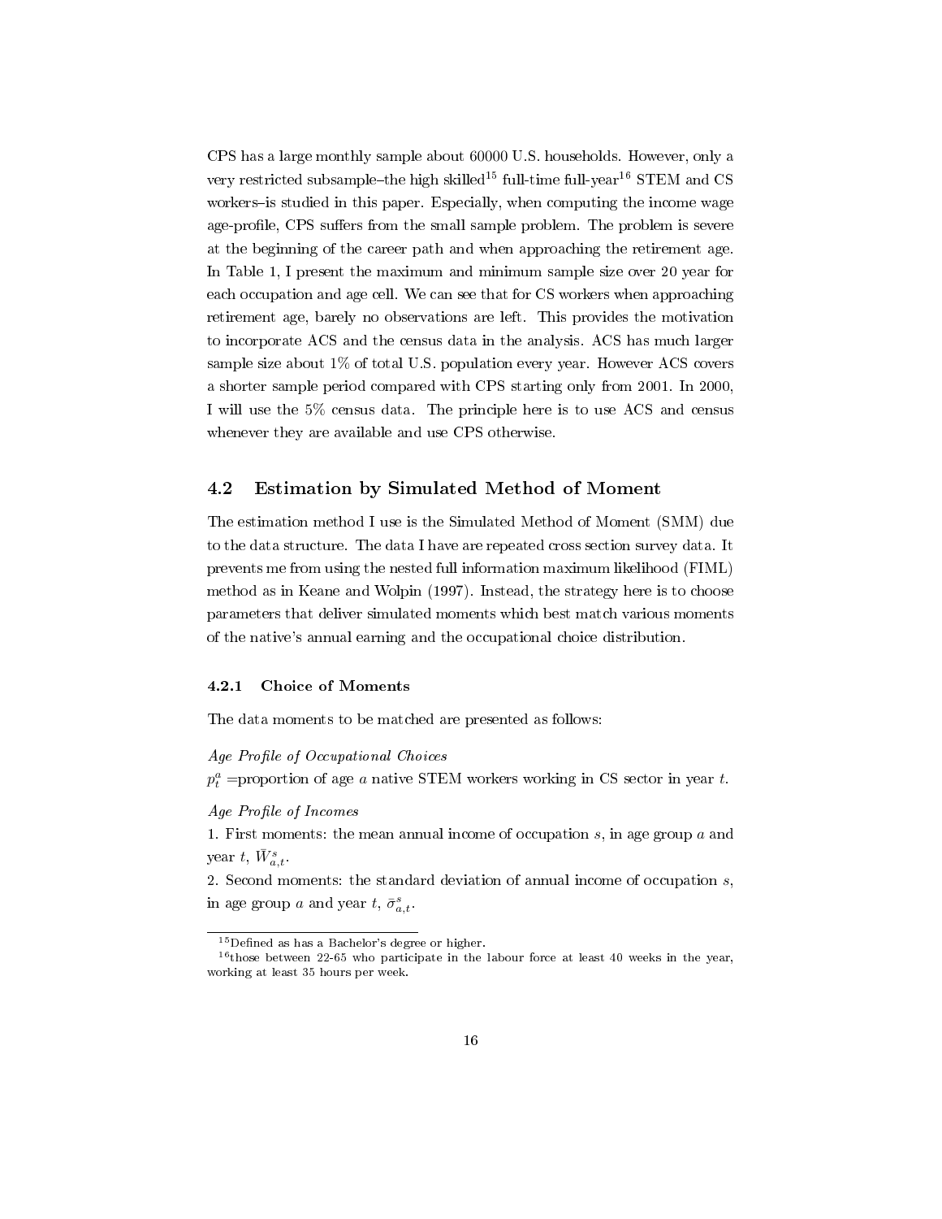CPS has a large monthly sample about 60000 U.S. households. However, only a very restricted subsample–the high skilled[15] full-time full-year[16] STEM and CS workers–is studied in this paper. Especially, when computing the income wage age-profile, CPS suffers from the small sample problem. The problem is severe at the beginning of the career path and when approaching the retirement age. In Table 1, I present the maximum and minimum sample size over 20 year for each occupation and age cell. We can see that for CS workers when approaching retirement age, barely no observations are left. This provides the motivation to incorporate ACS and the census data in the analysis. ACS has much larger sample size about 1% of total U.S. population every year. However ACS covers a shorter sample period compared with CPS starting only from 2001. In 2000, I will use the 5% census data. The principle here is to use ACS and census whenever they are available and use CPS otherwise.

## 4.2 Estimation by Simulated Method of Moment

The estimation method I use is the Simulated Method of Moment (SMM) due to the data structure. The data I have are repeated cross section survey data. It prevents me from using the nested full information maximum likelihood (FIML) method as in Keane and Wolpin (1997). Instead, the strategy here is to choose parameters that deliver simulated moments which best match various moments of the native's annual earning and the occupational choice distribution.

### 4.2.1 Choice of Moments

The data moments to be matched are presented as follows:

*Age Profile of Occupational Choices*

$p_t^a$ =proportion of age $a$ native STEM workers working in CS sector in year $t$.

*Age Profile of Incomes*

1. First moments: the mean annual income of occupation $s$, in age group $a$ and year $t$, $\bar{W}_{a,t}^s$.

2. Second moments: the standard deviation of annual income of occupation $s$, in age group $a$ and year $t$, $\bar{\sigma}_{a,t}^s$.

---

[15] Defined as has a Bachelor's degree or higher.

[16] those between 22-65 who participate in the labour force at least 40 weeks in the year, working at least 35 hours per week.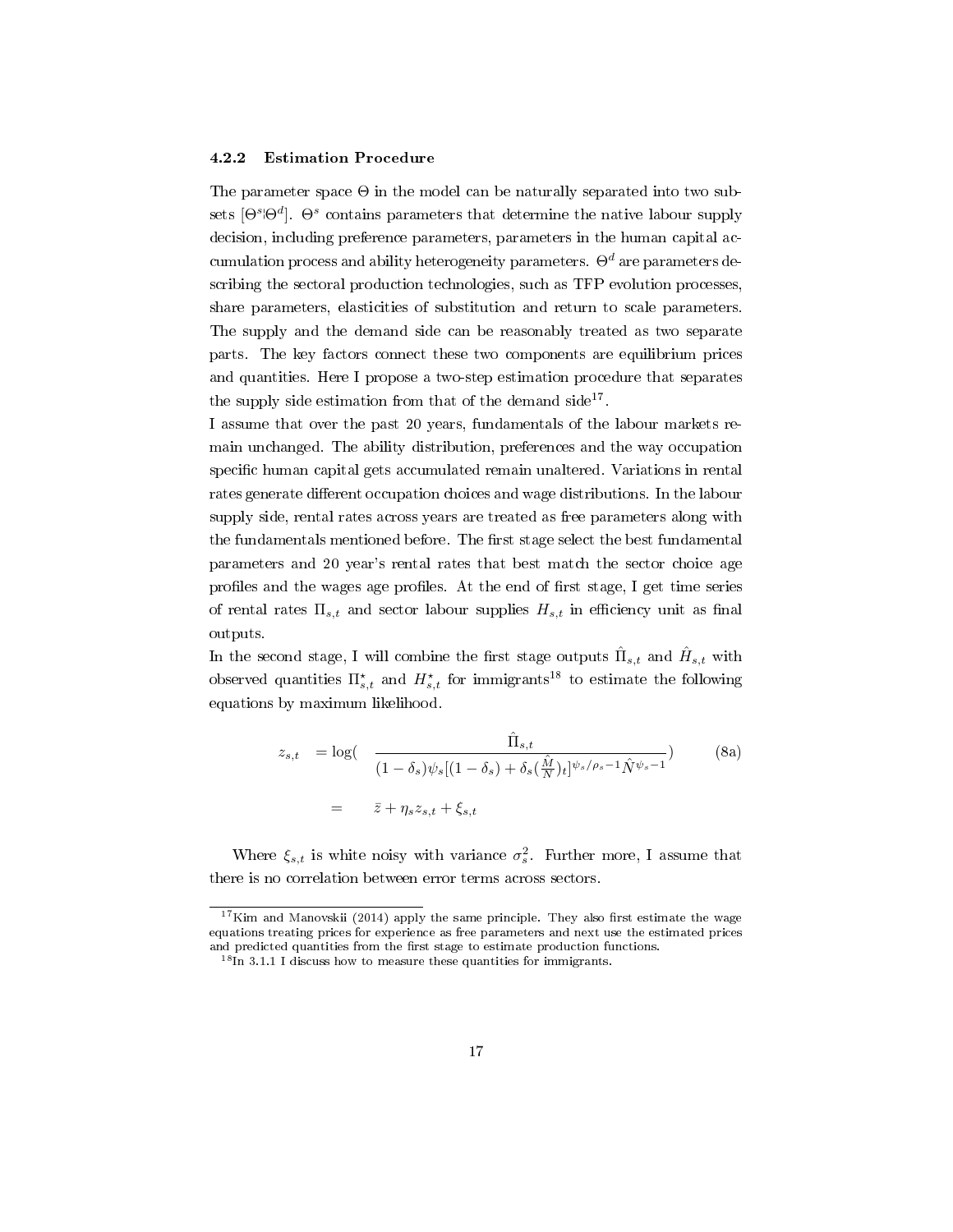#### 4.2.2 Estimation Procedure

The parameter space $\Theta$ in the model can be naturally separated into two subsets $[\Theta^s|\Theta^d]$. $\Theta^s$ contains parameters that determine the native labour supply decision, including preference parameters, parameters in the human capital accumulation process and ability heterogeneity parameters. $\Theta^d$ are parameters describing the sectoral production technologies, such as TFP evolution processes, share parameters, elasticities of substitution and return to scale parameters. The supply and the demand side can be reasonably treated as two separate parts. The key factors connect these two components are equilibrium prices and quantities. Here I propose a two-step estimation procedure that separates the supply side estimation from that of the demand side[17].

I assume that over the past 20 years, fundamentals of the labour markets remain unchanged. The ability distribution, preferences and the way occupation specific human capital gets accumulated remain unaltered. Variations in rental rates generate different occupation choices and wage distributions. In the labour supply side, rental rates across years are treated as free parameters along with the fundamentals mentioned before. The first stage select the best fundamental parameters and 20 year's rental rates that best match the sector choice age profiles and the wages age profiles. At the end of first stage, I get time series of rental rates $\Pi_{s,t}$ and sector labour supplies $H_{s,t}$ in efficiency unit as final outputs.

In the second stage, I will combine the first stage outputs $\hat{\Pi}_{s,t}$ and $\hat{H}_{s,t}$ with observed quantities $\Pi^{\star}_{s,t}$ and $H^{\star}_{s,t}$ for immigrants[18] to estimate the following equations by maximum likelihood.

$$
\begin{aligned}
z_{s,t} &= \log\left( \frac{\hat{\Pi}_{s,t}}{(1-\delta_s)\psi_s[(1-\delta_s)+\delta_s(\frac{\hat{M}}{N})_t]^{\psi_s/\rho_s - 1}\hat{N}^{\psi_s-1}} \right) \\
&= \bar{z} + \eta_s z_{s,t} + \xi_{s,t}
\end{aligned}
\tag{8a}
$$

Where $\xi_{s,t}$ is white noisy with variance $\sigma_s^2$. Further more, I assume that there is no correlation between error terms across sectors.

---

[17] Kim and Manovskii (2014) apply the same principle. They also first estimate the wage equations treating prices for experience as free parameters and next use the estimated prices and predicted quantities from the first stage to estimate production functions.

[18] In 3.1.1 I discuss how to measure these quantities for immigrants.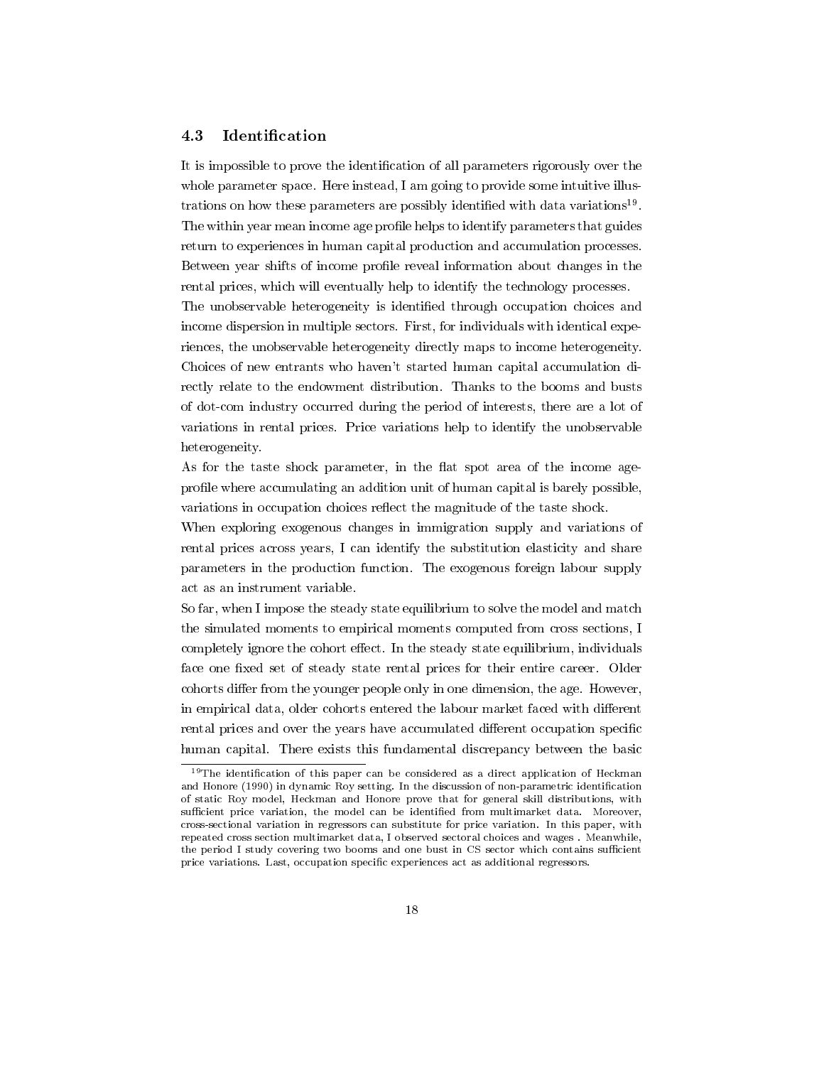### 4.3 Identification

It is impossible to prove the identification of all parameters rigorously over the whole parameter space. Here instead, I am going to provide some intuitive illustrations on how these parameters are possibly identified with data variations[19]. The within year mean income age profile helps to identify parameters that guides return to experiences in human capital production and accumulation processes. Between year shifts of income profile reveal information about changes in the rental prices, which will eventually help to identify the technology processes.

The unobservable heterogeneity is identified through occupation choices and income dispersion in multiple sectors. First, for individuals with identical experiences, the unobservable heterogeneity directly maps to income heterogeneity. Choices of new entrants who haven't started human capital accumulation directly relate to the endowment distribution. Thanks to the booms and busts of dot-com industry occurred during the period of interests, there are a lot of variations in rental prices. Price variations help to identify the unobservable heterogeneity.

As for the taste shock parameter, in the flat spot area of the income age-profile where accumulating an addition unit of human capital is barely possible, variations in occupation choices reflect the magnitude of the taste shock.

When exploring exogenous changes in immigration supply and variations of rental prices across years, I can identify the substitution elasticity and share parameters in the production function. The exogenous foreign labour supply act as an instrument variable.

So far, when I impose the steady state equilibrium to solve the model and match the simulated moments to empirical moments computed from cross sections, I completely ignore the cohort effect. In the steady state equilibrium, individuals face one fixed set of steady state rental prices for their entire career. Older cohorts differ from the younger people only in one dimension, the age. However, in empirical data, older cohorts entered the labour market faced with different rental prices and over the years have accumulated different occupation specific human capital. There exists this fundamental discrepancy between the basic

[19] The identification of this paper can be considered as a direct application of Heckman and Honore (1990) in dynamic Roy setting. In the discussion of non-parametric identification of static Roy model, Heckman and Honore prove that for general skill distributions, with sufficient price variation, the model can be identified from multimarket data. Moreover, cross-sectional variation in regressors can substitute for price variation. In this paper, with repeated cross section multimarket data, I observed sectoral choices and wages . Meanwhile, the period I study covering two booms and one bust in CS sector which contains sufficient price variations. Last, occupation specific experiences act as additional regressors.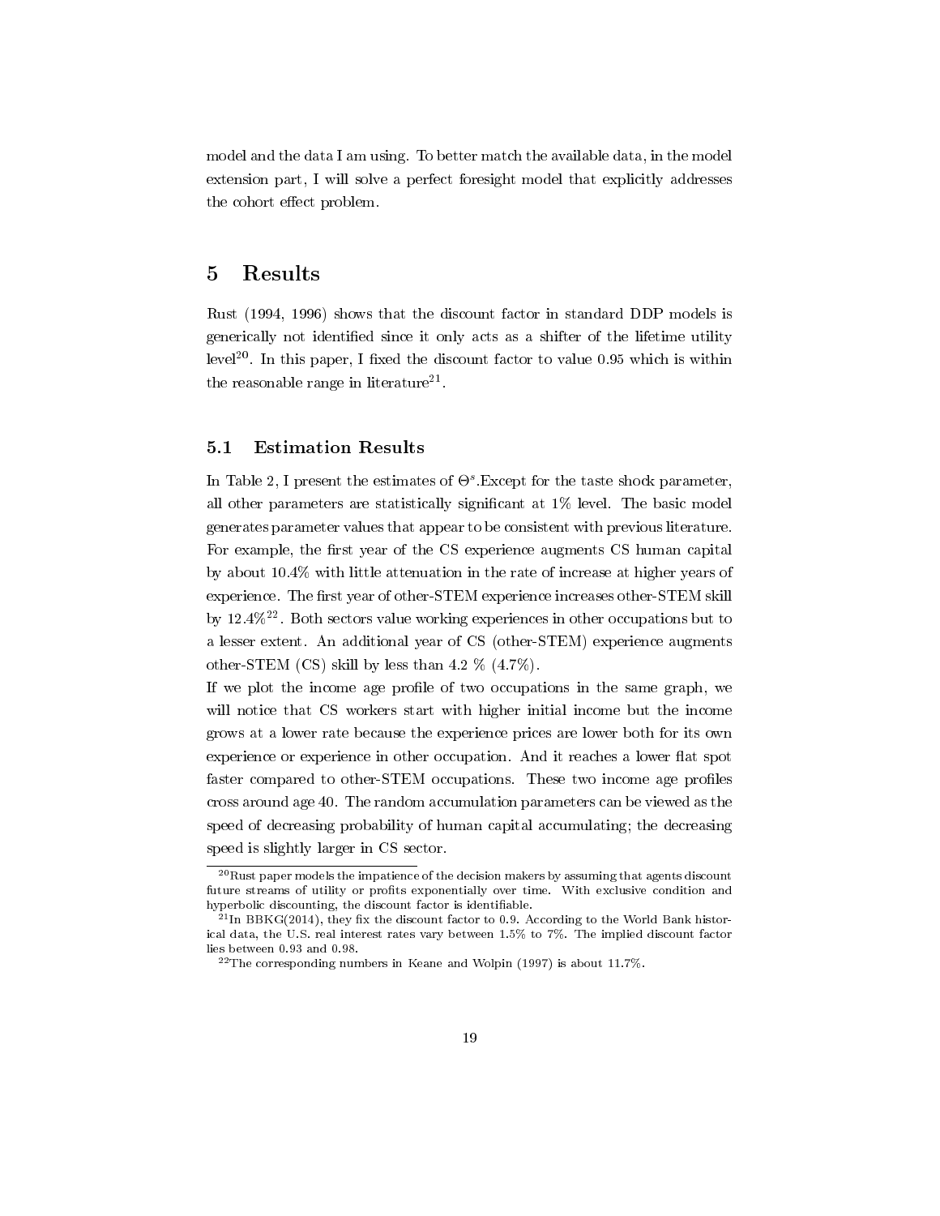model and the data I am using. To better match the available data, in the model extension part, I will solve a perfect foresight model that explicitly addresses the cohort effect problem.

# 5 Results

Rust (1994, 1996) shows that the discount factor in standard DDP models is generically not identified since it only acts as a shifter of the lifetime utility level[20]. In this paper, I fixed the discount factor to value 0.95 which is within the reasonable range in literature[21].

## 5.1 Estimation Results

In Table 2, I present the estimates of $\Theta^s$.Except for the taste shock parameter, all other parameters are statistically significant at 1% level. The basic model generates parameter values that appear to be consistent with previous literature. For example, the first year of the CS experience augments CS human capital by about 10.4% with little attenuation in the rate of increase at higher years of experience. The first year of other-STEM experience increases other-STEM skill by 12.4%[22]. Both sectors value working experiences in other occupations but to a lesser extent. An additional year of CS (other-STEM) experience augments other-STEM (CS) skill by less than 4.2 % (4.7%).

If we plot the income age profile of two occupations in the same graph, we will notice that CS workers start with higher initial income but the income grows at a lower rate because the experience prices are lower both for its own experience or experience in other occupation. And it reaches a lower flat spot faster compared to other-STEM occupations. These two income age profiles cross around age 40. The random accumulation parameters can be viewed as the speed of decreasing probability of human capital accumulating; the decreasing speed is slightly larger in CS sector.

[20] Rust paper models the impatience of the decision makers by assuming that agents discount future streams of utility or profits exponentially over time. With exclusive condition and hyperbolic discounting, the discount factor is identifiable.

[21] In BBKG(2014), they fix the discount factor to 0.9. According to the World Bank historical data, the U.S. real interest rates vary between 1.5% to 7%. The implied discount factor lies between 0.93 and 0.98.

[22] The corresponding numbers in Keane and Wolpin (1997) is about 11.7%.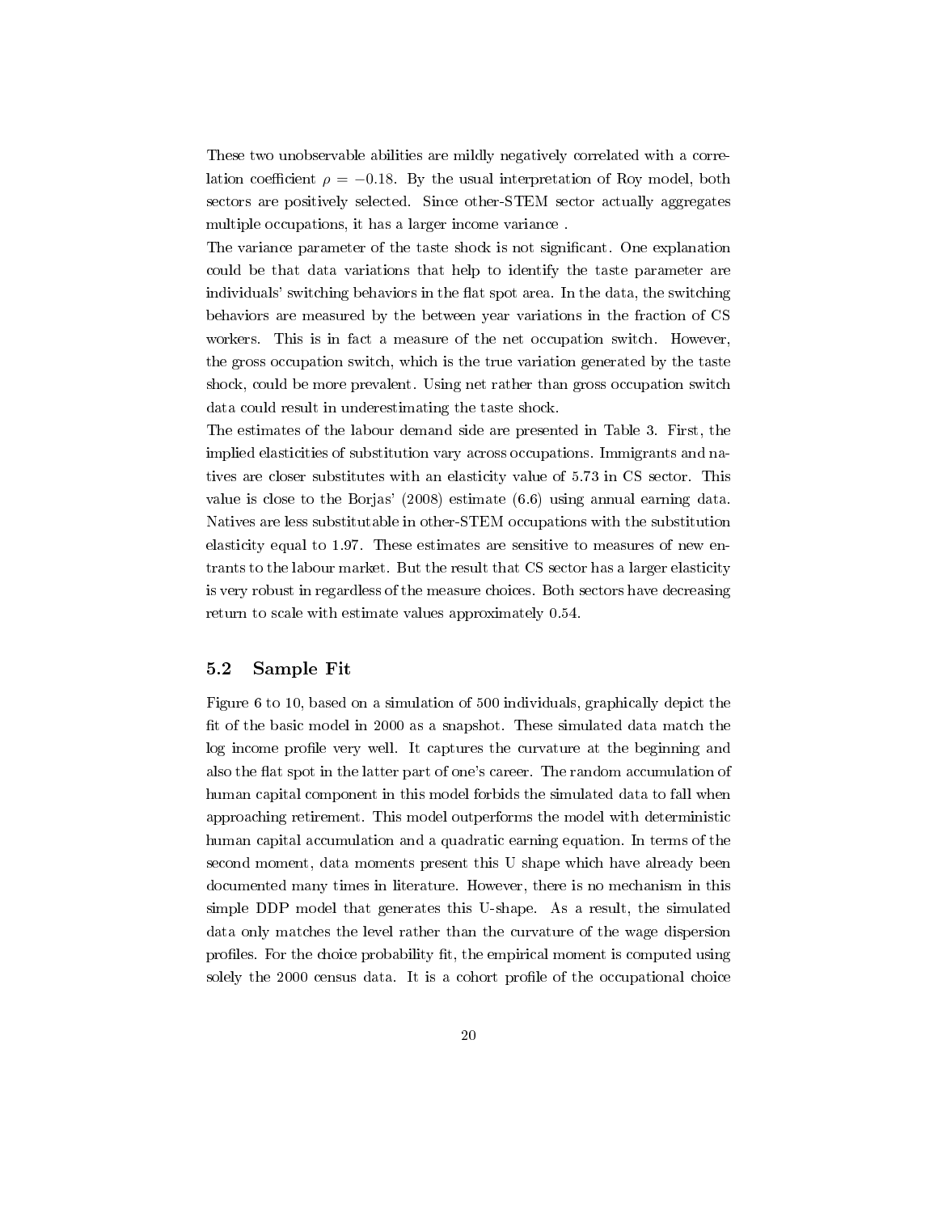These two unobservable abilities are mildly negatively correlated with a correlation coefficient $\rho = -0.18$. By the usual interpretation of Roy model, both sectors are positively selected. Since other-STEM sector actually aggregates multiple occupations, it has a larger income variance .

The variance parameter of the taste shock is not significant. One explanation could be that data variations that help to identify the taste parameter are individuals' switching behaviors in the flat spot area. In the data, the switching behaviors are measured by the between year variations in the fraction of CS workers. This is in fact a measure of the net occupation switch. However, the gross occupation switch, which is the true variation generated by the taste shock, could be more prevalent. Using net rather than gross occupation switch data could result in underestimating the taste shock.

The estimates of the labour demand side are presented in Table 3. First, the implied elasticities of substitution vary across occupations. Immigrants and natives are closer substitutes with an elasticity value of 5.73 in CS sector. This value is close to the Borjas' (2008) estimate (6.6) using annual earning data. Natives are less substitutable in other-STEM occupations with the substitution elasticity equal to 1.97. These estimates are sensitive to measures of new entrants to the labour market. But the result that CS sector has a larger elasticity is very robust in regardless of the measure choices. Both sectors have decreasing return to scale with estimate values approximately 0.54.

## 5.2 Sample Fit

Figure 6 to 10, based on a simulation of 500 individuals, graphically depict the fit of the basic model in 2000 as a snapshot. These simulated data match the log income profile very well. It captures the curvature at the beginning and also the flat spot in the latter part of one's career. The random accumulation of human capital component in this model forbids the simulated data to fall when approaching retirement. This model outperforms the model with deterministic human capital accumulation and a quadratic earning equation. In terms of the second moment, data moments present this U shape which have already been documented many times in literature. However, there is no mechanism in this simple DDP model that generates this U-shape. As a result, the simulated data only matches the level rather than the curvature of the wage dispersion profiles. For the choice probability fit, the empirical moment is computed using solely the 2000 census data. It is a cohort profile of the occupational choice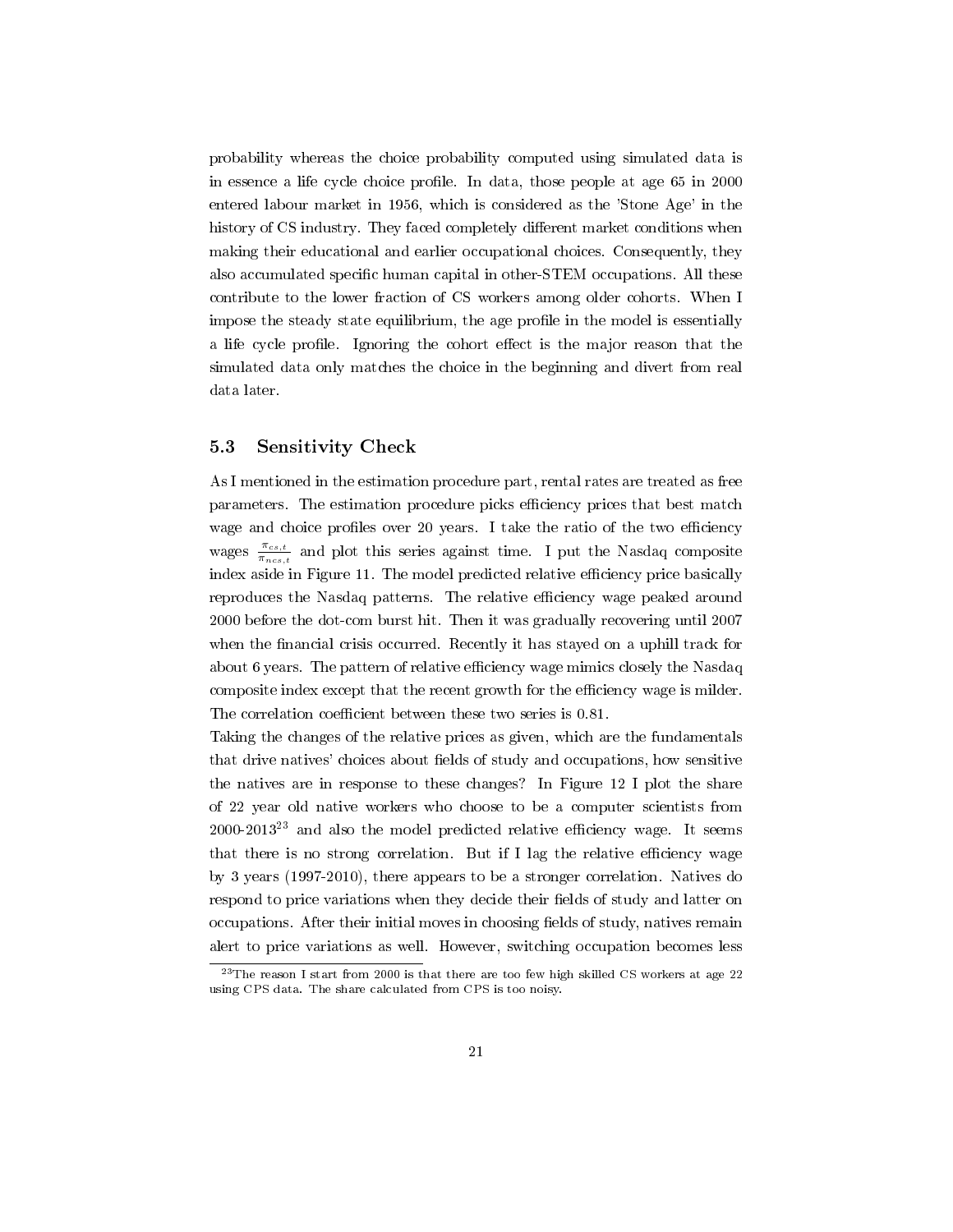probability whereas the choice probability computed using simulated data is in essence a life cycle choice profile. In data, those people at age 65 in 2000 entered labour market in 1956, which is considered as the 'Stone Age' in the history of CS industry. They faced completely different market conditions when making their educational and earlier occupational choices. Consequently, they also accumulated specific human capital in other-STEM occupations. All these contribute to the lower fraction of CS workers among older cohorts. When I impose the steady state equilibrium, the age profile in the model is essentially a life cycle profile. Ignoring the cohort effect is the major reason that the simulated data only matches the choice in the beginning and divert from real data later.

### 5.3 Sensitivity Check

As I mentioned in the estimation procedure part, rental rates are treated as free parameters. The estimation procedure picks efficiency prices that best match wage and choice profiles over 20 years. I take the ratio of the two efficiency wages $\frac{\pi_{cs,t}}{\pi_{ncs,t}}$ and plot this series against time. I put the Nasdaq composite index aside in Figure 11. The model predicted relative efficiency price basically reproduces the Nasdaq patterns. The relative efficiency wage peaked around 2000 before the dot-com burst hit. Then it was gradually recovering until 2007 when the financial crisis occurred. Recently it has stayed on a uphill track for about 6 years. The pattern of relative efficiency wage mimics closely the Nasdaq composite index except that the recent growth for the efficiency wage is milder. The correlation coefficient between these two series is 0.81.

Taking the changes of the relative prices as given, which are the fundamentals that drive natives' choices about fields of study and occupations, how sensitive the natives are in response to these changes? In Figure 12 I plot the share of 22 year old native workers who choose to be a computer scientists from 2000-2013[23] and also the model predicted relative efficiency wage. It seems that there is no strong correlation. But if I lag the relative efficiency wage by 3 years (1997-2010), there appears to be a stronger correlation. Natives do respond to price variations when they decide their fields of study and latter on occupations. After their initial moves in choosing fields of study, natives remain alert to price variations as well. However, switching occupation becomes less

[23] The reason I start from 2000 is that there are too few high skilled CS workers at age 22 using CPS data. The share calculated from CPS is too noisy.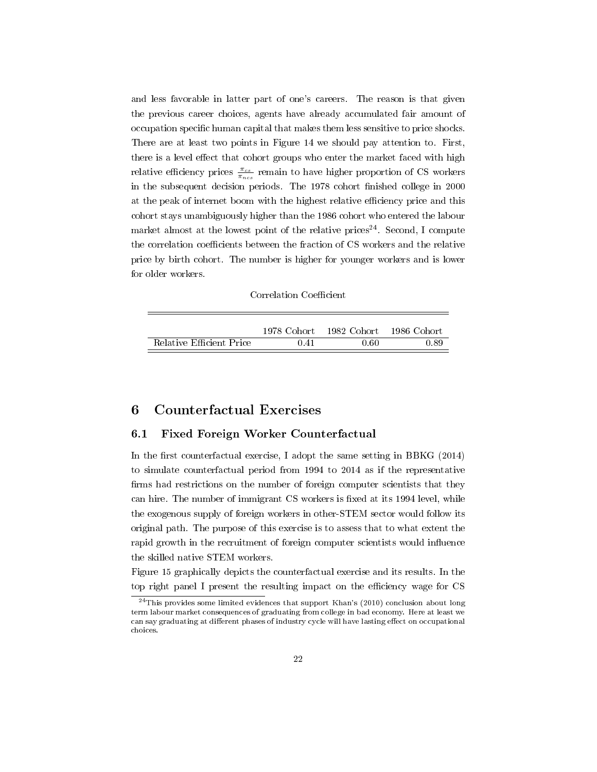and less favorable in latter part of one's careers. The reason is that given the previous career choices, agents have already accumulated fair amount of occupation specific human capital that makes them less sensitive to price shocks. There are at least two points in Figure 14 we should pay attention to. First, there is a level effect that cohort groups who enter the market faced with high relative efficiency prices $\frac{\pi_{cs}}{\pi_{ncs}}$ remain to have higher proportion of CS workers in the subsequent decision periods. The 1978 cohort finished college in 2000 at the peak of internet boom with the highest relative efficiency price and this cohort stays unambiguously higher than the 1986 cohort who entered the labour market almost at the lowest point of the relative prices[24]. Second, I compute the correlation coefficients between the fraction of CS workers and the relative price by birth cohort. The number is higher for younger workers and is lower for older workers.

Correlation Coefficient

| | 1978 Cohort | 1982 Cohort | 1986 Cohort |
|---|---|---|---|
| Relative Efficient Price | 0.41 | 0.60 | 0.89 |

## 6 Counterfactual Exercises

### 6.1 Fixed Foreign Worker Counterfactual

In the first counterfactual exercise, I adopt the same setting in BBKG (2014) to simulate counterfactual period from 1994 to 2014 as if the representative firms had restrictions on the number of foreign computer scientists that they can hire. The number of immigrant CS workers is fixed at its 1994 level, while the exogenous supply of foreign workers in other-STEM sector would follow its original path. The purpose of this exercise is to assess that to what extent the rapid growth in the recruitment of foreign computer scientists would influence the skilled native STEM workers.

Figure 15 graphically depicts the counterfactual exercise and its results. In the top right panel I present the resulting impact on the efficiency wage for CS

[24] This provides some limited evidences that support Khan's (2010) conclusion about long term labour market consequences of graduating from college in bad economy. Here at least we can say graduating at different phases of industry cycle will have lasting effect on occupational choices.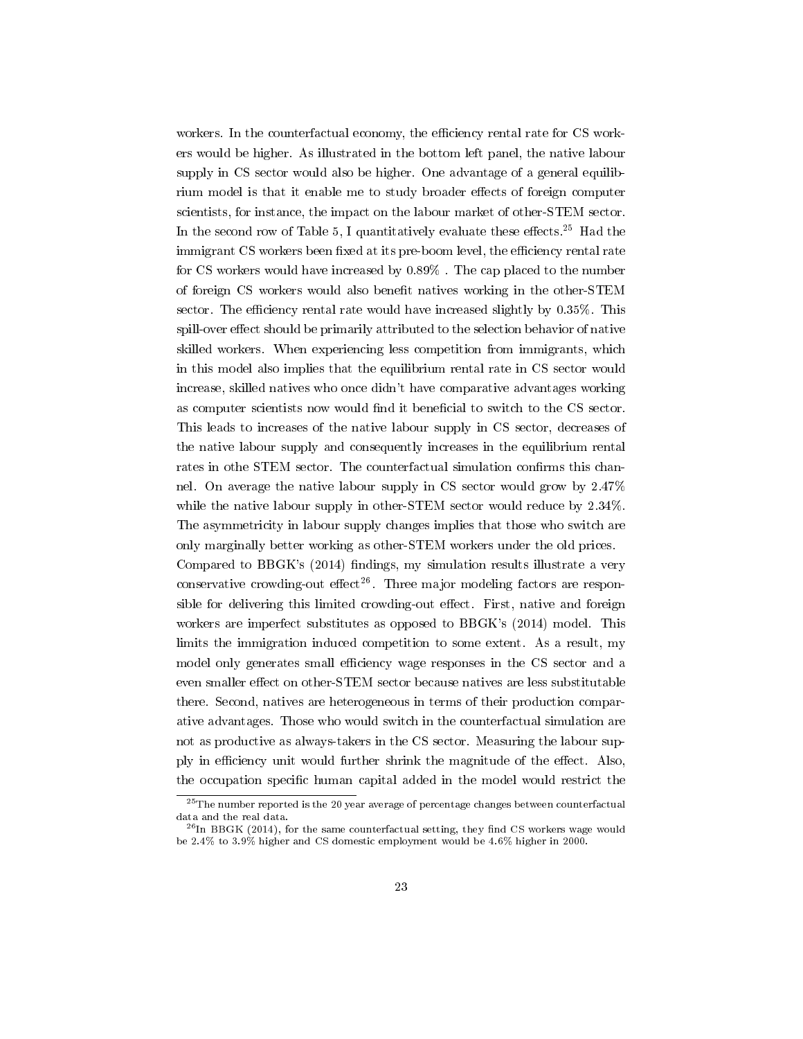workers. In the counterfactual economy, the efficiency rental rate for CS workers would be higher. As illustrated in the bottom left panel, the native labour supply in CS sector would also be higher. One advantage of a general equilibrium model is that it enable me to study broader effects of foreign computer scientists, for instance, the impact on the labour market of other-STEM sector. In the second row of Table 5, I quantitatively evaluate these effects.[25] Had the immigrant CS workers been fixed at its pre-boom level, the efficiency rental rate for CS workers would have increased by 0.89% . The cap placed to the number of foreign CS workers would also benefit natives working in the other-STEM sector. The efficiency rental rate would have increased slightly by 0.35%. This spill-over effect should be primarily attributed to the selection behavior of native skilled workers. When experiencing less competition from immigrants, which in this model also implies that the equilibrium rental rate in CS sector would increase, skilled natives who once didn't have comparative advantages working as computer scientists now would find it beneficial to switch to the CS sector. This leads to increases of the native labour supply in CS sector, decreases of the native labour supply and consequently increases in the equilibrium rental rates in othe STEM sector. The counterfactual simulation confirms this channel. On average the native labour supply in CS sector would grow by 2.47% while the native labour supply in other-STEM sector would reduce by 2.34%. The asymmetricity in labour supply changes implies that those who switch are only marginally better working as other-STEM workers under the old prices.

Compared to BBGK's (2014) findings, my simulation results illustrate a very conservative crowding-out effect[26]. Three major modeling factors are responsible for delivering this limited crowding-out effect. First, native and foreign workers are imperfect substitutes as opposed to BBGK's (2014) model. This limits the immigration induced competition to some extent. As a result, my model only generates small efficiency wage responses in the CS sector and a even smaller effect on other-STEM sector because natives are less substitutable there. Second, natives are heterogeneous in terms of their production comparative advantages. Those who would switch in the counterfactual simulation are not as productive as always-takers in the CS sector. Measuring the labour supply in efficiency unit would further shrink the magnitude of the effect. Also, the occupation specific human capital added in the model would restrict the

[25] The number reported is the 20 year average of percentage changes between counterfactual data and the real data.

[26] In BBGK (2014), for the same counterfactual setting, they find CS workers wage would be 2.4% to 3.9% higher and CS domestic employment would be 4.6% higher in 2000.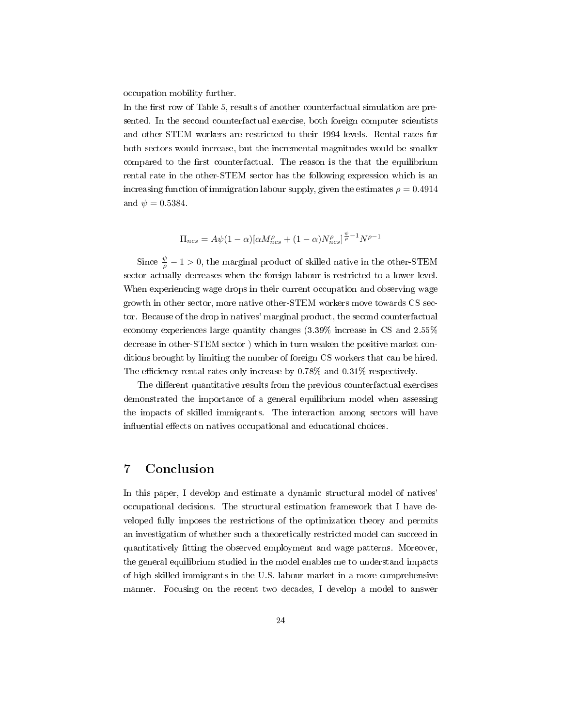occupation mobility further.

In the first row of Table 5, results of another counterfactual simulation are presented. In the second counterfactual exercise, both foreign computer scientists and other-STEM workers are restricted to their 1994 levels. Rental rates for both sectors would increase, but the incremental magnitudes would be smaller compared to the first counterfactual. The reason is the that the equilibrium rental rate in the other-STEM sector has the following expression which is an increasing function of immigration labour supply, given the estimates $\rho = 0.4914$ and $\psi = 0.5384$.

$$\Pi_{ncs} = A\psi(1-\alpha)[\alpha M_{ncs}^{\rho} + (1-\alpha)N_{ncs}^{\rho}]^{\frac{\psi}{\rho}-1}N^{\rho-1}$$

Since $\frac{\psi}{\rho} - 1 > 0$, the marginal product of skilled native in the other-STEM sector actually decreases when the foreign labour is restricted to a lower level. When experiencing wage drops in their current occupation and observing wage growth in other sector, more native other-STEM workers move towards CS sector. Because of the drop in natives' marginal product, the second counterfactual economy experiences large quantity changes (3.39% increase in CS and 2.55% decrease in other-STEM sector ) which in turn weaken the positive market conditions brought by limiting the number of foreign CS workers that can be hired. The efficiency rental rates only increase by 0.78% and 0.31% respectively.

The different quantitative results from the previous counterfactual exercises demonstrated the importance of a general equilibrium model when assessing the impacts of skilled immigrants. The interaction among sectors will have influential effects on natives occupational and educational choices.

## 7 Conclusion

In this paper, I develop and estimate a dynamic structural model of natives' occupational decisions. The structural estimation framework that I have developed fully imposes the restrictions of the optimization theory and permits an investigation of whether such a theoretically restricted model can succeed in quantitatively fitting the observed employment and wage patterns. Moreover, the general equilibrium studied in the model enables me to understand impacts of high skilled immigrants in the U.S. labour market in a more comprehensive manner. Focusing on the recent two decades, I develop a model to answer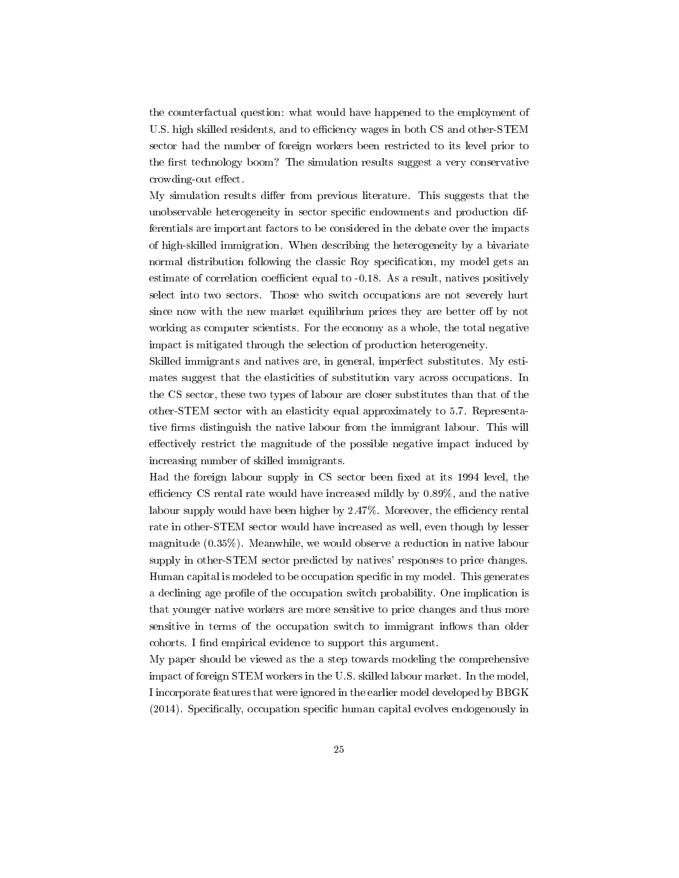the counterfactual question: what would have happened to the employment of U.S. high skilled residents, and to efficiency wages in both CS and other-STEM sector had the number of foreign workers been restricted to its level prior to the first technology boom? The simulation results suggest a very conservative crowding-out effect.

My simulation results differ from previous literature. This suggests that the unobservable heterogeneity in sector specific endowments and production differentials are important factors to be considered in the debate over the impacts of high-skilled immigration. When describing the heterogeneity by a bivariate normal distribution following the classic Roy specification, my model gets an estimate of correlation coefficient equal to -0.18. As a result, natives positively select into two sectors. Those who switch occupations are not severely hurt since now with the new market equilibrium prices they are better off by not working as computer scientists. For the economy as a whole, the total negative impact is mitigated through the selection of production heterogeneity.

Skilled immigrants and natives are, in general, imperfect substitutes. My estimates suggest that the elasticities of substitution vary across occupations. In the CS sector, these two types of labour are closer substitutes than that of the other-STEM sector with an elasticity equal approximately to 5.7. Representative firms distinguish the native labour from the immigrant labour. This will effectively restrict the magnitude of the possible negative impact induced by increasing number of skilled immigrants.

Had the foreign labour supply in CS sector been fixed at its 1994 level, the efficiency CS rental rate would have increased mildly by 0.89%, and the native labour supply would have been higher by 2.47%. Moreover, the efficiency rental rate in other-STEM sector would have increased as well, even though by lesser magnitude (0.35%). Meanwhile, we would observe a reduction in native labour supply in other-STEM sector predicted by natives' responses to price changes.

Human capital is modeled to be occupation specific in my model. This generates a declining age profile of the occupation switch probability. One implication is that younger native workers are more sensitive to price changes and thus more sensitive in terms of the occupation switch to immigrant inflows than older cohorts. I find empirical evidence to support this argument.

My paper should be viewed as the a step towards modeling the comprehensive impact of foreign STEM workers in the U.S. skilled labour market. In the model, I incorporate features that were ignored in the earlier model developed by BBGK (2014). Specifically, occupation specific human capital evolves endogenously in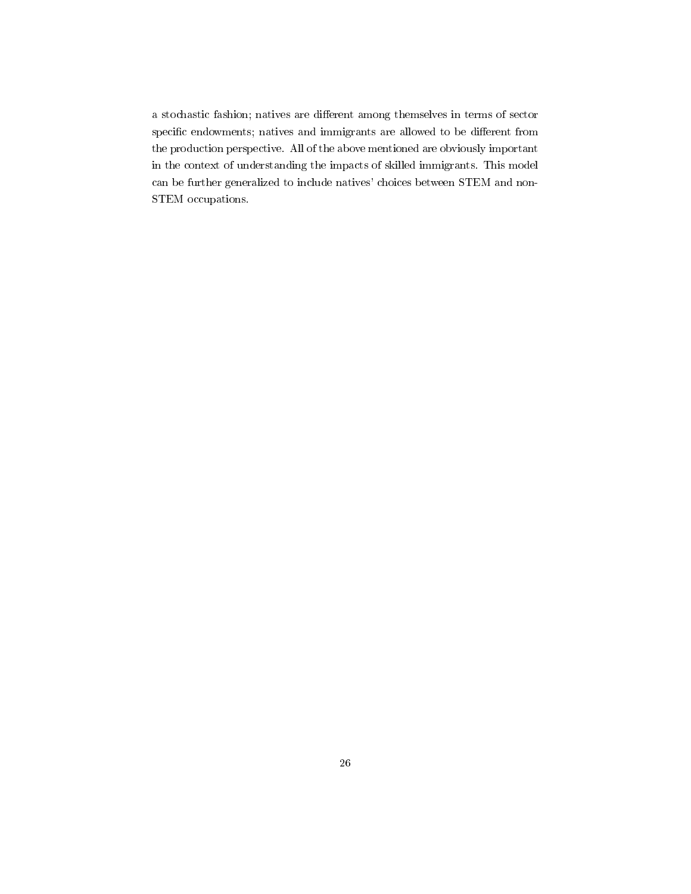a stochastic fashion; natives are different among themselves in terms of sector specific endowments; natives and immigrants are allowed to be different from the production perspective. All of the above mentioned are obviously important in the context of understanding the impacts of skilled immigrants. This model can be further generalized to include natives' choices between STEM and non-STEM occupations.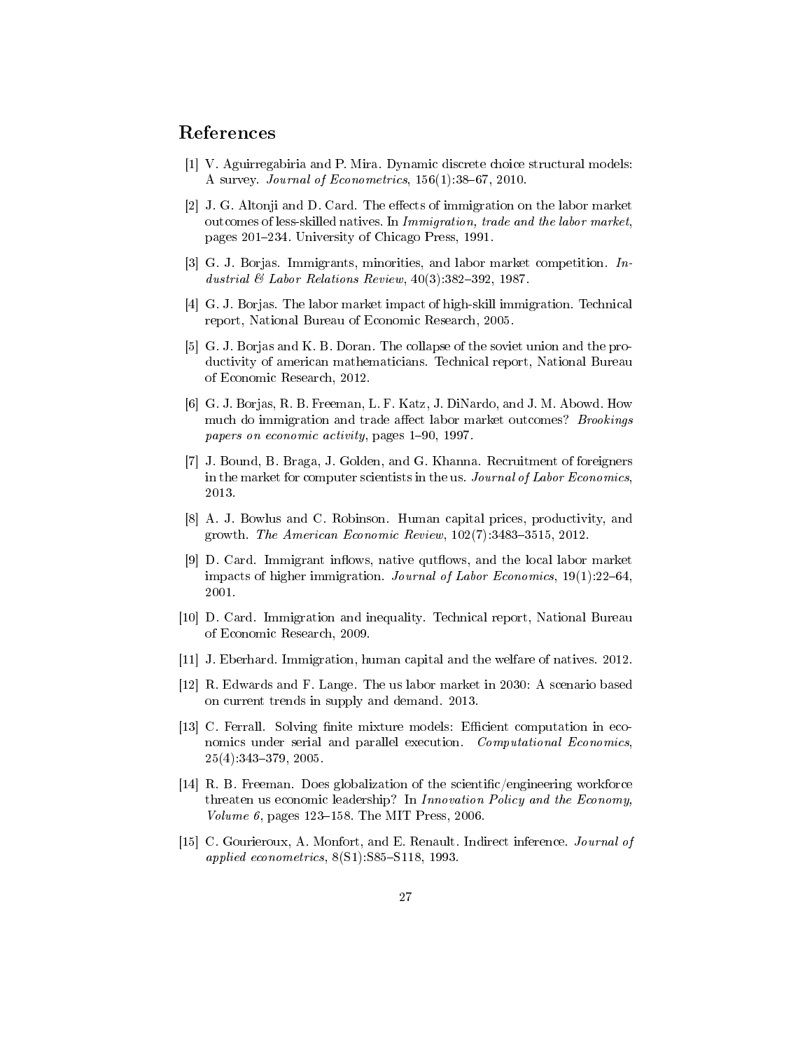## References

[1] V. Aguirregabiria and P. Mira. Dynamic discrete choice structural models: A survey. *Journal of Econometrics*, 156(1):38–67, 2010.

[2] J. G. Altonji and D. Card. The effects of immigration on the labor market outcomes of less-skilled natives. In *Immigration, trade and the labor market*, pages 201–234. University of Chicago Press, 1991.

[3] G. J. Borjas. Immigrants, minorities, and labor market competition. *Industrial & Labor Relations Review*, 40(3):382–392, 1987.

[4] G. J. Borjas. The labor market impact of high-skill immigration. Technical report, National Bureau of Economic Research, 2005.

[5] G. J. Borjas and K. B. Doran. The collapse of the soviet union and the productivity of american mathematicians. Technical report, National Bureau of Economic Research, 2012.

[6] G. J. Borjas, R. B. Freeman, L. F. Katz, J. DiNardo, and J. M. Abowd. How much do immigration and trade affect labor market outcomes? *Brookings papers on economic activity*, pages 1–90, 1997.

[7] J. Bound, B. Braga, J. Golden, and G. Khanna. Recruitment of foreigners in the market for computer scientists in the us. *Journal of Labor Economics*, 2013.

[8] A. J. Bowlus and C. Robinson. Human capital prices, productivity, and growth. *The American Economic Review*, 102(7):3483–3515, 2012.

[9] D. Card. Immigrant inflows, native qutflows, and the local labor market impacts of higher immigration. *Journal of Labor Economics*, 19(1):22–64, 2001.

[10] D. Card. Immigration and inequality. Technical report, National Bureau of Economic Research, 2009.

[11] J. Eberhard. Immigration, human capital and the welfare of natives. 2012.

[12] R. Edwards and F. Lange. The us labor market in 2030: A scenario based on current trends in supply and demand. 2013.

[13] C. Ferrall. Solving finite mixture models: Efficient computation in economics under serial and parallel execution. *Computational Economics*, 25(4):343–379, 2005.

[14] R. B. Freeman. Does globalization of the scientific/engineering workforce threaten us economic leadership? In *Innovation Policy and the Economy, Volume 6*, pages 123–158. The MIT Press, 2006.

[15] C. Gourieroux, A. Monfort, and E. Renault. Indirect inference. *Journal of applied econometrics*, 8(S1):S85–S118, 1993.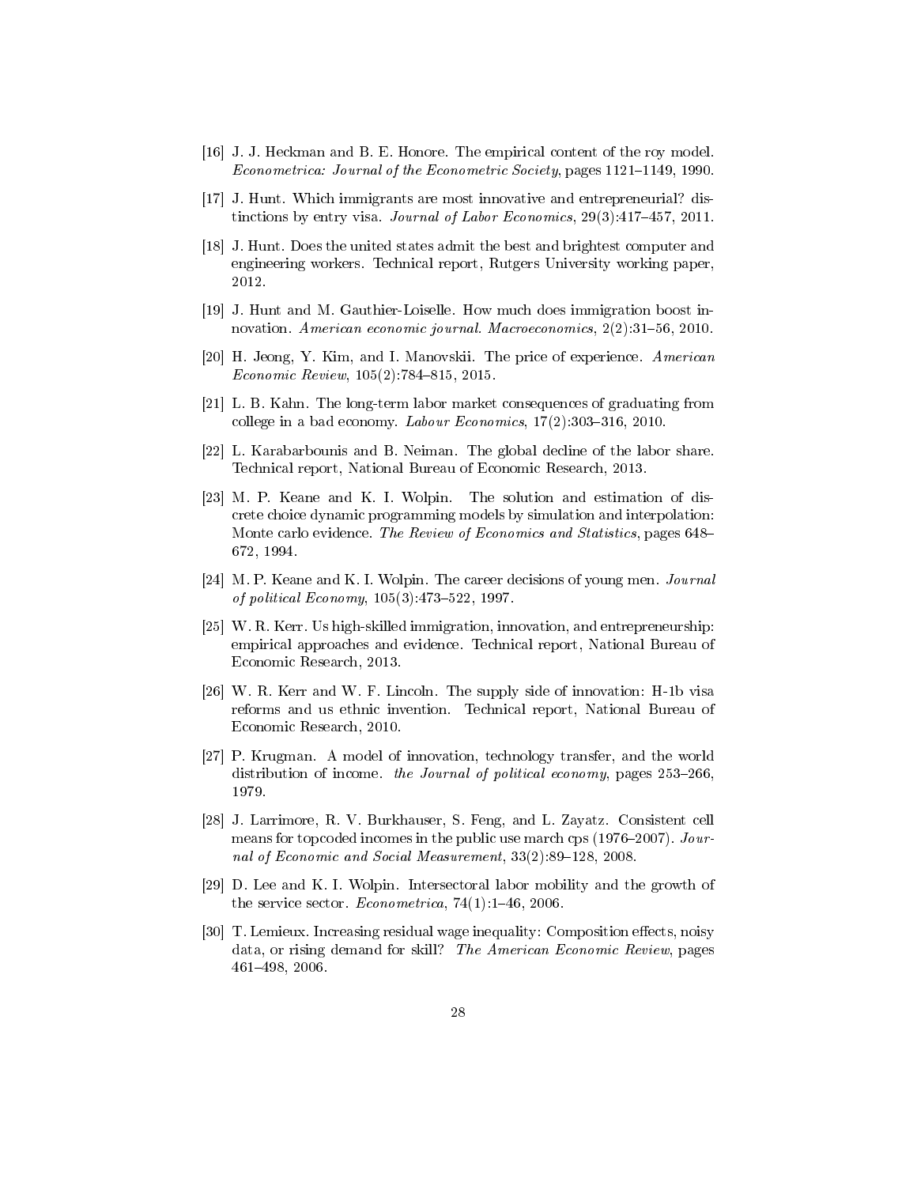[16] J. J. Heckman and B. E. Honore. The empirical content of the roy model. *Econometrica: Journal of the Econometric Society*, pages 1121–1149, 1990.

[17] J. Hunt. Which immigrants are most innovative and entrepreneurial? distinctions by entry visa. *Journal of Labor Economics*, 29(3):417–457, 2011.

[18] J. Hunt. Does the united states admit the best and brightest computer and engineering workers. Technical report, Rutgers University working paper, 2012.

[19] J. Hunt and M. Gauthier-Loiselle. How much does immigration boost innovation. *American economic journal. Macroeconomics*, 2(2):31–56, 2010.

[20] H. Jeong, Y. Kim, and I. Manovskii. The price of experience. *American Economic Review*, 105(2):784–815, 2015.

[21] L. B. Kahn. The long-term labor market consequences of graduating from college in a bad economy. *Labour Economics*, 17(2):303–316, 2010.

[22] L. Karabarbounis and B. Neiman. The global decline of the labor share. Technical report, National Bureau of Economic Research, 2013.

[23] M. P. Keane and K. I. Wolpin. The solution and estimation of discrete choice dynamic programming models by simulation and interpolation: Monte carlo evidence. *The Review of Economics and Statistics*, pages 648–672, 1994.

[24] M. P. Keane and K. I. Wolpin. The career decisions of young men. *Journal of political Economy*, 105(3):473–522, 1997.

[25] W. R. Kerr. Us high-skilled immigration, innovation, and entrepreneurship: empirical approaches and evidence. Technical report, National Bureau of Economic Research, 2013.

[26] W. R. Kerr and W. F. Lincoln. The supply side of innovation: H-1b visa reforms and us ethnic invention. Technical report, National Bureau of Economic Research, 2010.

[27] P. Krugman. A model of innovation, technology transfer, and the world distribution of income. *the Journal of political economy*, pages 253–266, 1979.

[28] J. Larrimore, R. V. Burkhauser, S. Feng, and L. Zayatz. Consistent cell means for topcoded incomes in the public use march cps (1976–2007). *Journal of Economic and Social Measurement*, 33(2):89–128, 2008.

[29] D. Lee and K. I. Wolpin. Intersectoral labor mobility and the growth of the service sector. *Econometrica*, 74(1):1–46, 2006.

[30] T. Lemieux. Increasing residual wage inequality: Composition effects, noisy data, or rising demand for skill? *The American Economic Review*, pages 461–498, 2006.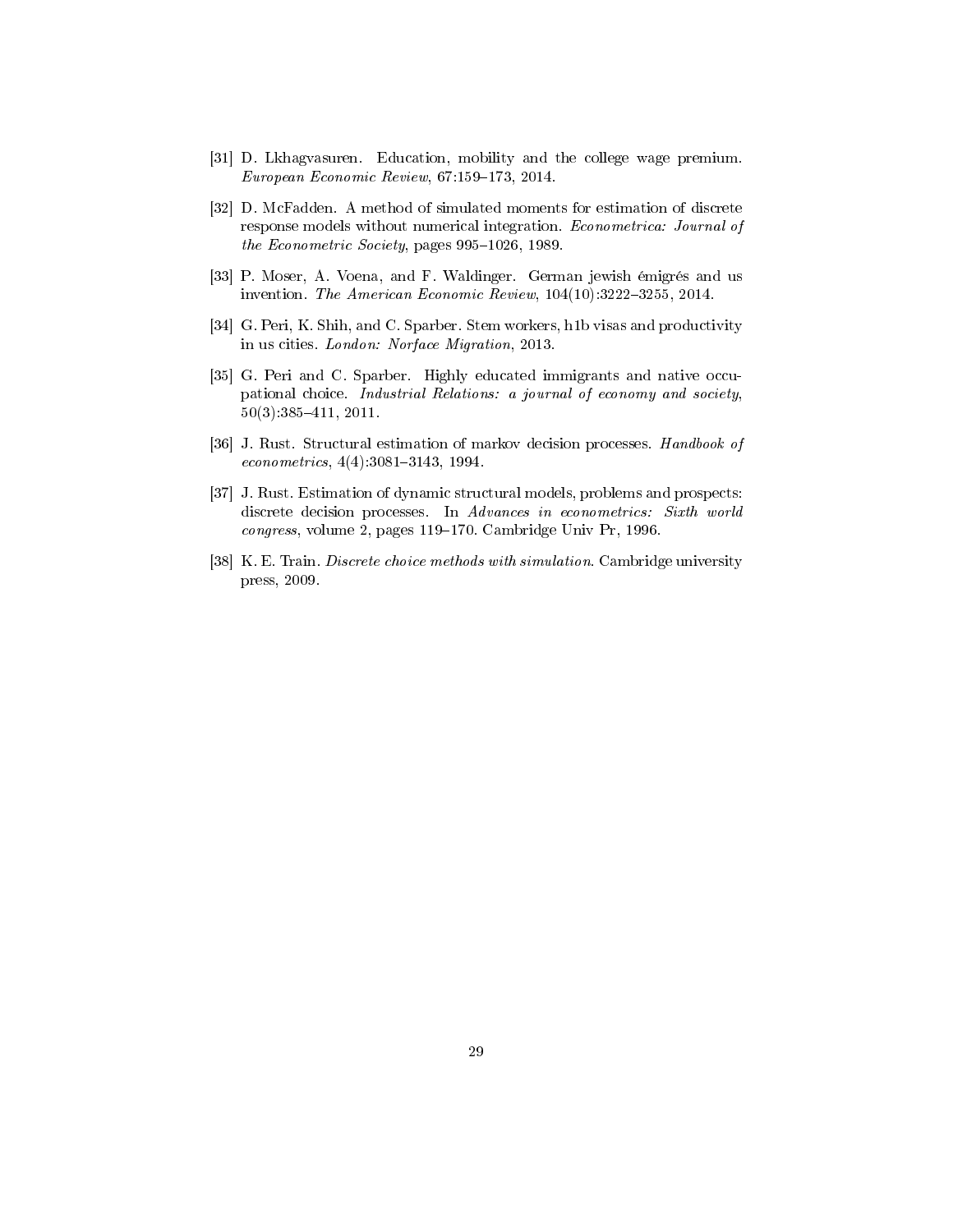[31] D. Lkhagvasuren. Education, mobility and the college wage premium. *European Economic Review*, 67:159–173, 2014.

[32] D. McFadden. A method of simulated moments for estimation of discrete response models without numerical integration. *Econometrica: Journal of the Econometric Society*, pages 995–1026, 1989.

[33] P. Moser, A. Voena, and F. Waldinger. German jewish émigrés and us invention. *The American Economic Review*, 104(10):3222–3255, 2014.

[34] G. Peri, K. Shih, and C. Sparber. Stem workers, h1b visas and productivity in us cities. *London: Norface Migration*, 2013.

[35] G. Peri and C. Sparber. Highly educated immigrants and native occupational choice. *Industrial Relations: a journal of economy and society*, 50(3):385–411, 2011.

[36] J. Rust. Structural estimation of markov decision processes. *Handbook of econometrics*, 4(4):3081–3143, 1994.

[37] J. Rust. Estimation of dynamic structural models, problems and prospects: discrete decision processes. In *Advances in econometrics: Sixth world congress*, volume 2, pages 119–170. Cambridge Univ Pr, 1996.

[38] K. E. Train. *Discrete choice methods with simulation*. Cambridge university press, 2009.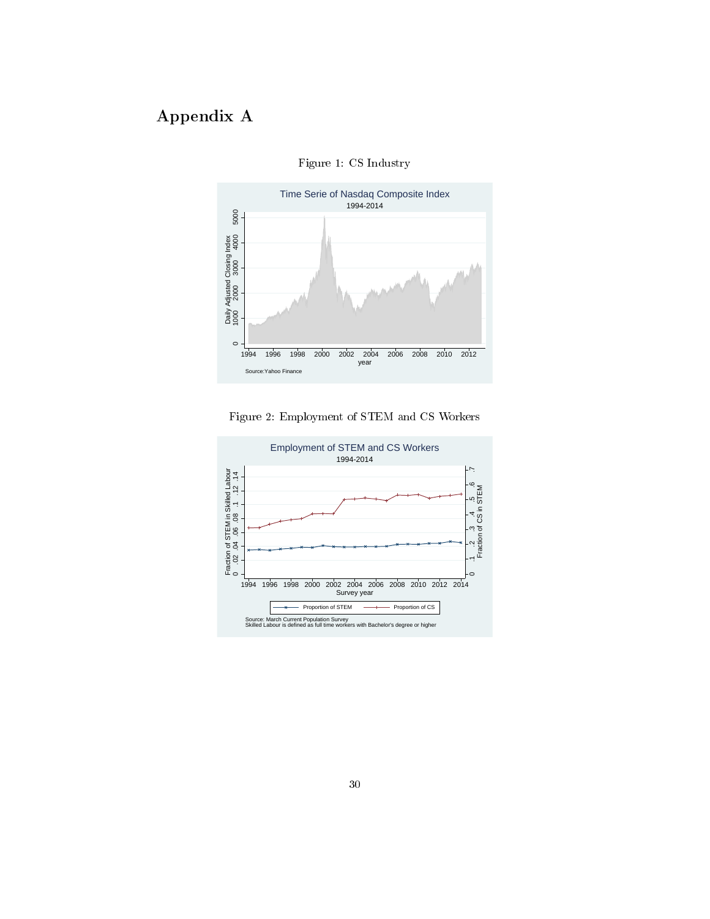# Appendix A

Figure 1: CS Industry

Figure 2: Employment of STEM and CS Workers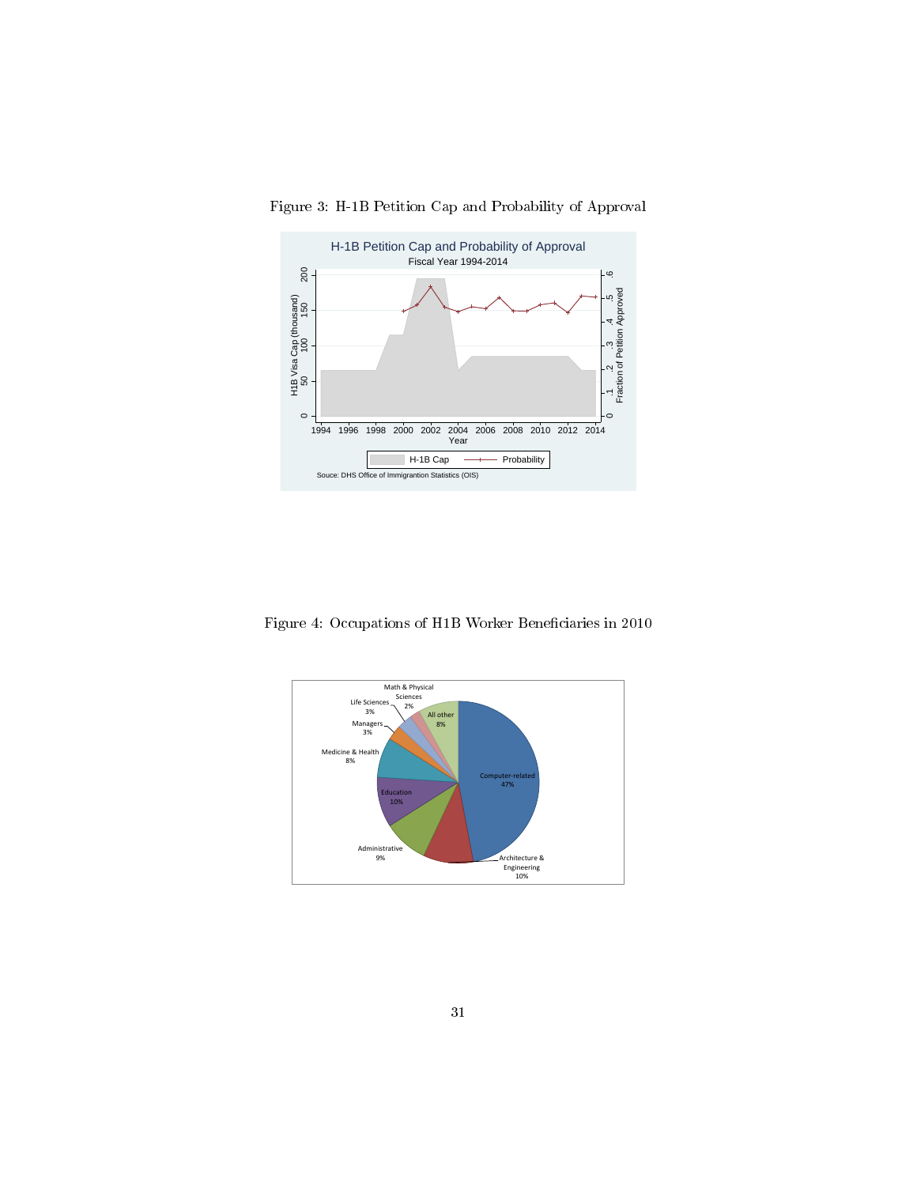Figure 3: H-1B Petition Cap and Probability of Approval

Figure 4: Occupations of H1B Worker Beneficiaries in 2010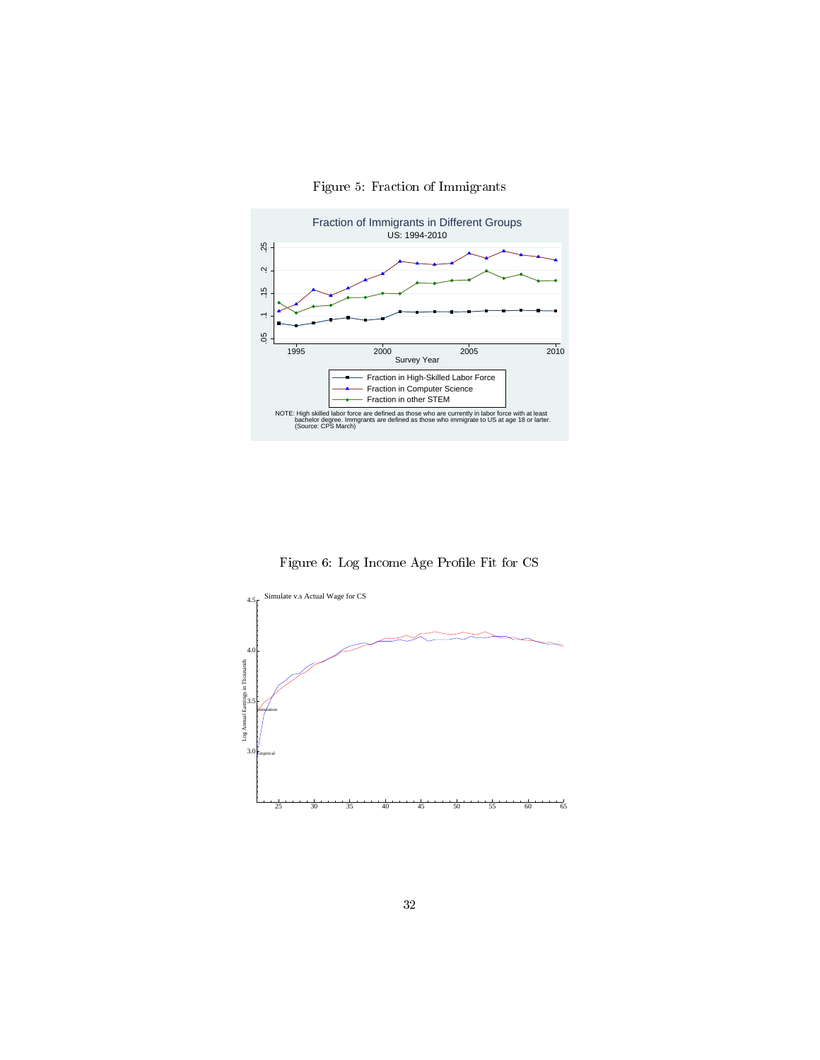Figure 5: Fraction of Immigrants

Fraction of Immigrants in Different Groups
US: 1994-2010

NOTE: High skilled labor force are defined as those who are currently in labor force with at least bachelor degree. Immgrants are defined as those who immigrate to US at age 18 or larter. (Source: CPS March)

Figure 6: Log Income Age Profile Fit for CS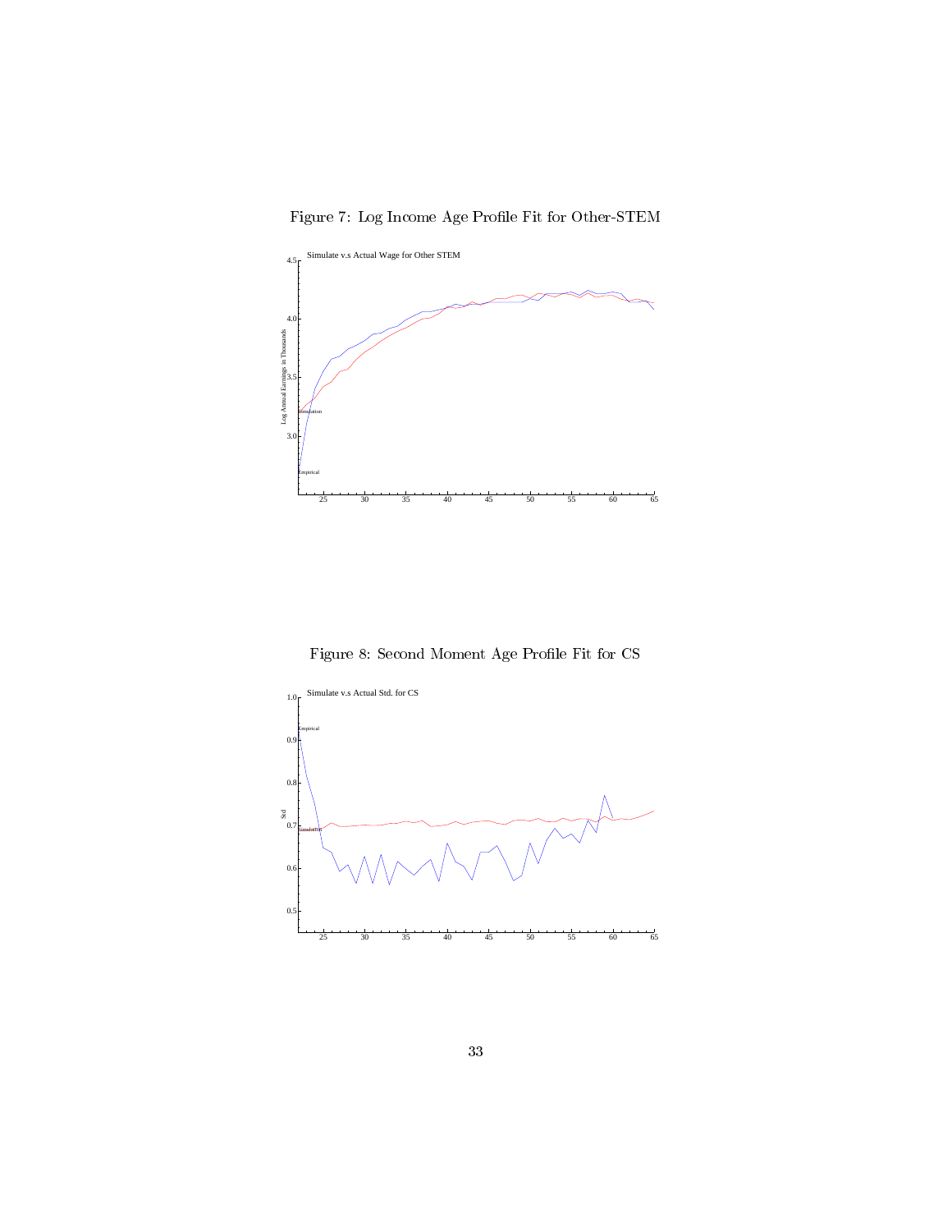Figure 7: Log Income Age Profile Fit for Other-STEM

Figure 8: Second Moment Age Profile Fit for CS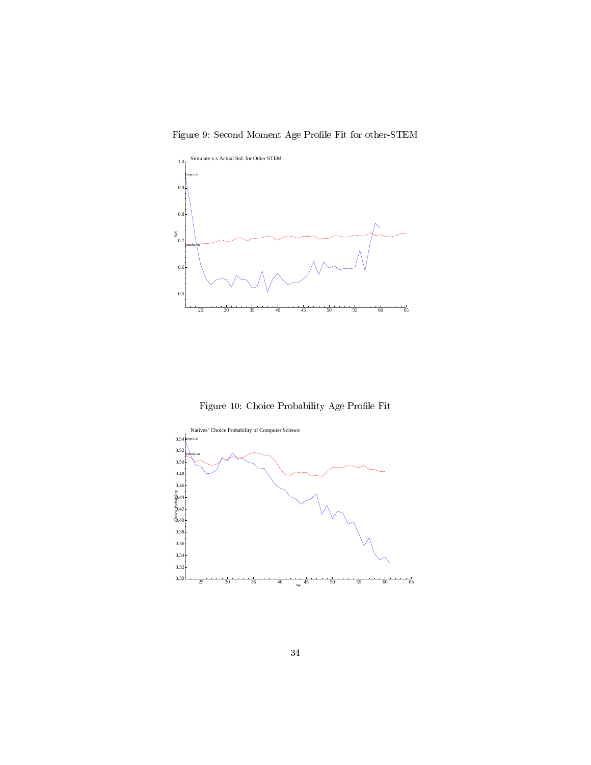Figure 9: Second Moment Age Profile Fit for other-STEM

Figure 10: Choice Probability Age Profile Fit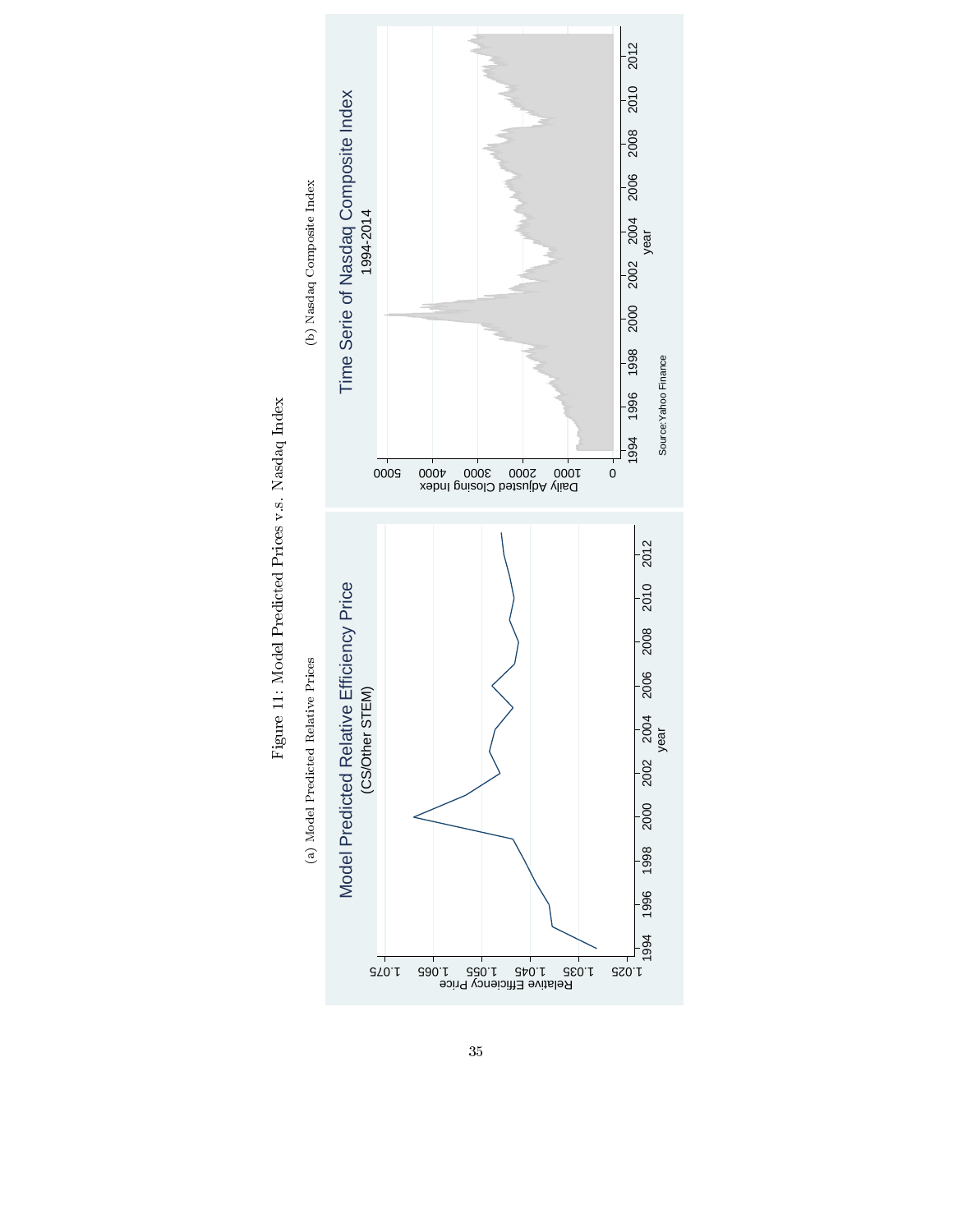Figure 11: Model Predicted Prices v.s. Nasdaq Index

(a) Model Predicted Relative Prices

(b) Nasdaq Composite Index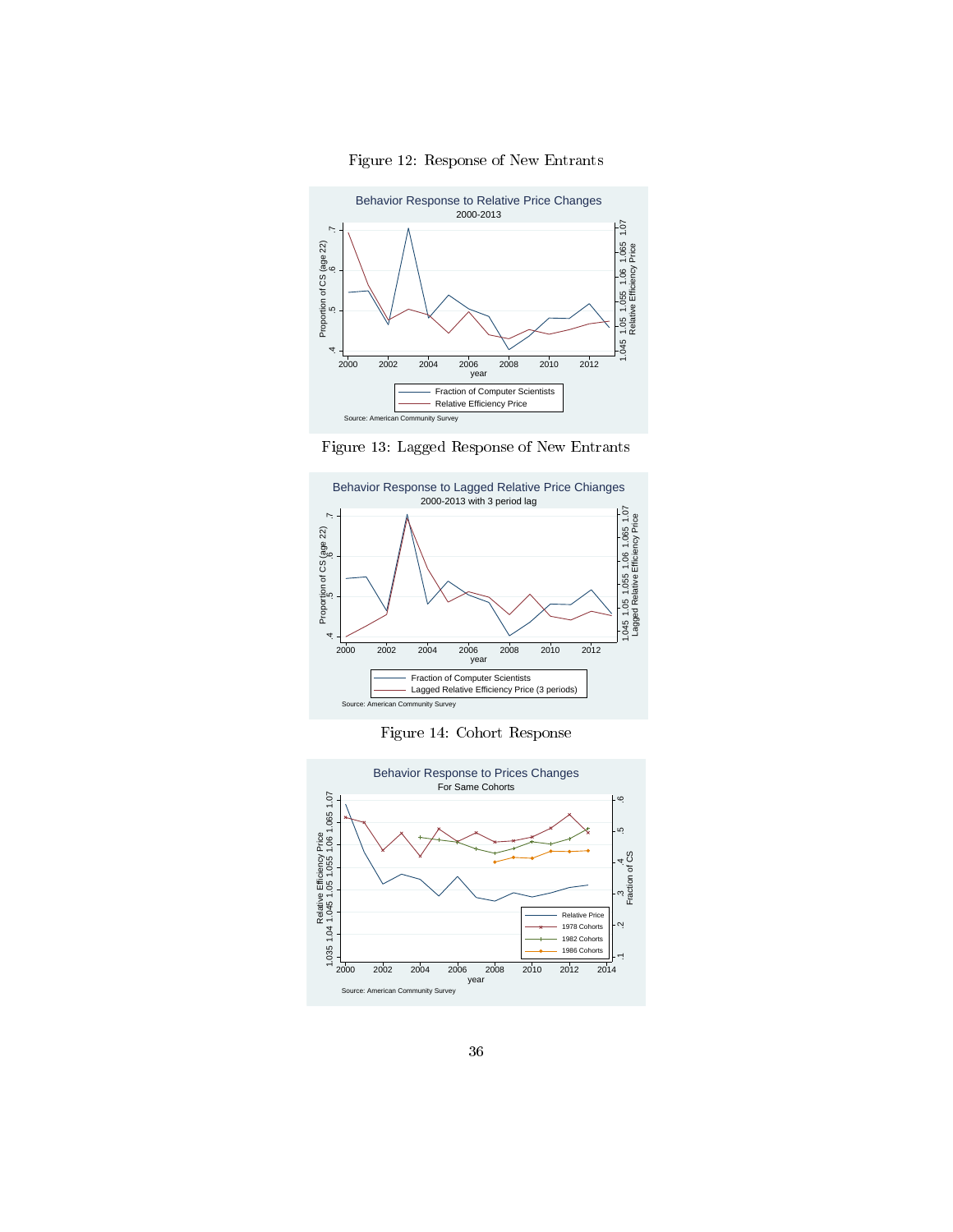Figure 12: Response of New Entrants

Figure 13: Lagged Response of New Entrants

Figure 14: Cohort Response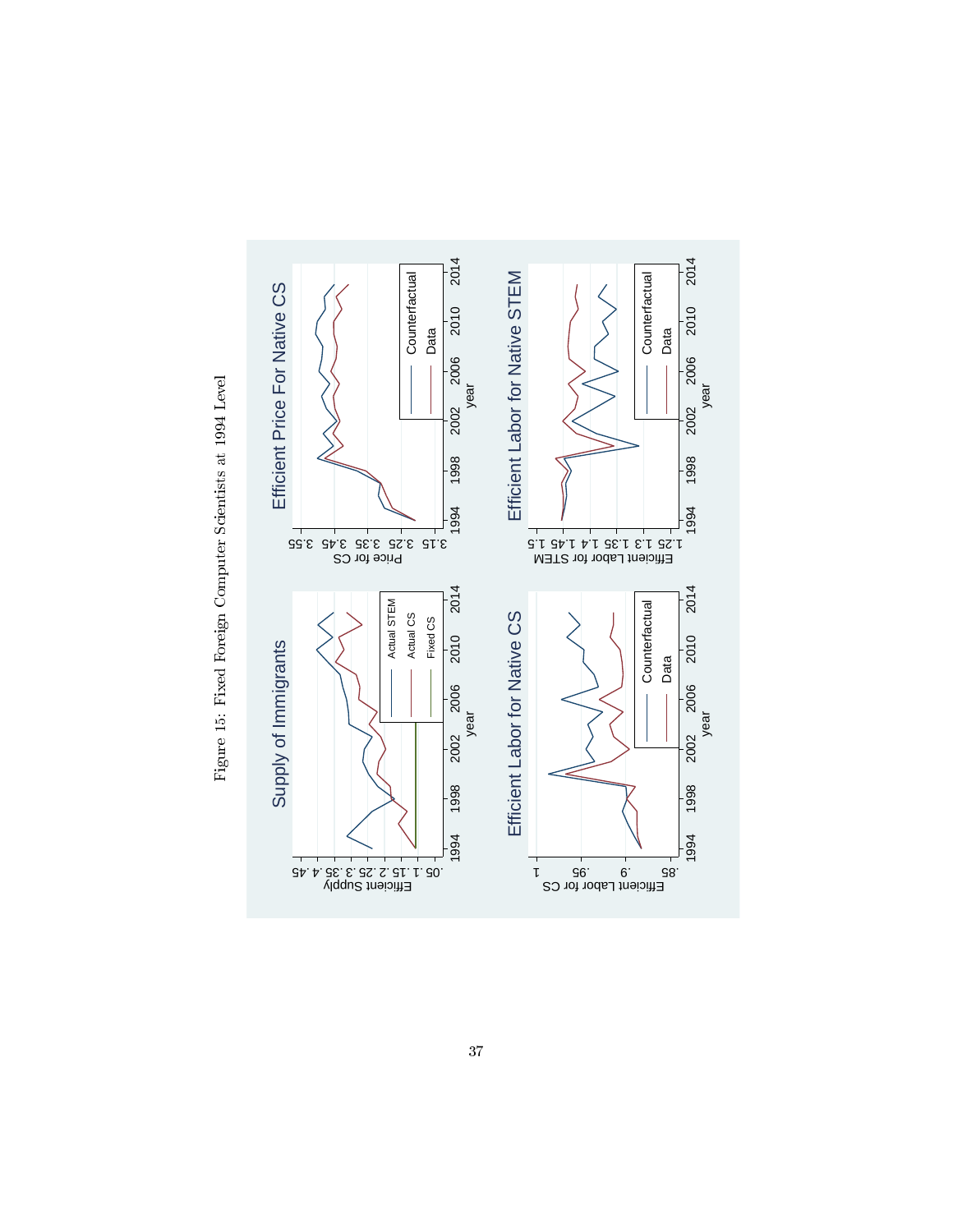Figure 15: Fixed Foreign Computer Scientists at 1994 Level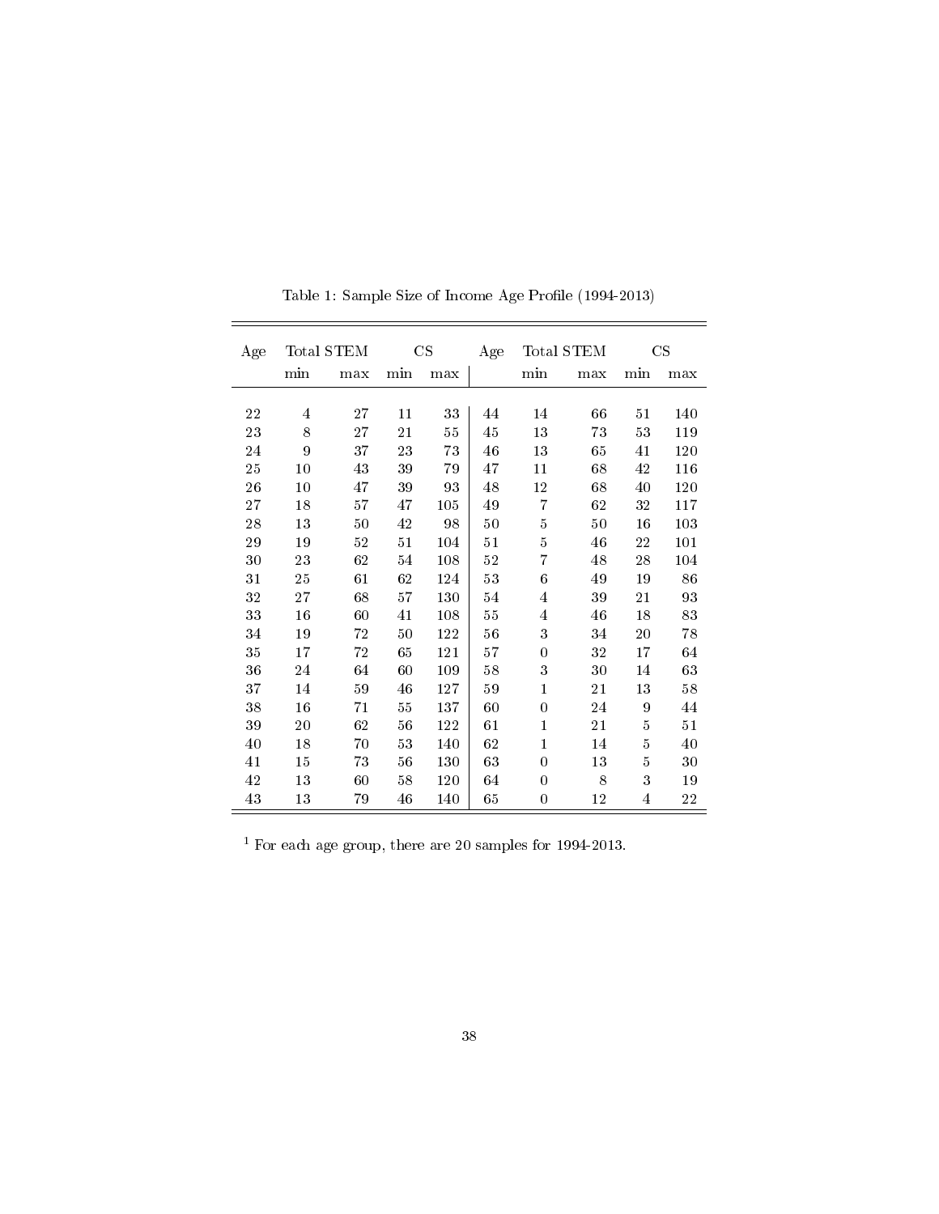Table 1: Sample Size of Income Age Profile (1994-2013)

| Age | Total STEM | | CS | | Age | Total STEM | | CS | |
|---|---|---|---|---|---|---|---|---|---|
| | min | max | min | max | | min | max | min | max |
| 22 | 4 | 27 | 11 | 33 | 44 | 14 | 66 | 51 | 140 |
| 23 | 8 | 27 | 21 | 55 | 45 | 13 | 73 | 53 | 119 |
| 24 | 9 | 37 | 23 | 73 | 46 | 13 | 65 | 41 | 120 |
| 25 | 10 | 43 | 39 | 79 | 47 | 11 | 68 | 42 | 116 |
| 26 | 10 | 47 | 39 | 93 | 48 | 12 | 68 | 40 | 120 |
| 27 | 18 | 57 | 47 | 105 | 49 | 7 | 62 | 32 | 117 |
| 28 | 13 | 50 | 42 | 98 | 50 | 5 | 50 | 16 | 103 |
| 29 | 19 | 52 | 51 | 104 | 51 | 5 | 46 | 22 | 101 |
| 30 | 23 | 62 | 54 | 108 | 52 | 7 | 48 | 28 | 104 |
| 31 | 25 | 61 | 62 | 124 | 53 | 6 | 49 | 19 | 86 |
| 32 | 27 | 68 | 57 | 130 | 54 | 4 | 39 | 21 | 93 |
| 33 | 16 | 60 | 41 | 108 | 55 | 4 | 46 | 18 | 83 |
| 34 | 19 | 72 | 50 | 122 | 56 | 3 | 34 | 20 | 78 |
| 35 | 17 | 72 | 65 | 121 | 57 | 0 | 32 | 17 | 64 |
| 36 | 24 | 64 | 60 | 109 | 58 | 3 | 30 | 14 | 63 |
| 37 | 14 | 59 | 46 | 127 | 59 | 1 | 21 | 13 | 58 |
| 38 | 16 | 71 | 55 | 137 | 60 | 0 | 24 | 9 | 44 |
| 39 | 20 | 62 | 56 | 122 | 61 | 1 | 21 | 5 | 51 |
| 40 | 18 | 70 | 53 | 140 | 62 | 1 | 14 | 5 | 40 |
| 41 | 15 | 73 | 56 | 130 | 63 | 0 | 13 | 5 | 30 |
| 42 | 13 | 60 | 58 | 120 | 64 | 0 | 8 | 3 | 19 |
| 43 | 13 | 79 | 46 | 140 | 65 | 0 | 12 | 4 | 22 |

[1] For each age group, there are 20 samples for 1994-2013.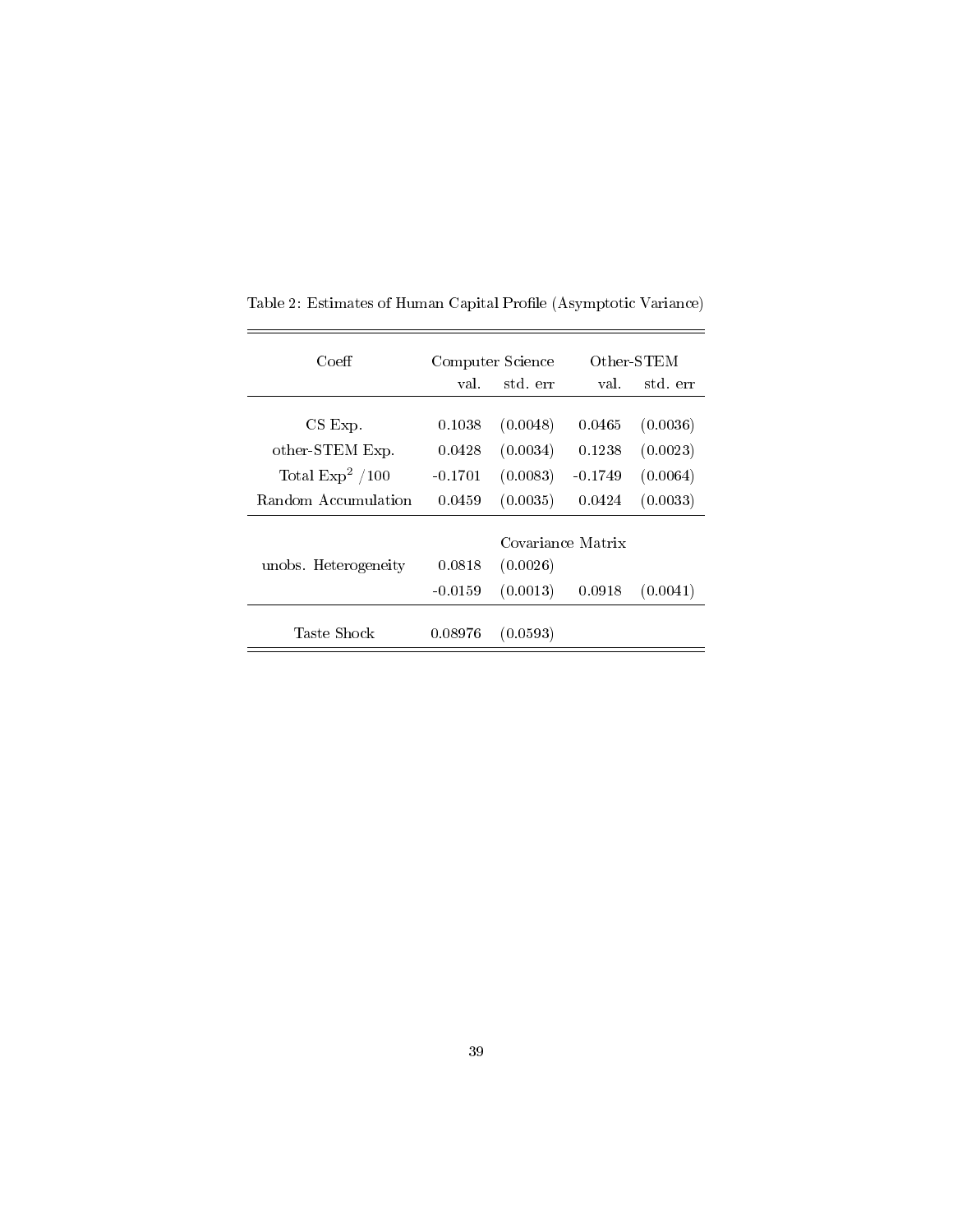Table 2: Estimates of Human Capital Profile (Asymptotic Variance)

| Coeff | Computer Science | | Other-STEM | |
|---|---|---|---|---|
| | val. | std. err | val. | std. err |
| CS Exp. | 0.1038 | (0.0048) | 0.0465 | (0.0036) |
| other-STEM Exp. | 0.0428 | (0.0034) | 0.1238 | (0.0023) |
| Total $\text{Exp}^2$ /100 | -0.1701 | (0.0083) | -0.1749 | (0.0064) |
| Random Accumulation | 0.0459 | (0.0035) | 0.0424 | (0.0033) |
| | | Covariance Matrix | | |
| unobs. Heterogeneity | 0.0818 | (0.0026) | | |
| | -0.0159 | (0.0013) | 0.0918 | (0.0041) |
| Taste Shock | 0.08976 | (0.0593) | | |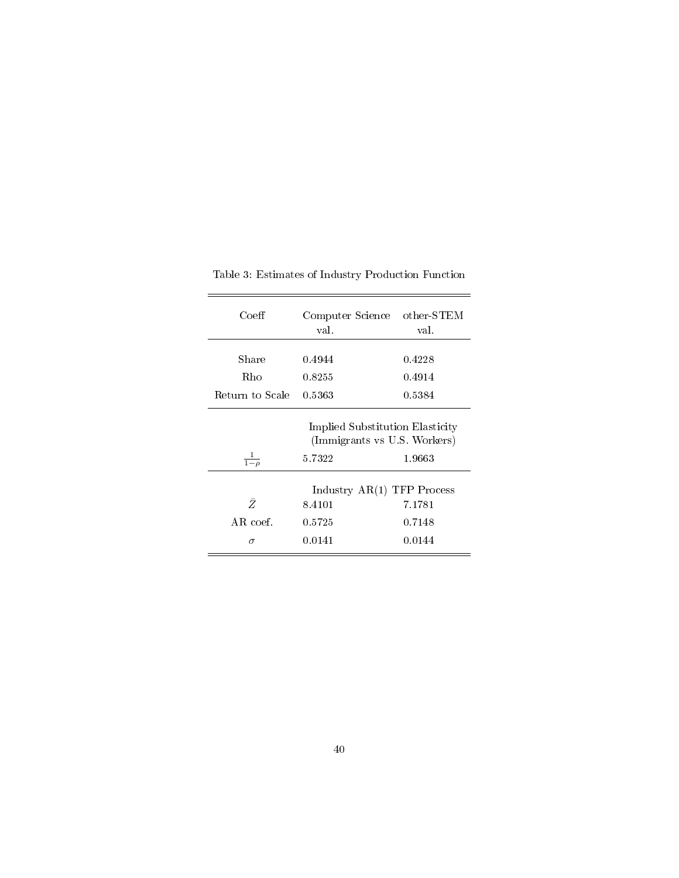Table 3: Estimates of Industry Production Function

| Coeff | Computer Science val. | other-STEM val. |
|---|---|---|
| Share | 0.4944 | 0.4228 |
| Rho | 0.8255 | 0.4914 |
| Return to Scale | 0.5363 | 0.5384 |
| | Implied Substitution Elasticity (Immigrants vs U.S. Workers) | |
| $\frac{1}{1-\rho}$ | 5.7322 | 1.9663 |
| | Industry AR(1) TFP Process | |
| $\bar{Z}$ | 8.4101 | 7.1781 |
| AR coef. | 0.5725 | 0.7148 |
| $\sigma$ | 0.0141 | 0.0144 |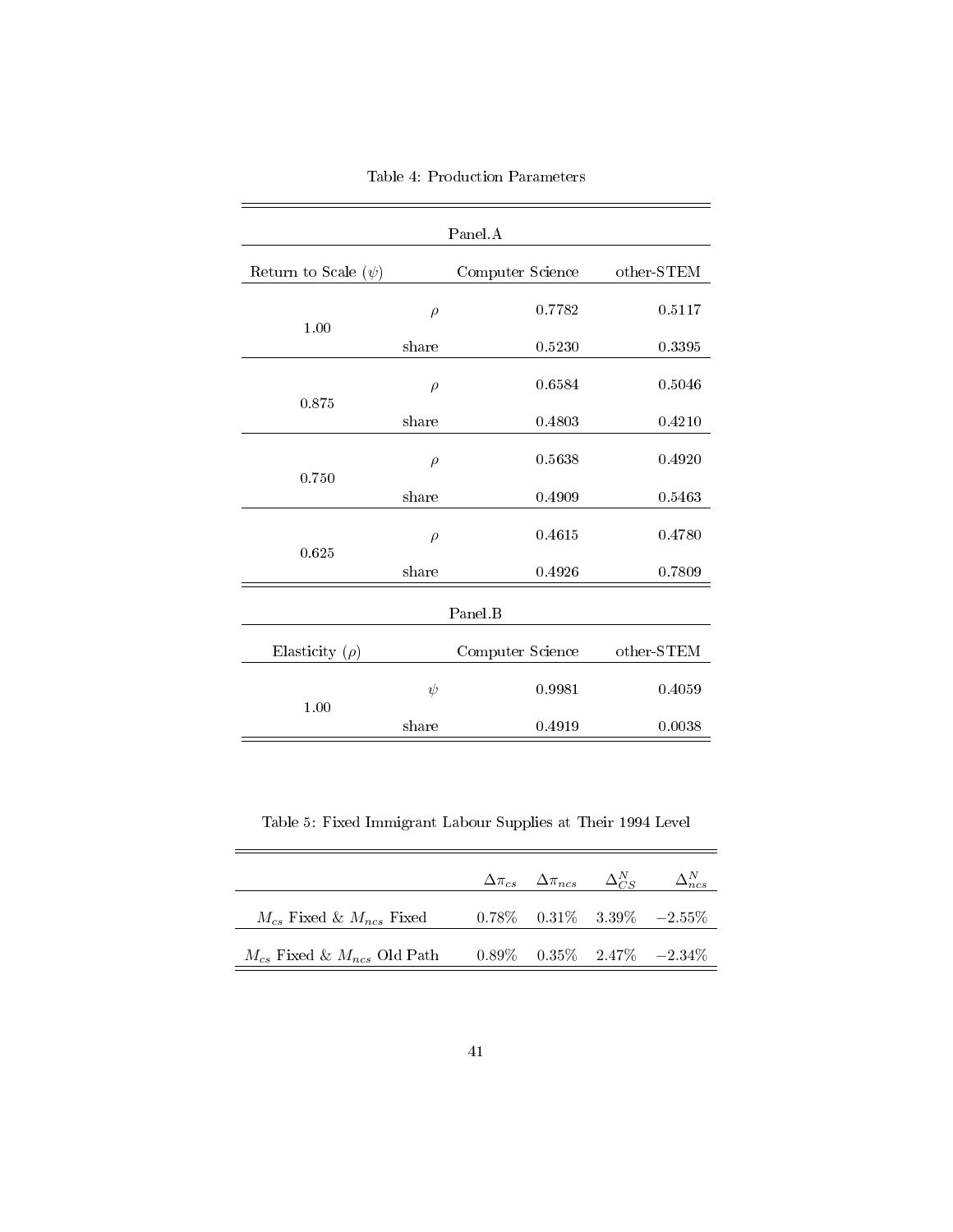Table 4: Production Parameters

| Panel.A | | | |
|---|---|---|---|
| Return to Scale ($\psi$) | | Computer Science | other-STEM |
| 1.00 | $\rho$ | 0.7782 | 0.5117 |
| | share | 0.5230 | 0.3395 |
| 0.875 | $\rho$ | 0.6584 | 0.5046 |
| | share | 0.4803 | 0.4210 |
| 0.750 | $\rho$ | 0.5638 | 0.4920 |
| | share | 0.4909 | 0.5463 |
| 0.625 | $\rho$ | 0.4615 | 0.4780 |
| | share | 0.4926 | 0.7809 |

| Panel.B | | | |
|---|---|---|---|
| Elasticity ($\rho$) | | Computer Science | other-STEM |
| 1.00 | $\psi$ | 0.9981 | 0.4059 |
| | share | 0.4919 | 0.0038 |

Table 5: Fixed Immigrant Labour Supplies at Their 1994 Level

| | $\Delta\pi_{cs}$ | $\Delta\pi_{ncs}$ | $\Delta_{CS}^{N}$ | $\Delta_{ncs}^{N}$ |
|---|---|---|---|---|
| $M_{cs}$ Fixed & $M_{ncs}$ Fixed | 0.78% | 0.31% | 3.39% | −2.55% |
| $M_{cs}$ Fixed & $M_{ncs}$ Old Path | 0.89% | 0.35% | 2.47% | −2.34% |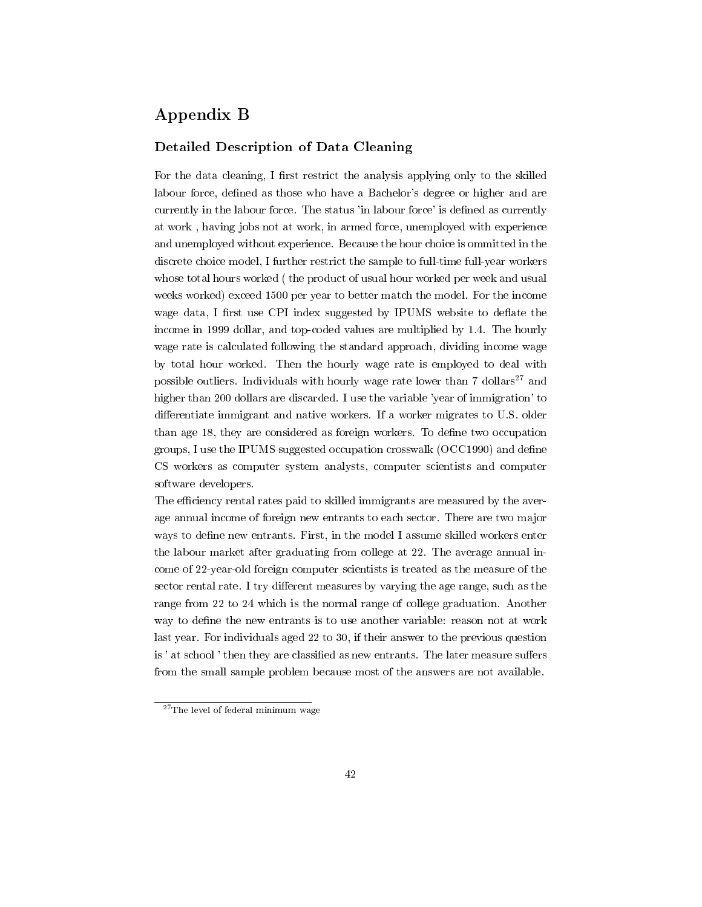# Appendix B

## Detailed Description of Data Cleaning

For the data cleaning, I first restrict the analysis applying only to the skilled labour force, defined as those who have a Bachelor's degree or higher and are currently in the labour force. The status 'in labour force' is defined as currently at work , having jobs not at work, in armed force, unemployed with experience and unemployed without experience. Because the hour choice is ommitted in the discrete choice model, I further restrict the sample to full-time full-year workers whose total hours worked ( the product of usual hour worked per week and usual weeks worked) exceed 1500 per year to better match the model. For the income wage data, I first use CPI index suggested by IPUMS website to deflate the income in 1999 dollar, and top-coded values are multiplied by 1.4. The hourly wage rate is calculated following the standard approach, dividing income wage by total hour worked. Then the hourly wage rate is employed to deal with possible outliers. Individuals with hourly wage rate lower than 7 dollars[27] and higher than 200 dollars are discarded. I use the variable 'year of immigration' to differentiate immigrant and native workers. If a worker migrates to U.S. older than age 18, they are considered as foreign workers. To define two occupation groups, I use the IPUMS suggested occupation crosswalk (OCC1990) and define CS workers as computer system analysts, computer scientists and computer software developers.

The efficiency rental rates paid to skilled immigrants are measured by the average annual income of foreign new entrants to each sector. There are two major ways to define new entrants. First, in the model I assume skilled workers enter the labour market after graduating from college at 22. The average annual income of 22-year-old foreign computer scientists is treated as the measure of the sector rental rate. I try different measures by varying the age range, such as the range from 22 to 24 which is the normal range of college graduation. Another way to define the new entrants is to use another variable: reason not at work last year. For individuals aged 22 to 30, if their answer to the previous question is ' at school ' then they are classified as new entrants. The later measure suffers from the small sample problem because most of the answers are not available.

[27] The level of federal minimum wage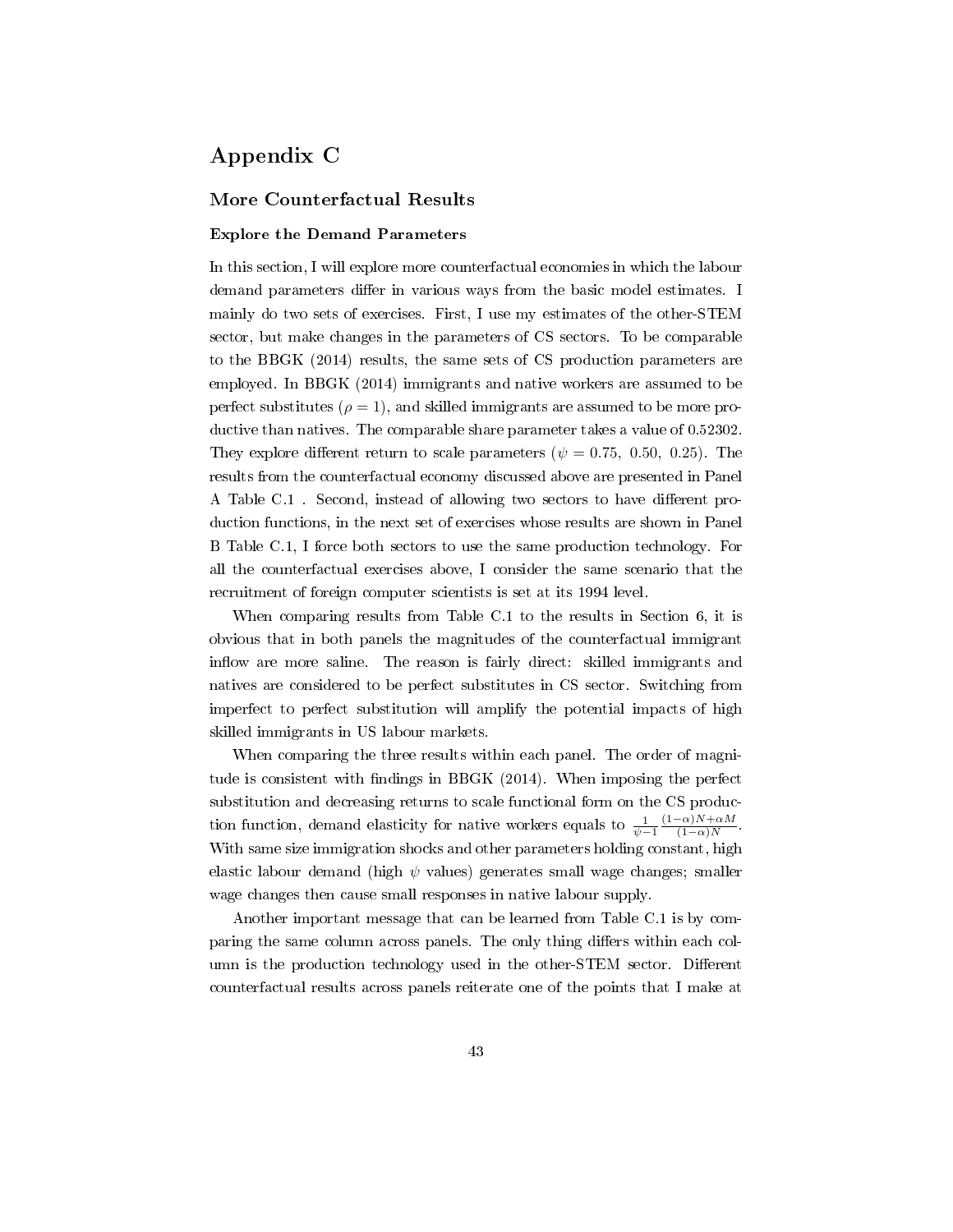# Appendix C

## More Counterfactual Results

### Explore the Demand Parameters

In this section, I will explore more counterfactual economies in which the labour demand parameters differ in various ways from the basic model estimates. I mainly do two sets of exercises. First, I use my estimates of the other-STEM sector, but make changes in the parameters of CS sectors. To be comparable to the BBGK (2014) results, the same sets of CS production parameters are employed. In BBGK (2014) immigrants and native workers are assumed to be perfect substitutes ($\rho = 1$), and skilled immigrants are assumed to be more productive than natives. The comparable share parameter takes a value of 0.52302. They explore different return to scale parameters ($\psi = 0.75,\ 0.50,\ 0.25$). The results from the counterfactual economy discussed above are presented in Panel A Table C.1 . Second, instead of allowing two sectors to have different production functions, in the next set of exercises whose results are shown in Panel B Table C.1, I force both sectors to use the same production technology. For all the counterfactual exercises above, I consider the same scenario that the recruitment of foreign computer scientists is set at its 1994 level.

When comparing results from Table C.1 to the results in Section 6, it is obvious that in both panels the magnitudes of the counterfactual immigrant inflow are more saline. The reason is fairly direct: skilled immigrants and natives are considered to be perfect substitutes in CS sector. Switching from imperfect to perfect substitution will amplify the potential impacts of high skilled immigrants in US labour markets.

When comparing the three results within each panel. The order of magnitude is consistent with findings in BBGK (2014). When imposing the perfect substitution and decreasing returns to scale functional form on the CS production function, demand elasticity for native workers equals to $\frac{1}{\psi-1}\frac{(1-\alpha)N+\alpha M}{(1-\alpha)N}$. With same size immigration shocks and other parameters holding constant, high elastic labour demand (high $\psi$ values) generates small wage changes; smaller wage changes then cause small responses in native labour supply.

Another important message that can be learned from Table C.1 is by comparing the same column across panels. The only thing differs within each column is the production technology used in the other-STEM sector. Different counterfactual results across panels reiterate one of the points that I make at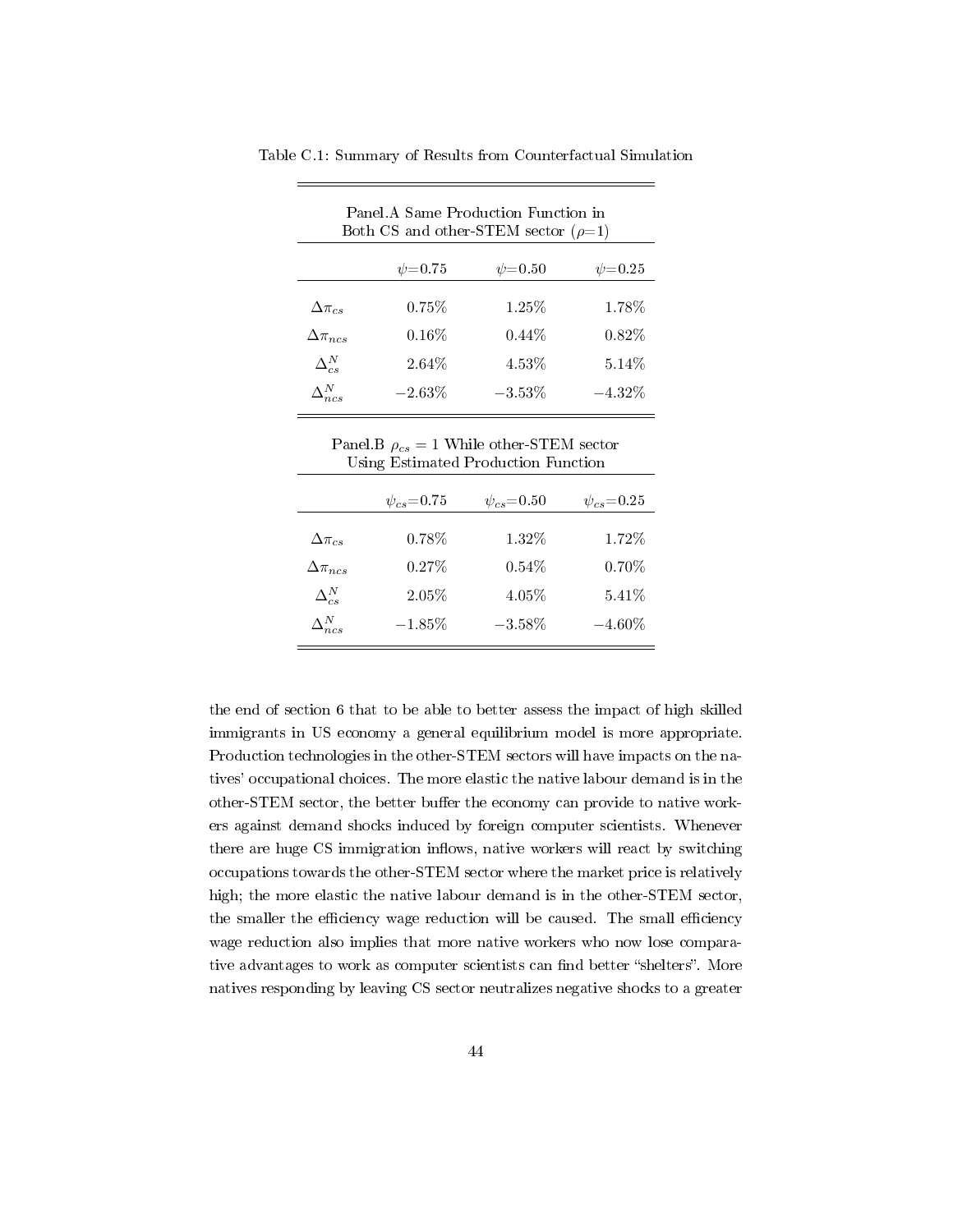Table C.1: Summary of Results from Counterfactual Simulation

| Panel.A Same Production Function in Both CS and other-STEM sector ($\rho$=1) | | | |
|---|---|---|---|
| | $\psi$=0.75 | $\psi$=0.50 | $\psi$=0.25 |
| $\Delta\pi_{cs}$ | 0.75% | 1.25% | 1.78% |
| $\Delta\pi_{ncs}$ | 0.16% | 0.44% | 0.82% |
| $\Delta^N_{cs}$ | 2.64% | 4.53% | 5.14% |
| $\Delta^N_{ncs}$ | −2.63% | −3.53% | −4.32% |
| **Panel.B $\rho_{cs}=1$ While other-STEM sector Using Estimated Production Function** | | | |
| | $\psi_{cs}$=0.75 | $\psi_{cs}$=0.50 | $\psi_{cs}$=0.25 |
| $\Delta\pi_{cs}$ | 0.78% | 1.32% | 1.72% |
| $\Delta\pi_{ncs}$ | 0.27% | 0.54% | 0.70% |
| $\Delta^N_{cs}$ | 2.05% | 4.05% | 5.41% |
| $\Delta^N_{ncs}$ | −1.85% | −3.58% | −4.60% |

the end of section 6 that to be able to better assess the impact of high skilled immigrants in US economy a general equilibrium model is more appropriate. Production technologies in the other-STEM sectors will have impacts on the natives' occupational choices. The more elastic the native labour demand is in the other-STEM sector, the better buffer the economy can provide to native workers against demand shocks induced by foreign computer scientists. Whenever there are huge CS immigration inflows, native workers will react by switching occupations towards the other-STEM sector where the market price is relatively high; the more elastic the native labour demand is in the other-STEM sector, the smaller the efficiency wage reduction will be caused. The small efficiency wage reduction also implies that more native workers who now lose comparative advantages to work as computer scientists can find better "shelters". More natives responding by leaving CS sector neutralizes negative shocks to a greater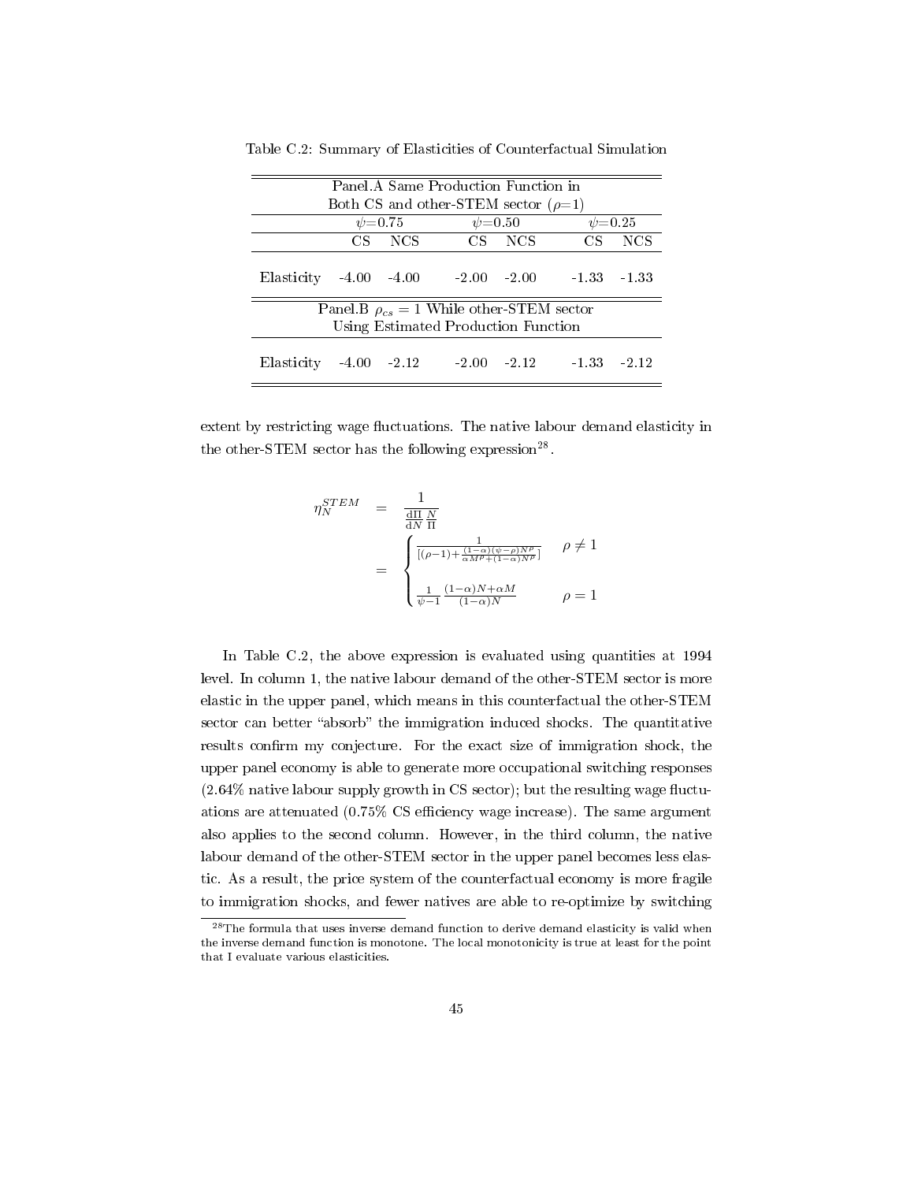Table C.2: Summary of Elasticities of Counterfactual Simulation

| Panel.A Same Production Function in Both CS and other-STEM sector ($\rho$=1) | | | | | | |
|---|---|---|---|---|---|---|
| | $\psi$=0.75 | | $\psi$=0.50 | | $\psi$=0.25 | |
| | CS | NCS | CS | NCS | CS | NCS |
| Elasticity | -4.00 | -4.00 | -2.00 | -2.00 | -1.33 | -1.33 |
| **Panel.B $\rho_{cs}=1$ While other-STEM sector Using Estimated Production Function** | | | | | | |
| Elasticity | -4.00 | -2.12 | -2.00 | -2.12 | -1.33 | -2.12 |

extent by restricting wage fluctuations. The native labour demand elasticity in the other-STEM sector has the following expression[28].

$$
\begin{aligned}
\eta_N^{STEM} &= \frac{1}{\frac{\mathrm{d}\Pi}{\mathrm{d}N}\frac{N}{\Pi}} \\
&= \begin{cases} \frac{1}{[(\rho-1)+\frac{(1-\alpha)(\psi-\rho)N^{\rho}}{\alpha M^{\rho}+(1-\alpha)N^{\rho}}]} & \rho \neq 1 \\ \\ \frac{1}{\psi-1}\frac{(1-\alpha)N+\alpha M}{(1-\alpha)N} & \rho = 1 \end{cases}
\end{aligned}
$$

In Table C.2, the above expression is evaluated using quantities at 1994 level. In column 1, the native labour demand of the other-STEM sector is more elastic in the upper panel, which means in this counterfactual the other-STEM sector can better "absorb" the immigration induced shocks. The quantitative results confirm my conjecture. For the exact size of immigration shock, the upper panel economy is able to generate more occupational switching responses (2.64% native labour supply growth in CS sector); but the resulting wage fluctuations are attenuated (0.75% CS efficiency wage increase). The same argument also applies to the second column. However, in the third column, the native labour demand of the other-STEM sector in the upper panel becomes less elastic. As a result, the price system of the counterfactual economy is more fragile to immigration shocks, and fewer natives are able to re-optimize by switching

[28] The formula that uses inverse demand function to derive demand elasticity is valid when the inverse demand function is monotone. The local monotonicity is true at least for the point that I evaluate various elasticities.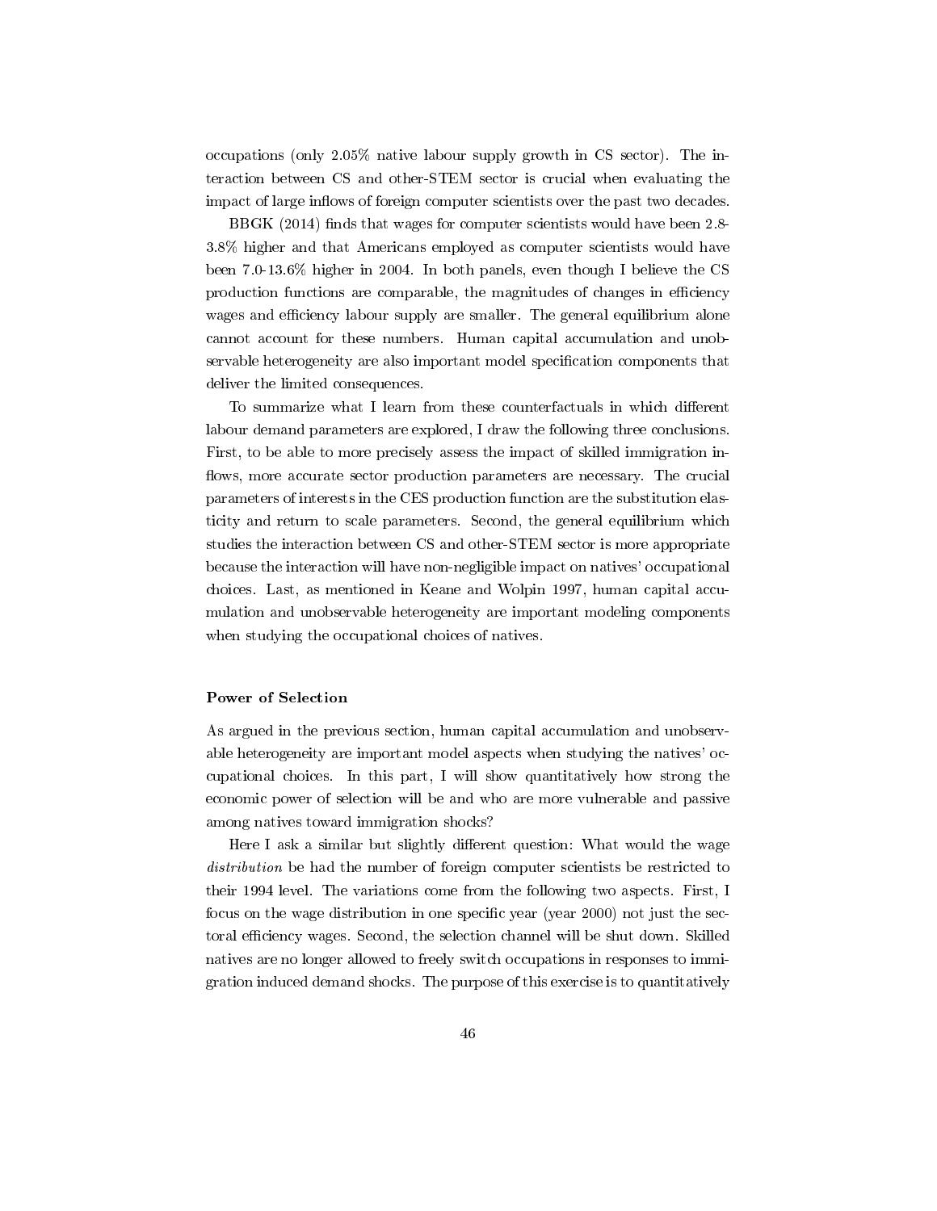occupations (only 2.05% native labour supply growth in CS sector). The interaction between CS and other-STEM sector is crucial when evaluating the impact of large inflows of foreign computer scientists over the past two decades.

BBGK (2014) finds that wages for computer scientists would have been 2.8-3.8% higher and that Americans employed as computer scientists would have been 7.0-13.6% higher in 2004. In both panels, even though I believe the CS production functions are comparable, the magnitudes of changes in efficiency wages and efficiency labour supply are smaller. The general equilibrium alone cannot account for these numbers. Human capital accumulation and unobservable heterogeneity are also important model specification components that deliver the limited consequences.

To summarize what I learn from these counterfactuals in which different labour demand parameters are explored, I draw the following three conclusions. First, to be able to more precisely assess the impact of skilled immigration inflows, more accurate sector production parameters are necessary. The crucial parameters of interests in the CES production function are the substitution elasticity and return to scale parameters. Second, the general equilibrium which studies the interaction between CS and other-STEM sector is more appropriate because the interaction will have non-negligible impact on natives' occupational choices. Last, as mentioned in Keane and Wolpin 1997, human capital accumulation and unobservable heterogeneity are important modeling components when studying the occupational choices of natives.

**Power of Selection**

As argued in the previous section, human capital accumulation and unobservable heterogeneity are important model aspects when studying the natives' occupational choices. In this part, I will show quantitatively how strong the economic power of selection will be and who are more vulnerable and passive among natives toward immigration shocks?

Here I ask a similar but slightly different question: What would the wage *distribution* be had the number of foreign computer scientists be restricted to their 1994 level. The variations come from the following two aspects. First, I focus on the wage distribution in one specific year (year 2000) not just the sectoral efficiency wages. Second, the selection channel will be shut down. Skilled natives are no longer allowed to freely switch occupations in responses to immigration induced demand shocks. The purpose of this exercise is to quantitatively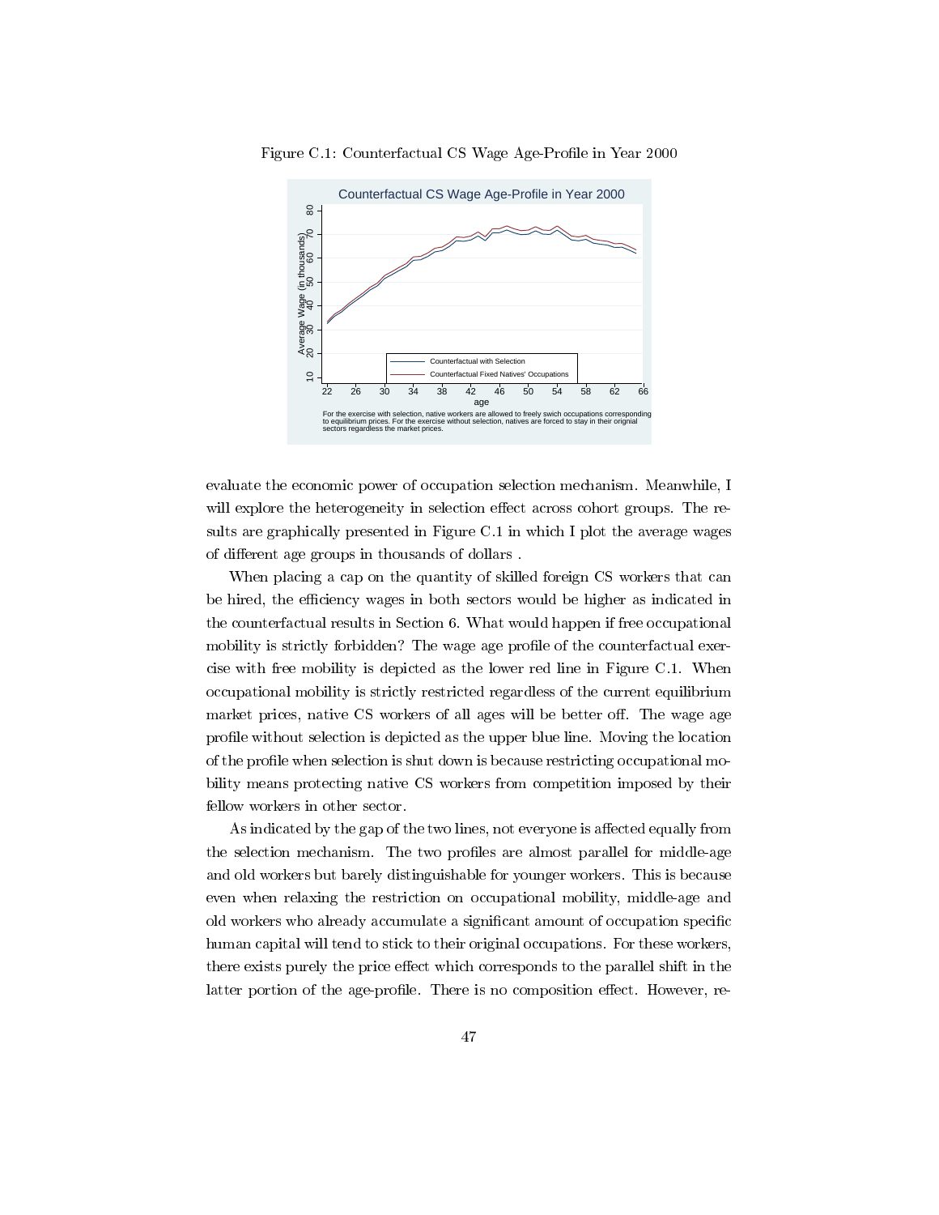Figure C.1: Counterfactual CS Wage Age-Profile in Year 2000

evaluate the economic power of occupation selection mechanism. Meanwhile, I will explore the heterogeneity in selection effect across cohort groups. The results are graphically presented in Figure C.1 in which I plot the average wages of different age groups in thousands of dollars .

When placing a cap on the quantity of skilled foreign CS workers that can be hired, the efficiency wages in both sectors would be higher as indicated in the counterfactual results in Section 6. What would happen if free occupational mobility is strictly forbidden? The wage age profile of the counterfactual exercise with free mobility is depicted as the lower red line in Figure C.1. When occupational mobility is strictly restricted regardless of the current equilibrium market prices, native CS workers of all ages will be better off. The wage age profile without selection is depicted as the upper blue line. Moving the location of the profile when selection is shut down is because restricting occupational mobility means protecting native CS workers from competition imposed by their fellow workers in other sector.

As indicated by the gap of the two lines, not everyone is affected equally from the selection mechanism. The two profiles are almost parallel for middle-age and old workers but barely distinguishable for younger workers. This is because even when relaxing the restriction on occupational mobility, middle-age and old workers who already accumulate a significant amount of occupation specific human capital will tend to stick to their original occupations. For these workers, there exists purely the price effect which corresponds to the parallel shift in the latter portion of the age-profile. There is no composition effect. However, re-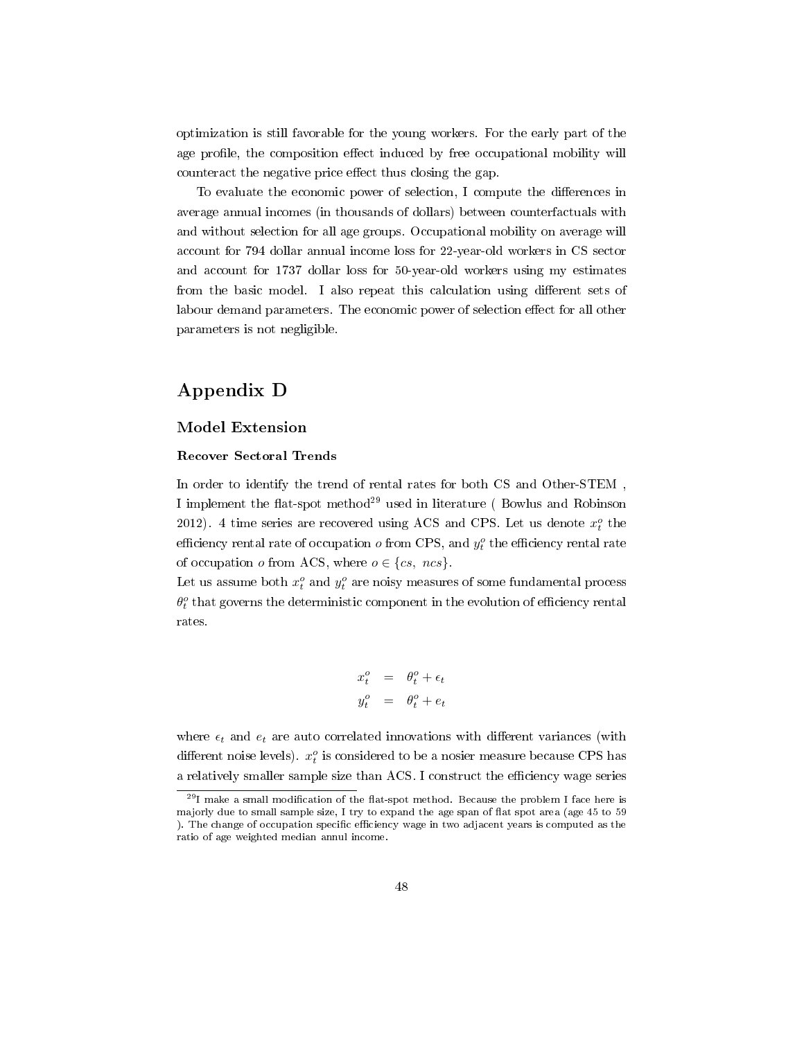optimization is still favorable for the young workers. For the early part of the age profile, the composition effect induced by free occupational mobility will counteract the negative price effect thus closing the gap.

To evaluate the economic power of selection, I compute the differences in average annual incomes (in thousands of dollars) between counterfactuals with and without selection for all age groups. Occupational mobility on average will account for 794 dollar annual income loss for 22-year-old workers in CS sector and account for 1737 dollar loss for 50-year-old workers using my estimates from the basic model. I also repeat this calculation using different sets of labour demand parameters. The economic power of selection effect for all other parameters is not negligible.

# Appendix D

## Model Extension

### Recover Sectoral Trends

In order to identify the trend of rental rates for both CS and Other-STEM , I implement the flat-spot method[29] used in literature ( Bowlus and Robinson 2012). 4 time series are recovered using ACS and CPS. Let us denote $x_t^o$ the efficiency rental rate of occupation $o$ from CPS, and $y_t^o$ the efficiency rental rate of occupation $o$ from ACS, where $o \in \{cs,\ ncs\}$.
Let us assume both $x_t^o$ and $y_t^o$ are noisy measures of some fundamental process $\theta_t^o$ that governs the deterministic component in the evolution of efficiency rental rates.

$$
\begin{aligned}
x_t^o &= \theta_t^o + \epsilon_t \\
y_t^o &= \theta_t^o + e_t
\end{aligned}
$$

where $\epsilon_t$ and $e_t$ are auto correlated innovations with different variances (with different noise levels). $x_t^o$ is considered to be a nosier measure because CPS has a relatively smaller sample size than ACS. I construct the efficiency wage series

[29] I make a small modification of the flat-spot method. Because the problem I face here is majorly due to small sample size, I try to expand the age span of flat spot area (age 45 to 59 ). The change of occupation specific efficiency wage in two adjacent years is computed as the ratio of age weighted median annul income.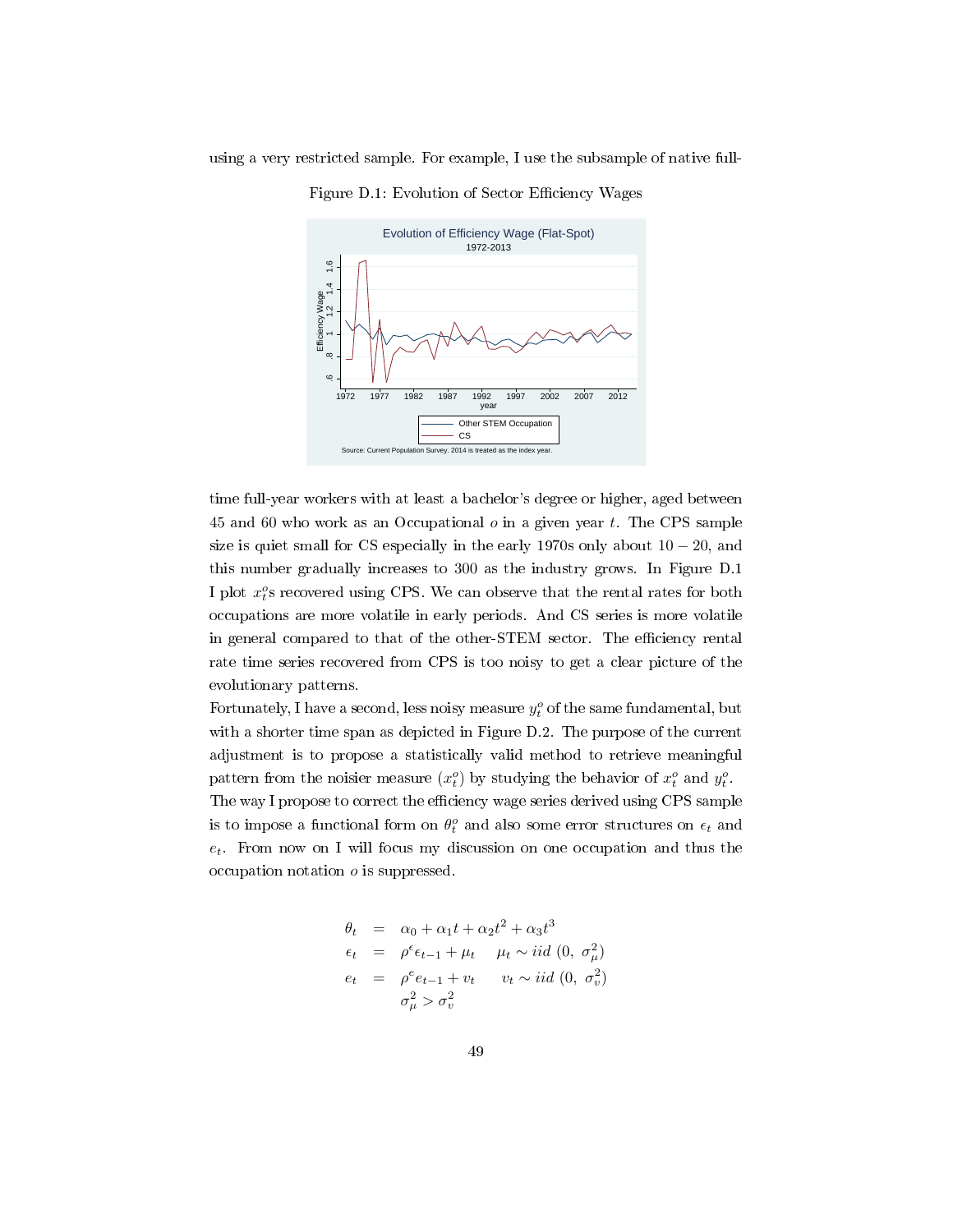using a very restricted sample. For example, I use the subsample of native full-

Figure D.1: Evolution of Sector Efficiency Wages

time full-year workers with at least a bachelor's degree or higher, aged between 45 and 60 who work as an Occupational $o$ in a given year $t$. The CPS sample size is quiet small for CS especially in the early 1970s only about $10-20$, and this number gradually increases to 300 as the industry grows. In Figure D.1 I plot $x_t^o$s recovered using CPS. We can observe that the rental rates for both occupations are more volatile in early periods. And CS series is more volatile in general compared to that of the other-STEM sector. The efficiency rental rate time series recovered from CPS is too noisy to get a clear picture of the evolutionary patterns.

Fortunately, I have a second, less noisy measure $y_t^o$ of the same fundamental, but with a shorter time span as depicted in Figure D.2. The purpose of the current adjustment is to propose a statistically valid method to retrieve meaningful pattern from the noisier measure ($x_t^o$) by studying the behavior of $x_t^o$ and $y_t^o$. The way I propose to correct the efficiency wage series derived using CPS sample is to impose a functional form on $\theta_t^o$ and also some error structures on $\epsilon_t$ and $e_t$. From now on I will focus my discussion on one occupation and thus the occupation notation $o$ is suppressed.

$$
\begin{aligned}
\theta_t &= \alpha_0 + \alpha_1 t + \alpha_2 t^2 + \alpha_3 t^3 \\
\epsilon_t &= \rho^{\epsilon}\epsilon_{t-1} + \mu_t \qquad \mu_t \sim iid\ (0,\ \sigma_\mu^2) \\
e_t &= \rho^{e} e_{t-1} + v_t \qquad v_t \sim iid\ (0,\ \sigma_v^2) \\
& \quad\ \sigma_\mu^2 > \sigma_v^2
\end{aligned}
$$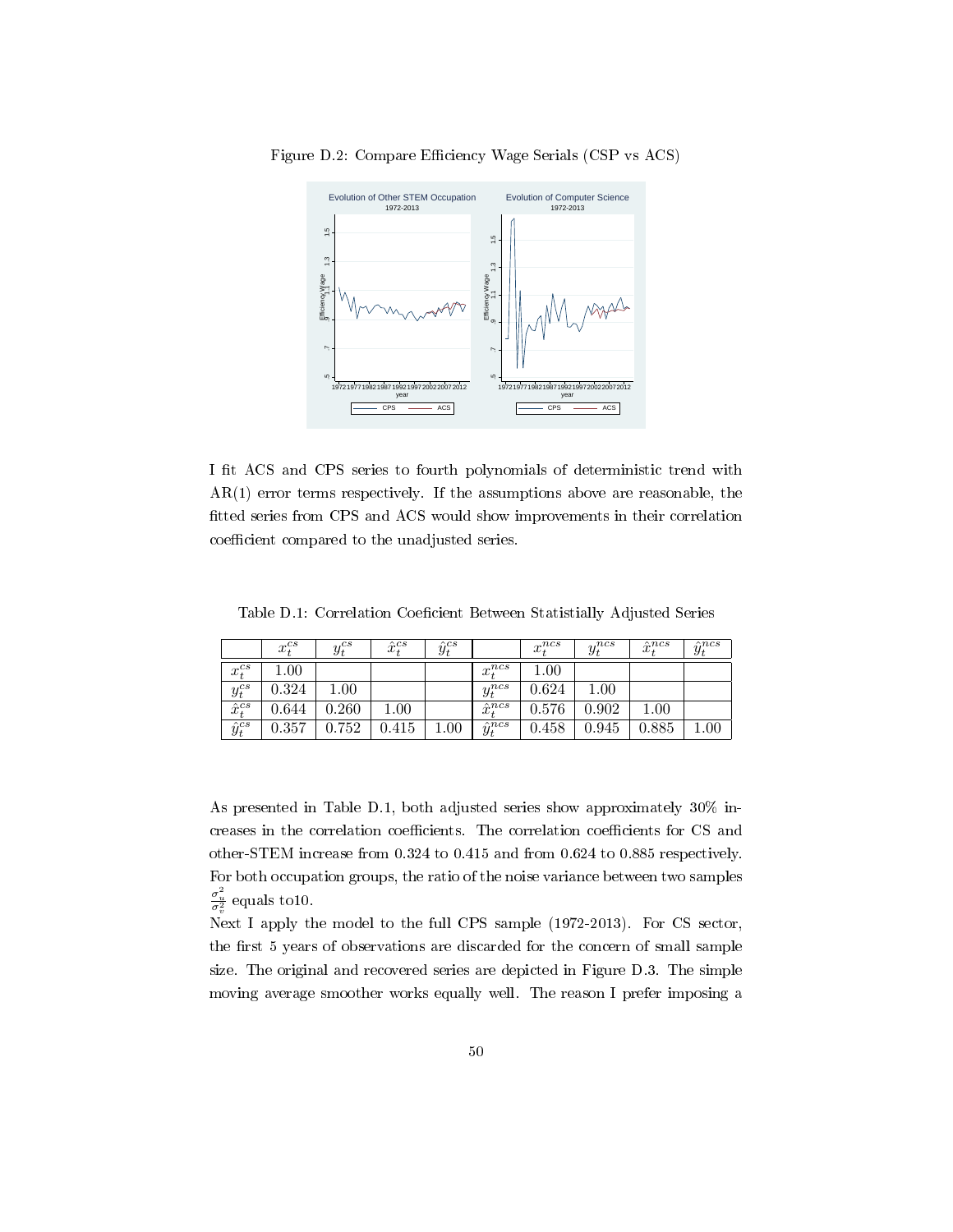Figure D.2: Compare Efficiency Wage Serials (CSP vs ACS)

I fit ACS and CPS series to fourth polynomials of deterministic trend with AR(1) error terms respectively. If the assumptions above are reasonable, the fitted series from CPS and ACS would show improvements in their correlation coefficient compared to the unadjusted series.

Table D.1: Correlation Coeficient Between Statistially Adjusted Series

| | $x_t^{cs}$ | $y_t^{cs}$ | $\hat{x}_t^{cs}$ | $\hat{y}_t^{cs}$ | | $x_t^{ncs}$ | $y_t^{ncs}$ | $\hat{x}_t^{ncs}$ | $\hat{y}_t^{ncs}$ |
|---|---|---|---|---|---|---|---|---|---|
| $x_t^{cs}$ | 1.00 | | | | $x_t^{ncs}$ | 1.00 | | | |
| $y_t^{cs}$ | 0.324 | 1.00 | | | $y_t^{ncs}$ | 0.624 | 1.00 | | |
| $\hat{x}_t^{cs}$ | 0.644 | 0.260 | 1.00 | | $\hat{x}_t^{ncs}$ | 0.576 | 0.902 | 1.00 | |
| $\hat{y}_t^{cs}$ | 0.357 | 0.752 | 0.415 | 1.00 | $\hat{y}_t^{ncs}$ | 0.458 | 0.945 | 0.885 | 1.00 |

As presented in Table D.1, both adjusted series show approximately 30% increases in the correlation coefficients. The correlation coefficients for CS and other-STEM increase from 0.324 to 0.415 and from 0.624 to 0.885 respectively. For both occupation groups, the ratio of the noise variance between two samples $\frac{\sigma_u^2}{\sigma_v^2}$ equals to10.

Next I apply the model to the full CPS sample (1972-2013). For CS sector, the first 5 years of observations are discarded for the concern of small sample size. The original and recovered series are depicted in Figure D.3. The simple moving average smoother works equally well. The reason I prefer imposing a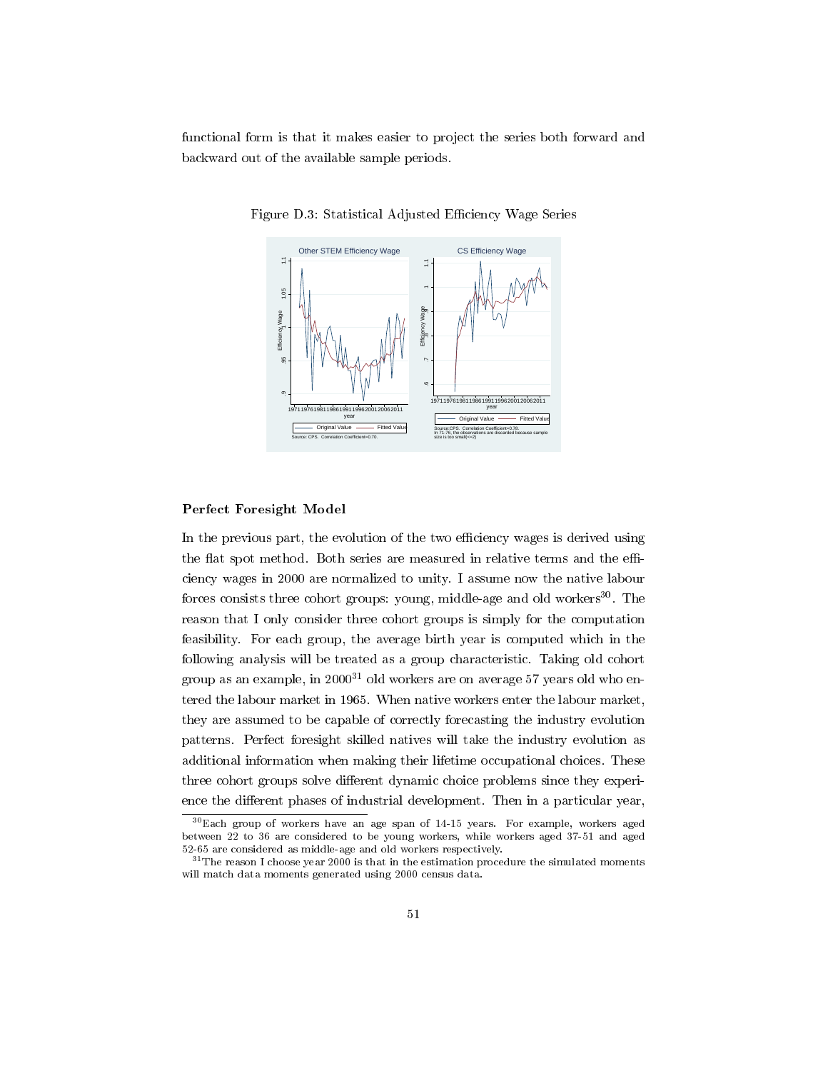functional form is that it makes easier to project the series both forward and backward out of the available sample periods.

Figure D.3: Statistical Adjusted Efficiency Wage Series

### Perfect Foresight Model

In the previous part, the evolution of the two efficiency wages is derived using the flat spot method. Both series are measured in relative terms and the efficiency wages in 2000 are normalized to unity. I assume now the native labour forces consists three cohort groups: young, middle-age and old workers[30]. The reason that I only consider three cohort groups is simply for the computation feasibility. For each group, the average birth year is computed which in the following analysis will be treated as a group characteristic. Taking old cohort group as an example, in 2000[31] old workers are on average 57 years old who entered the labour market in 1965. When native workers enter the labour market, they are assumed to be capable of correctly forecasting the industry evolution patterns. Perfect foresight skilled natives will take the industry evolution as additional information when making their lifetime occupational choices. These three cohort groups solve different dynamic choice problems since they experience the different phases of industrial development. Then in a particular year,

[30]Each group of workers have an age span of 14-15 years. For example, workers aged between 22 to 36 are considered to be young workers, while workers aged 37-51 and aged 52-65 are considered as middle-age and old workers respectively.

[31]The reason I choose year 2000 is that in the estimation procedure the simulated moments will match data moments generated using 2000 census data.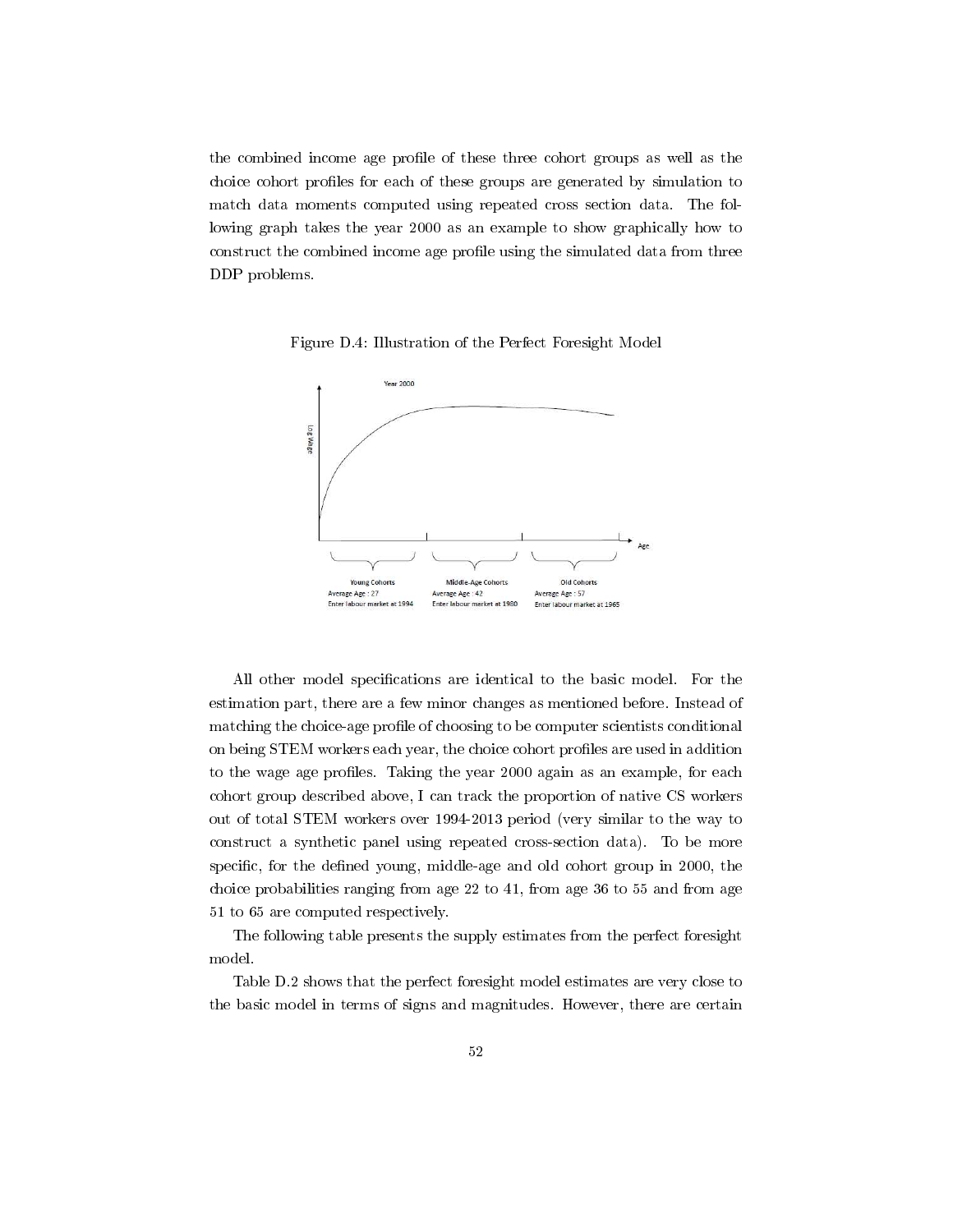the combined income age profile of these three cohort groups as well as the choice cohort profiles for each of these groups are generated by simulation to match data moments computed using repeated cross section data. The following graph takes the year 2000 as an example to show graphically how to construct the combined income age profile using the simulated data from three DDP problems.

Figure D.4: Illustration of the Perfect Foresight Model

All other model specifications are identical to the basic model. For the estimation part, there are a few minor changes as mentioned before. Instead of matching the choice-age profile of choosing to be computer scientists conditional on being STEM workers each year, the choice cohort profiles are used in addition to the wage age profiles. Taking the year 2000 again as an example, for each cohort group described above, I can track the proportion of native CS workers out of total STEM workers over 1994-2013 period (very similar to the way to construct a synthetic panel using repeated cross-section data). To be more specific, for the defined young, middle-age and old cohort group in 2000, the choice probabilities ranging from age 22 to 41, from age 36 to 55 and from age 51 to 65 are computed respectively.

The following table presents the supply estimates from the perfect foresight model.

Table D.2 shows that the perfect foresight model estimates are very close to the basic model in terms of signs and magnitudes. However, there are certain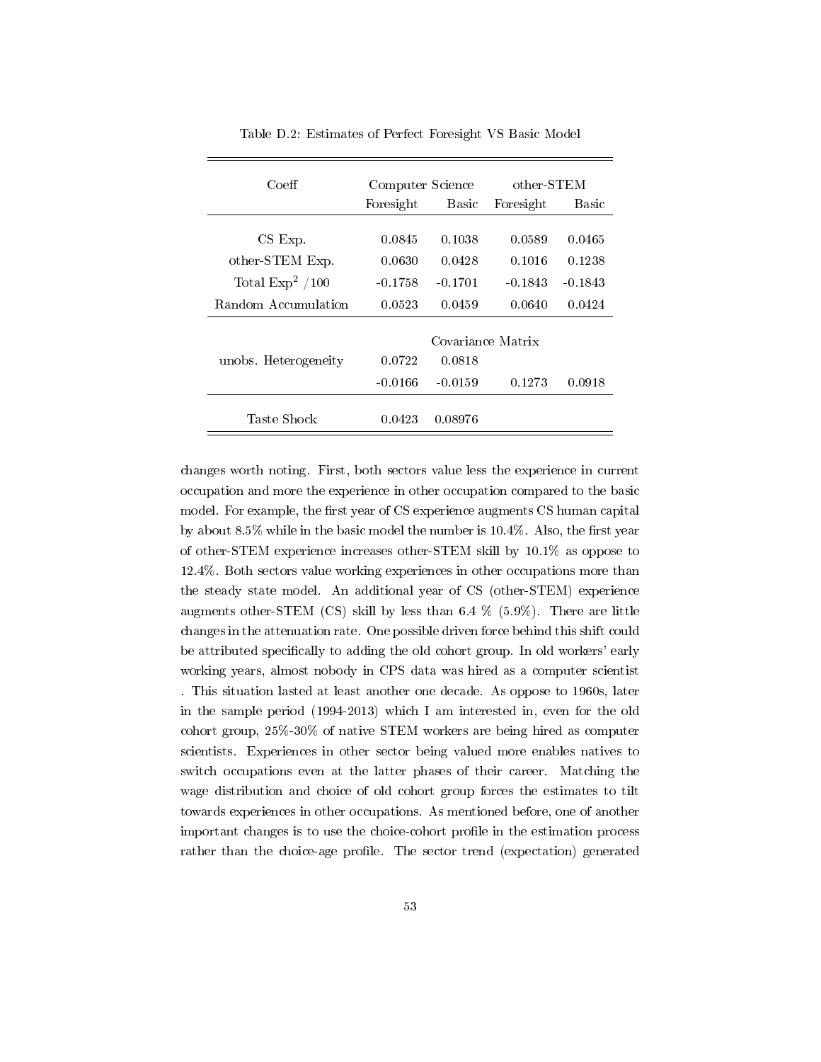Table D.2: Estimates of Perfect Foresight VS Basic Model

| Coeff | Computer Science | | other-STEM | |
|---|---|---|---|---|
| | Foresight | Basic | Foresight | Basic |
| CS Exp. | 0.0845 | 0.1038 | 0.0589 | 0.0465 |
| other-STEM Exp. | 0.0630 | 0.0428 | 0.1016 | 0.1238 |
| Total $\text{Exp}^2$ /100 | -0.1758 | -0.1701 | -0.1843 | -0.1843 |
| Random Accumulation | 0.0523 | 0.0459 | 0.0640 | 0.0424 |
| | | Covariance Matrix | | |
| unobs. Heterogeneity | 0.0722 | 0.0818 | | |
| | -0.0166 | -0.0159 | 0.1273 | 0.0918 |
| Taste Shock | 0.0423 | 0.08976 | | |

changes worth noting. First, both sectors value less the experience in current occupation and more the experience in other occupation compared to the basic model. For example, the first year of CS experience augments CS human capital by about 8.5% while in the basic model the number is 10.4%. Also, the first year of other-STEM experience increases other-STEM skill by 10.1% as oppose to 12.4%. Both sectors value working experiences in other occupations more than the steady state model. An additional year of CS (other-STEM) experience augments other-STEM (CS) skill by less than 6.4 % (5.9%). There are little changes in the attenuation rate. One possible driven force behind this shift could be attributed specifically to adding the old cohort group. In old workers' early working years, almost nobody in CPS data was hired as a computer scientist . This situation lasted at least another one decade. As oppose to 1960s, later in the sample period (1994-2013) which I am interested in, even for the old cohort group, 25%-30% of native STEM workers are being hired as computer scientists. Experiences in other sector being valued more enables natives to switch occupations even at the latter phases of their career. Matching the wage distribution and choice of old cohort group forces the estimates to tilt towards experiences in other occupations. As mentioned before, one of another important changes is to use the choice-cohort profile in the estimation process rather than the choice-age profile. The sector trend (expectation) generated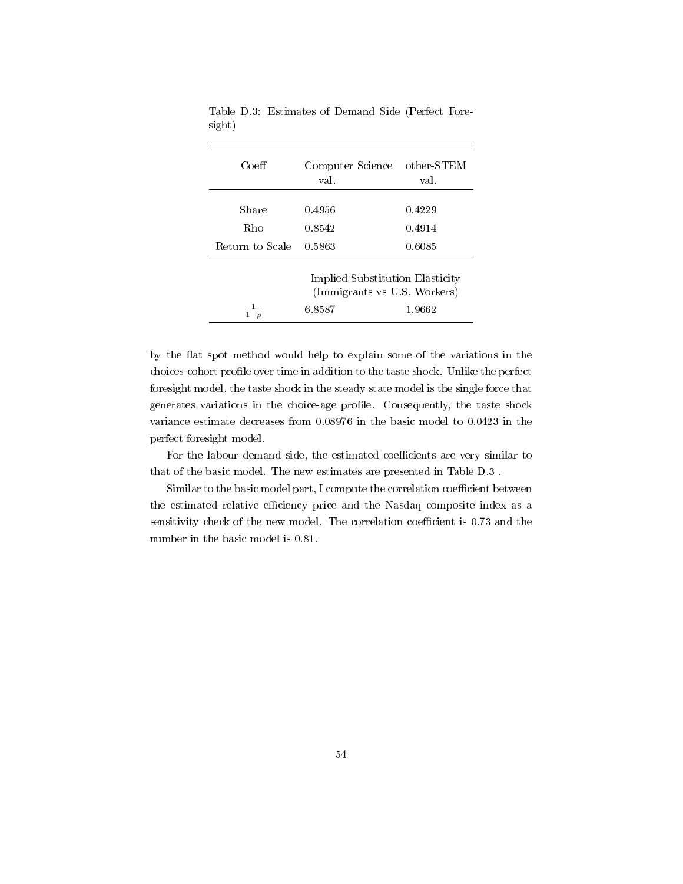Table D.3: Estimates of Demand Side (Perfect Foresight)

| Coeff | Computer Science val. | other-STEM val. |
|---|---|---|
| Share | 0.4956 | 0.4229 |
| Rho | 0.8542 | 0.4914 |
| Return to Scale | 0.5863 | 0.6085 |
| | Implied Substitution Elasticity (Immigrants vs U.S. Workers) | |
| $\frac{1}{1-\rho}$ | 6.8587 | 1.9662 |

by the flat spot method would help to explain some of the variations in the choices-cohort profile over time in addition to the taste shock. Unlike the perfect foresight model, the taste shock in the steady state model is the single force that generates variations in the choice-age profile. Consequently, the taste shock variance estimate decreases from 0.08976 in the basic model to 0.0423 in the perfect foresight model.

For the labour demand side, the estimated coefficients are very similar to that of the basic model. The new estimates are presented in Table D.3 .

Similar to the basic model part, I compute the correlation coefficient between the estimated relative efficiency price and the Nasdaq composite index as a sensitivity check of the new model. The correlation coefficient is 0.73 and the number in the basic model is 0.81.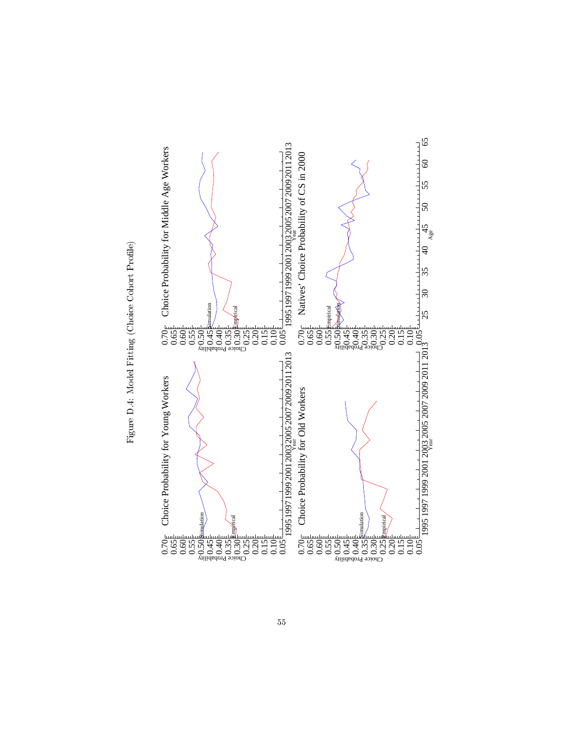Figure D.4: Model Fitting (Choice Cohort Profile)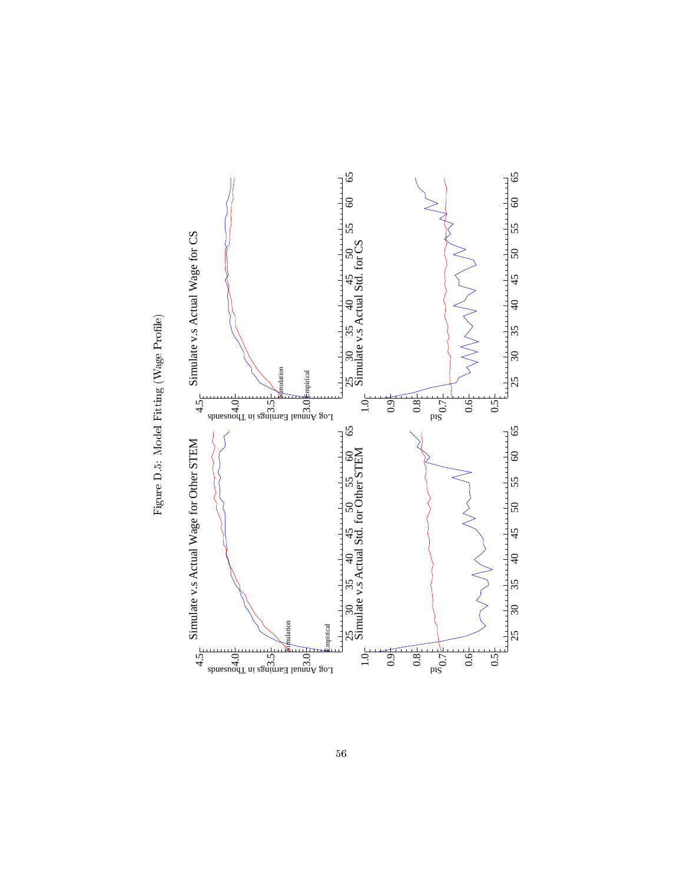Figure D.5: Model Fitting (Wage Profile)

Simulate v.s Actual Wage for Other STEM

Simulate v.s Actual Wage for CS

Simulate v.s Actual Std. for Other STEM

Simulate v.s Actual Std. for CS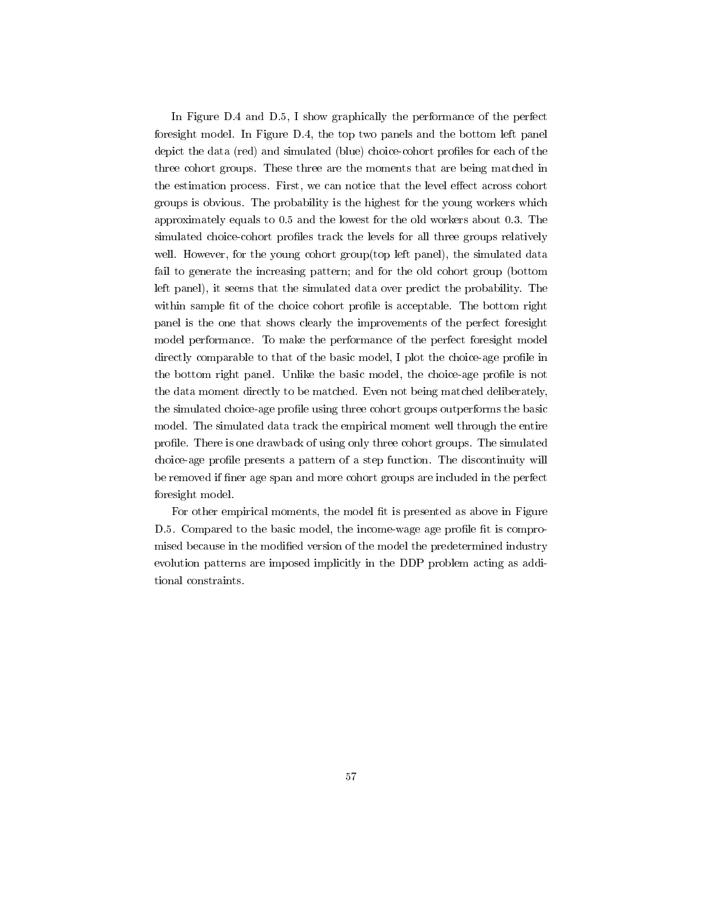In Figure D.4 and D.5, I show graphically the performance of the perfect foresight model. In Figure D.4, the top two panels and the bottom left panel depict the data (red) and simulated (blue) choice-cohort profiles for each of the three cohort groups. These three are the moments that are being matched in the estimation process. First, we can notice that the level effect across cohort groups is obvious. The probability is the highest for the young workers which approximately equals to 0.5 and the lowest for the old workers about 0.3. The simulated choice-cohort profiles track the levels for all three groups relatively well. However, for the young cohort group(top left panel), the simulated data fail to generate the increasing pattern; and for the old cohort group (bottom left panel), it seems that the simulated data over predict the probability. The within sample fit of the choice cohort profile is acceptable. The bottom right panel is the one that shows clearly the improvements of the perfect foresight model performance. To make the performance of the perfect foresight model directly comparable to that of the basic model, I plot the choice-age profile in the bottom right panel. Unlike the basic model, the choice-age profile is not the data moment directly to be matched. Even not being matched deliberately, the simulated choice-age profile using three cohort groups outperforms the basic model. The simulated data track the empirical moment well through the entire profile. There is one drawback of using only three cohort groups. The simulated choice-age profile presents a pattern of a step function. The discontinuity will be removed if finer age span and more cohort groups are included in the perfect foresight model.

For other empirical moments, the model fit is presented as above in Figure D.5. Compared to the basic model, the income-wage age profile fit is compromised because in the modified version of the model the predetermined industry evolution patterns are imposed implicitly in the DDP problem acting as additional constraints.